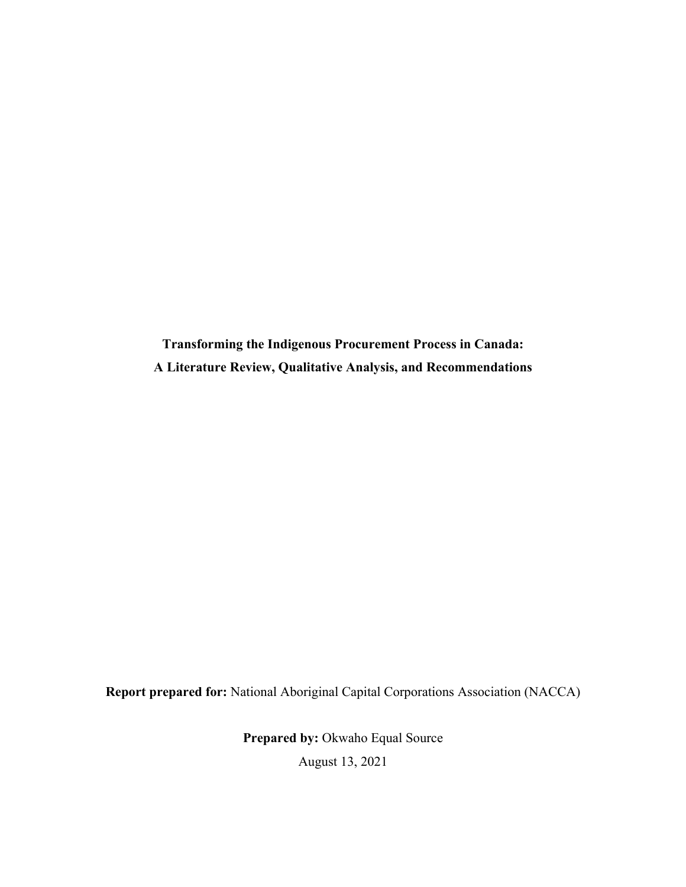# Transforming the Indigenous Procurement Process in Canada:
# A Literature Review, Qualitative Analysis, and Recommendations

**Report prepared for:** National Aboriginal Capital Corporations Association (NACCA)

**Prepared by:** Okwaho Equal Source

August 13, 2021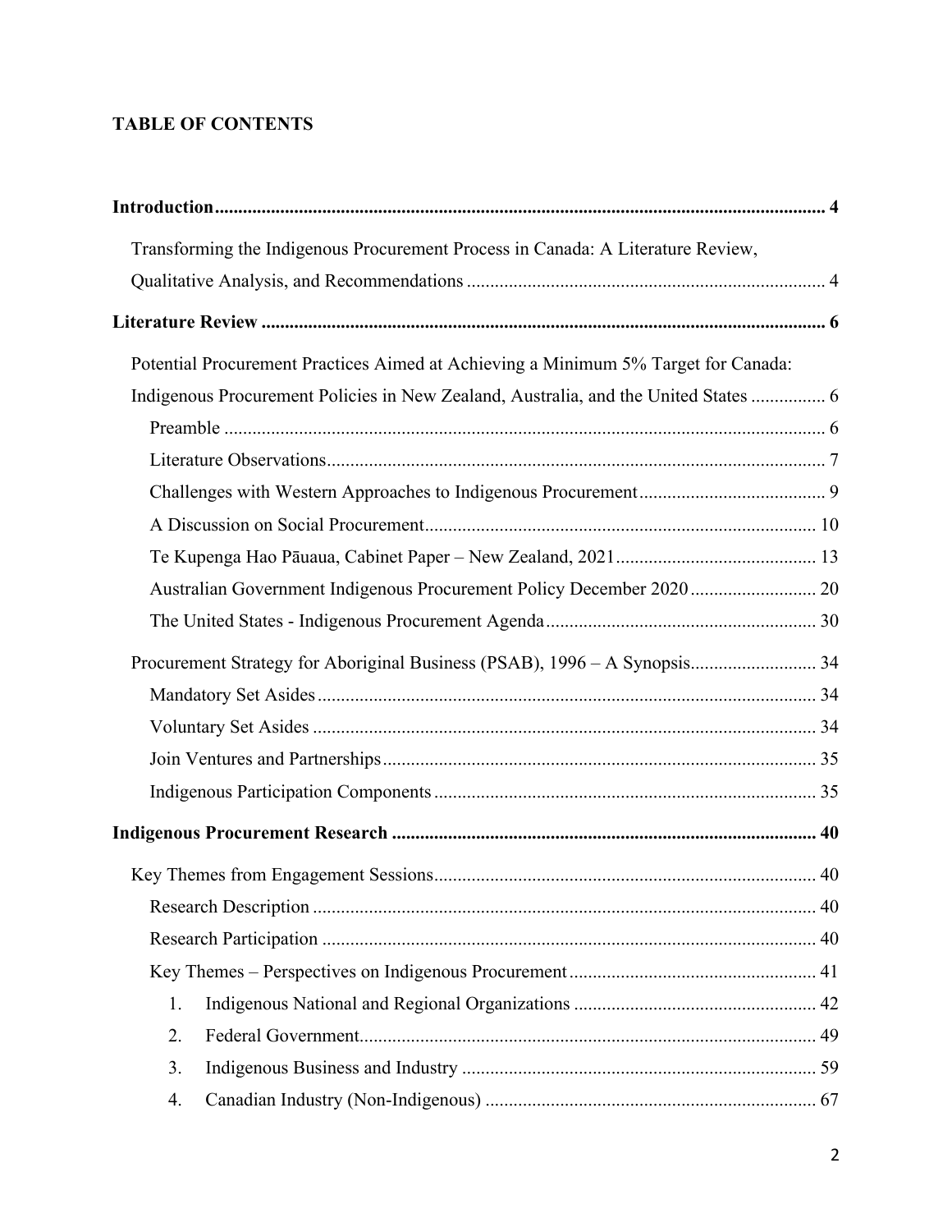## TABLE OF CONTENTS

**Introduction** .......... **4**

- Transforming the Indigenous Procurement Process in Canada: A Literature Review, Qualitative Analysis, and Recommendations .......... 4

**Literature Review** .......... **6**

- Potential Procurement Practices Aimed at Achieving a Minimum 5% Target for Canada: Indigenous Procurement Policies in New Zealand, Australia, and the United States .......... 6
  - Preamble .......... 6
  - Literature Observations .......... 7
  - Challenges with Western Approaches to Indigenous Procurement .......... 9
  - A Discussion on Social Procurement .......... 10
  - Te Kupenga Hao Pāuaua, Cabinet Paper – New Zealand, 2021 .......... 13
  - Australian Government Indigenous Procurement Policy December 2020 .......... 20
  - The United States - Indigenous Procurement Agenda .......... 30
- Procurement Strategy for Aboriginal Business (PSAB), 1996 – A Synopsis .......... 34
  - Mandatory Set Asides .......... 34
  - Voluntary Set Asides .......... 34
  - Join Ventures and Partnerships .......... 35
  - Indigenous Participation Components .......... 35

**Indigenous Procurement Research** .......... **40**

- Key Themes from Engagement Sessions .......... 40
  - Research Description .......... 40
  - Research Participation .......... 40
  - Key Themes – Perspectives on Indigenous Procurement .......... 41
    1. Indigenous National and Regional Organizations .......... 42
    2. Federal Government .......... 49
    3. Indigenous Business and Industry .......... 59
    4. Canadian Industry (Non-Indigenous) .......... 67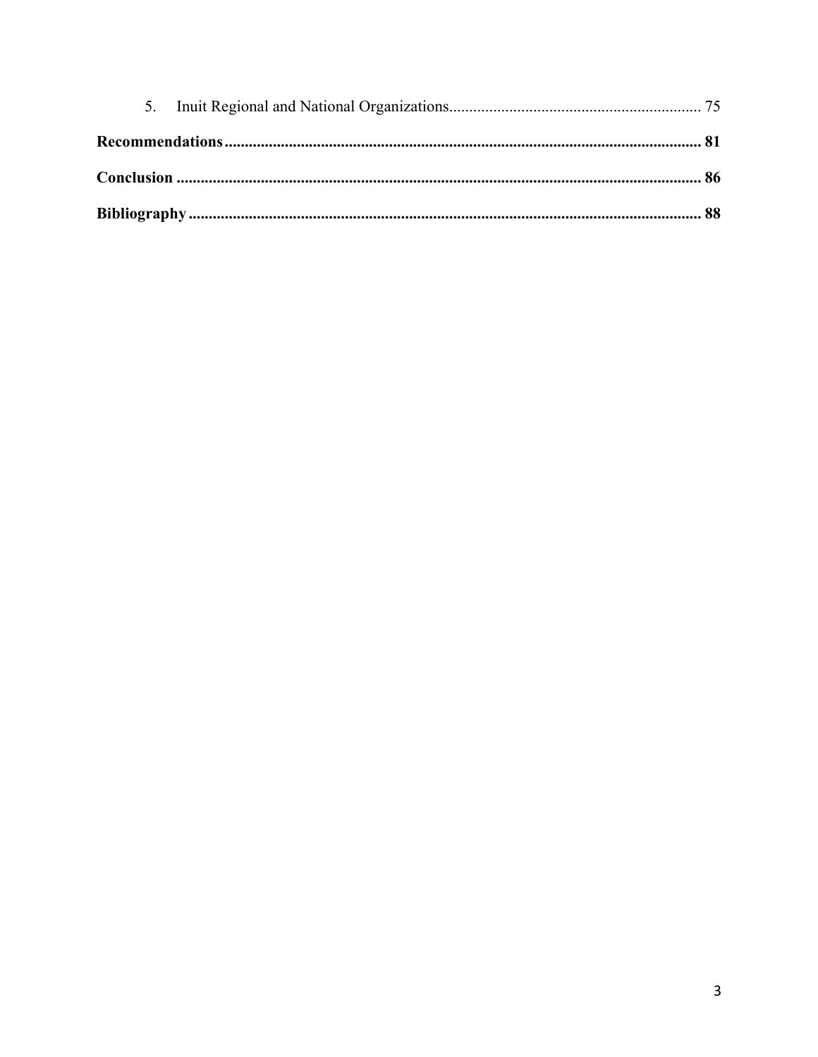5. Inuit Regional and National Organizations .............................................................. 75

**Recommendations ........................................................................................................ 81**

**Conclusion .................................................................................................................... 86**

**Bibliography ................................................................................................................. 88**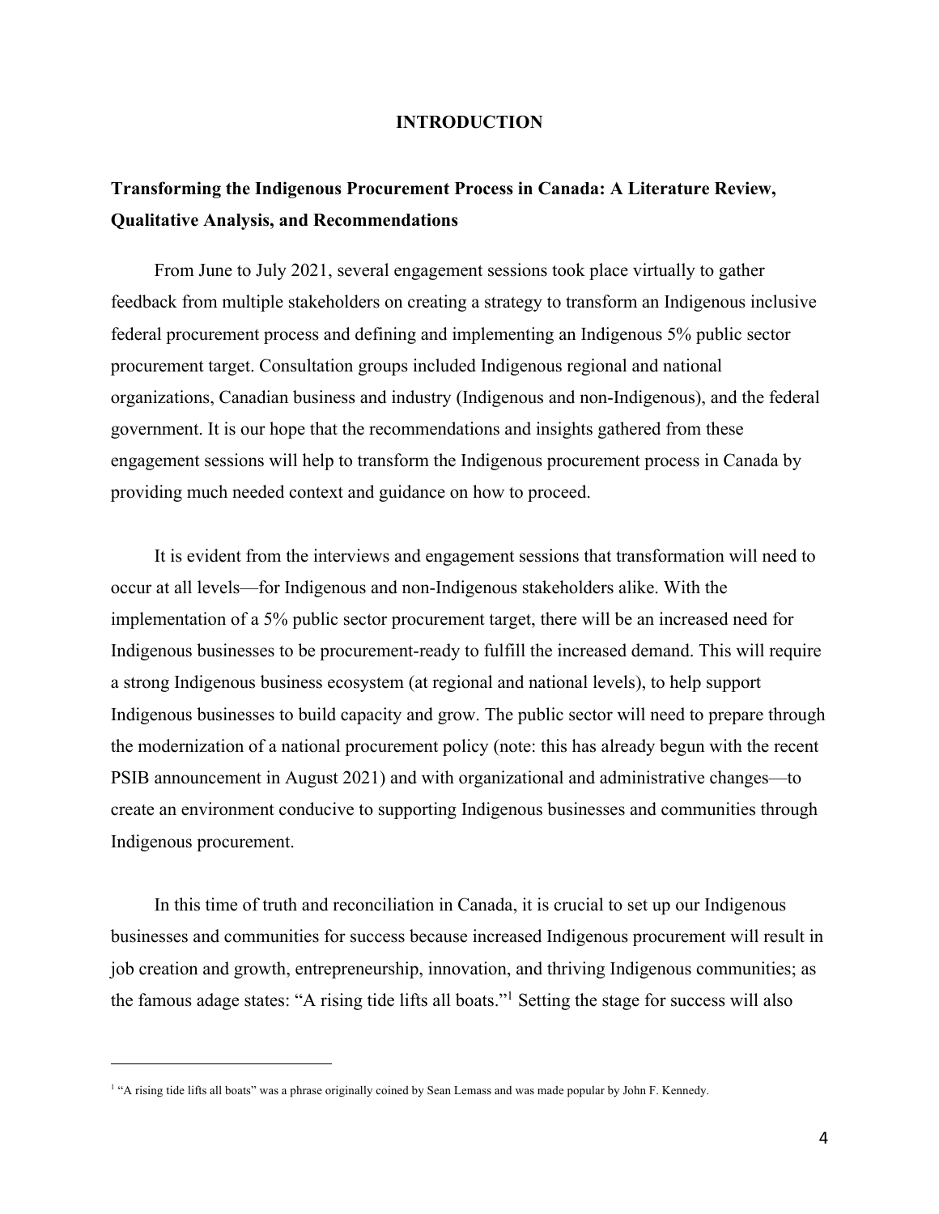# INTRODUCTION

## Transforming the Indigenous Procurement Process in Canada: A Literature Review, Qualitative Analysis, and Recommendations

From June to July 2021, several engagement sessions took place virtually to gather feedback from multiple stakeholders on creating a strategy to transform an Indigenous inclusive federal procurement process and defining and implementing an Indigenous 5% public sector procurement target. Consultation groups included Indigenous regional and national organizations, Canadian business and industry (Indigenous and non-Indigenous), and the federal government. It is our hope that the recommendations and insights gathered from these engagement sessions will help to transform the Indigenous procurement process in Canada by providing much needed context and guidance on how to proceed.

It is evident from the interviews and engagement sessions that transformation will need to occur at all levels—for Indigenous and non-Indigenous stakeholders alike. With the implementation of a 5% public sector procurement target, there will be an increased need for Indigenous businesses to be procurement-ready to fulfill the increased demand. This will require a strong Indigenous business ecosystem (at regional and national levels), to help support Indigenous businesses to build capacity and grow. The public sector will need to prepare through the modernization of a national procurement policy (note: this has already begun with the recent PSIB announcement in August 2021) and with organizational and administrative changes—to create an environment conducive to supporting Indigenous businesses and communities through Indigenous procurement.

In this time of truth and reconciliation in Canada, it is crucial to set up our Indigenous businesses and communities for success because increased Indigenous procurement will result in job creation and growth, entrepreneurship, innovation, and thriving Indigenous communities; as the famous adage states: "A rising tide lifts all boats."[1] Setting the stage for success will also

[1] "A rising tide lifts all boats" was a phrase originally coined by Sean Lemass and was made popular by John F. Kennedy.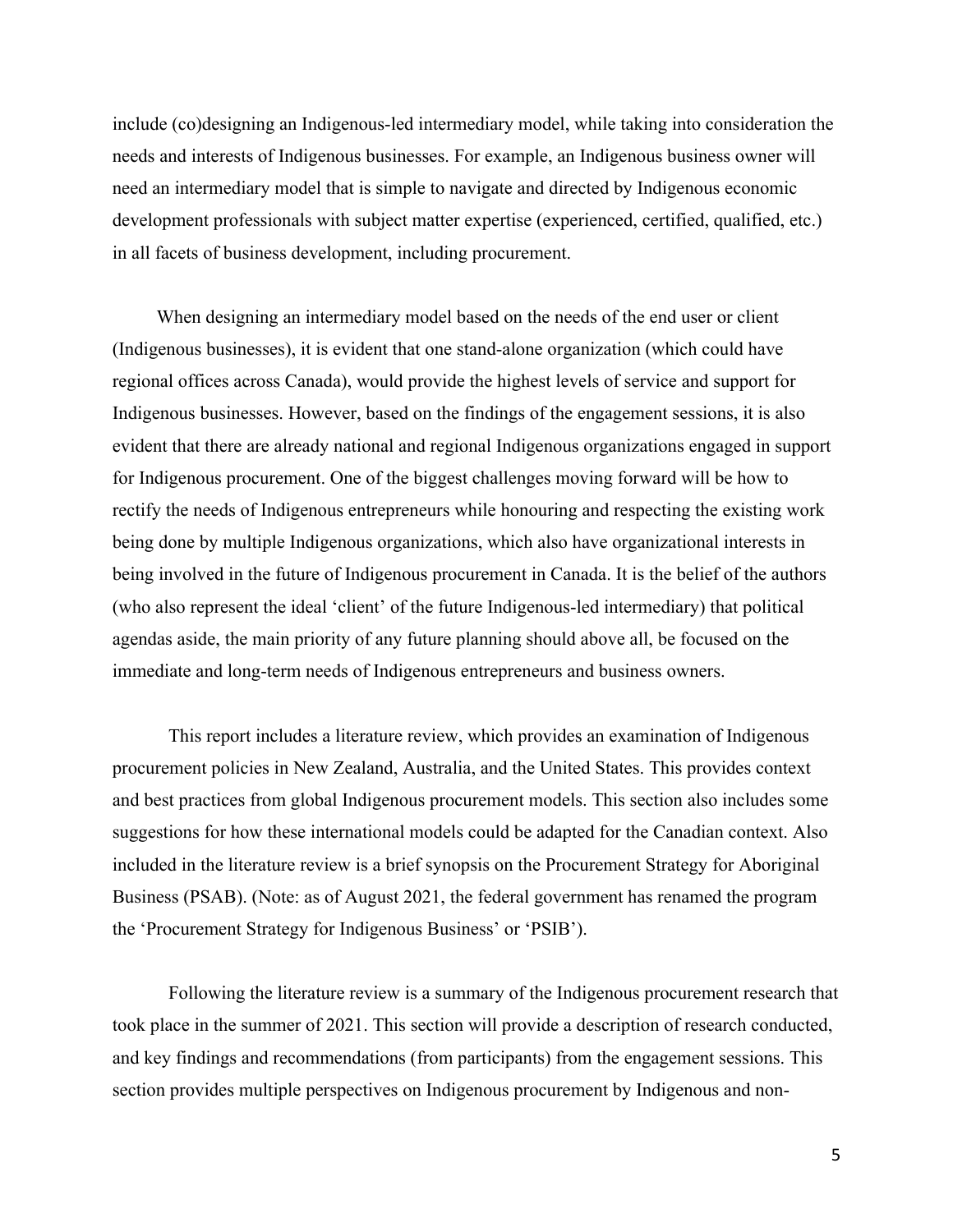include (co)designing an Indigenous-led intermediary model, while taking into consideration the needs and interests of Indigenous businesses. For example, an Indigenous business owner will need an intermediary model that is simple to navigate and directed by Indigenous economic development professionals with subject matter expertise (experienced, certified, qualified, etc.) in all facets of business development, including procurement.

When designing an intermediary model based on the needs of the end user or client (Indigenous businesses), it is evident that one stand-alone organization (which could have regional offices across Canada), would provide the highest levels of service and support for Indigenous businesses. However, based on the findings of the engagement sessions, it is also evident that there are already national and regional Indigenous organizations engaged in support for Indigenous procurement. One of the biggest challenges moving forward will be how to rectify the needs of Indigenous entrepreneurs while honouring and respecting the existing work being done by multiple Indigenous organizations, which also have organizational interests in being involved in the future of Indigenous procurement in Canada. It is the belief of the authors (who also represent the ideal 'client' of the future Indigenous-led intermediary) that political agendas aside, the main priority of any future planning should above all, be focused on the immediate and long-term needs of Indigenous entrepreneurs and business owners.

This report includes a literature review, which provides an examination of Indigenous procurement policies in New Zealand, Australia, and the United States. This provides context and best practices from global Indigenous procurement models. This section also includes some suggestions for how these international models could be adapted for the Canadian context. Also included in the literature review is a brief synopsis on the Procurement Strategy for Aboriginal Business (PSAB). (Note: as of August 2021, the federal government has renamed the program the 'Procurement Strategy for Indigenous Business' or 'PSIB').

Following the literature review is a summary of the Indigenous procurement research that took place in the summer of 2021. This section will provide a description of research conducted, and key findings and recommendations (from participants) from the engagement sessions. This section provides multiple perspectives on Indigenous procurement by Indigenous and non-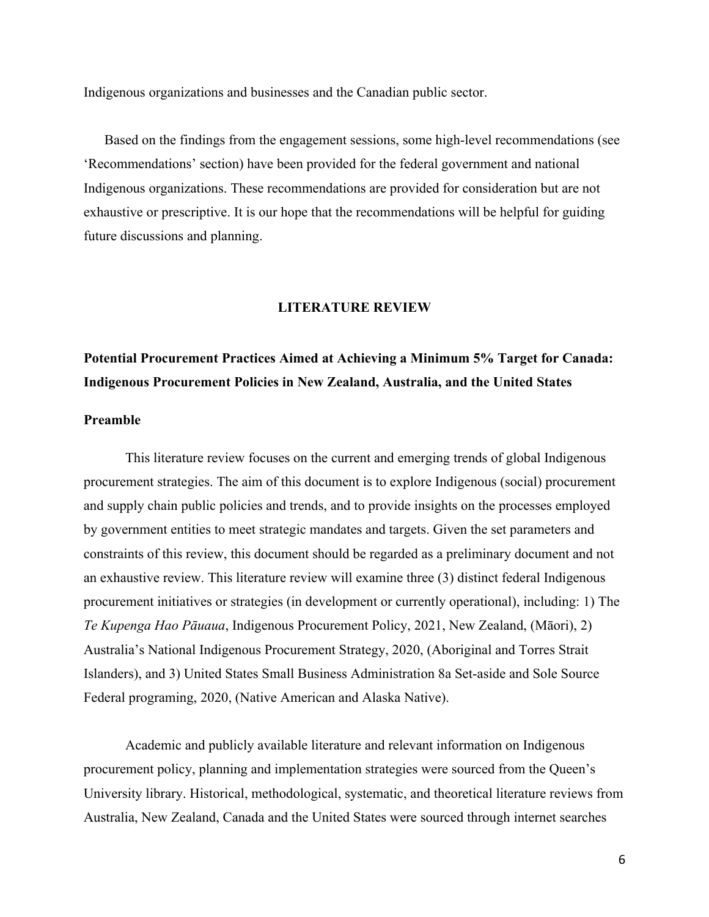Indigenous organizations and businesses and the Canadian public sector.

Based on the findings from the engagement sessions, some high-level recommendations (see 'Recommendations' section) have been provided for the federal government and national Indigenous organizations. These recommendations are provided for consideration but are not exhaustive or prescriptive. It is our hope that the recommendations will be helpful for guiding future discussions and planning.

# LITERATURE REVIEW

## Potential Procurement Practices Aimed at Achieving a Minimum 5% Target for Canada: Indigenous Procurement Policies in New Zealand, Australia, and the United States

### Preamble

This literature review focuses on the current and emerging trends of global Indigenous procurement strategies. The aim of this document is to explore Indigenous (social) procurement and supply chain public policies and trends, and to provide insights on the processes employed by government entities to meet strategic mandates and targets. Given the set parameters and constraints of this review, this document should be regarded as a preliminary document and not an exhaustive review. This literature review will examine three (3) distinct federal Indigenous procurement initiatives or strategies (in development or currently operational), including: 1) The *Te Kupenga Hao Pāuaua*, Indigenous Procurement Policy, 2021, New Zealand, (Māori), 2) Australia's National Indigenous Procurement Strategy, 2020, (Aboriginal and Torres Strait Islanders), and 3) United States Small Business Administration 8a Set-aside and Sole Source Federal programing, 2020, (Native American and Alaska Native).

Academic and publicly available literature and relevant information on Indigenous procurement policy, planning and implementation strategies were sourced from the Queen's University library. Historical, methodological, systematic, and theoretical literature reviews from Australia, New Zealand, Canada and the United States were sourced through internet searches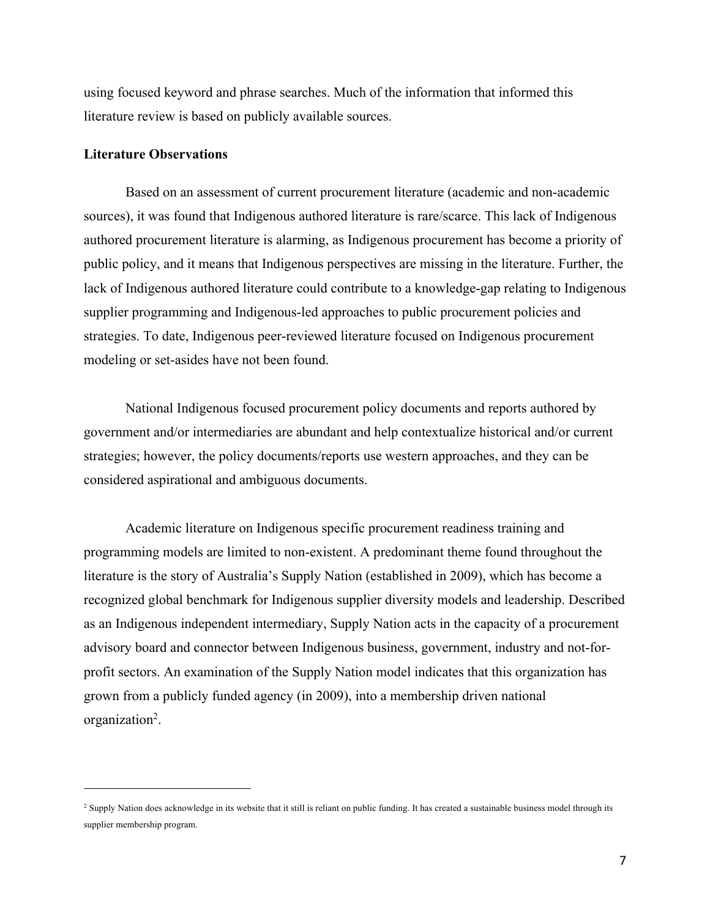using focused keyword and phrase searches. Much of the information that informed this literature review is based on publicly available sources.

**Literature Observations**

Based on an assessment of current procurement literature (academic and non-academic sources), it was found that Indigenous authored literature is rare/scarce. This lack of Indigenous authored procurement literature is alarming, as Indigenous procurement has become a priority of public policy, and it means that Indigenous perspectives are missing in the literature. Further, the lack of Indigenous authored literature could contribute to a knowledge-gap relating to Indigenous supplier programming and Indigenous-led approaches to public procurement policies and strategies. To date, Indigenous peer-reviewed literature focused on Indigenous procurement modeling or set-asides have not been found.

National Indigenous focused procurement policy documents and reports authored by government and/or intermediaries are abundant and help contextualize historical and/or current strategies; however, the policy documents/reports use western approaches, and they can be considered aspirational and ambiguous documents.

Academic literature on Indigenous specific procurement readiness training and programming models are limited to non-existent. A predominant theme found throughout the literature is the story of Australia's Supply Nation (established in 2009), which has become a recognized global benchmark for Indigenous supplier diversity models and leadership. Described as an Indigenous independent intermediary, Supply Nation acts in the capacity of a procurement advisory board and connector between Indigenous business, government, industry and not-for-profit sectors. An examination of the Supply Nation model indicates that this organization has grown from a publicly funded agency (in 2009), into a membership driven national organization[2].

---

[2] Supply Nation does acknowledge in its website that it still is reliant on public funding. It has created a sustainable business model through its supplier membership program.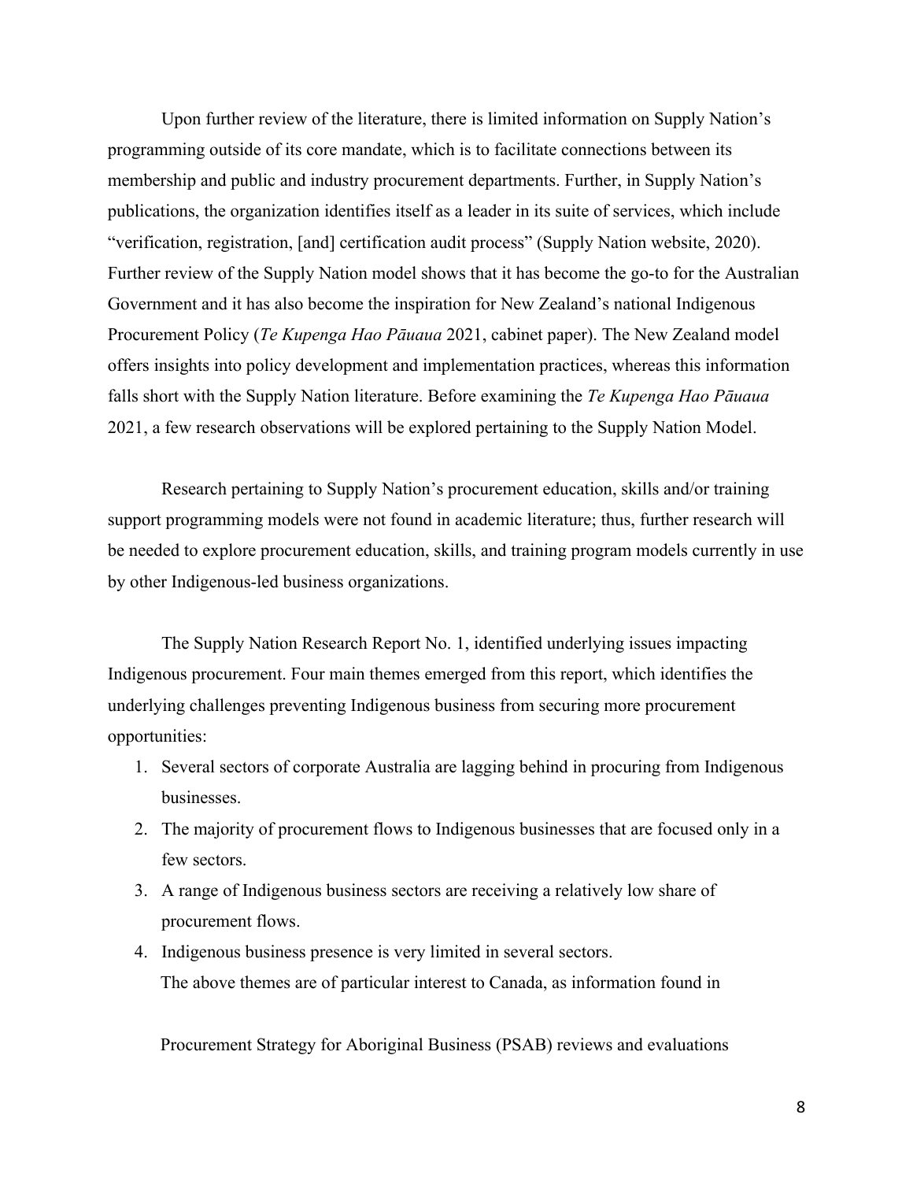Upon further review of the literature, there is limited information on Supply Nation's programming outside of its core mandate, which is to facilitate connections between its membership and public and industry procurement departments. Further, in Supply Nation's publications, the organization identifies itself as a leader in its suite of services, which include "verification, registration, [and] certification audit process" (Supply Nation website, 2020). Further review of the Supply Nation model shows that it has become the go-to for the Australian Government and it has also become the inspiration for New Zealand's national Indigenous Procurement Policy (*Te Kupenga Hao Pāuaua* 2021, cabinet paper). The New Zealand model offers insights into policy development and implementation practices, whereas this information falls short with the Supply Nation literature. Before examining the *Te Kupenga Hao Pāuaua* 2021, a few research observations will be explored pertaining to the Supply Nation Model.

Research pertaining to Supply Nation's procurement education, skills and/or training support programming models were not found in academic literature; thus, further research will be needed to explore procurement education, skills, and training program models currently in use by other Indigenous-led business organizations.

The Supply Nation Research Report No. 1, identified underlying issues impacting Indigenous procurement. Four main themes emerged from this report, which identifies the underlying challenges preventing Indigenous business from securing more procurement opportunities:

1. Several sectors of corporate Australia are lagging behind in procuring from Indigenous businesses.
2. The majority of procurement flows to Indigenous businesses that are focused only in a few sectors.
3. A range of Indigenous business sectors are receiving a relatively low share of procurement flows.
4. Indigenous business presence is very limited in several sectors.

The above themes are of particular interest to Canada, as information found in

Procurement Strategy for Aboriginal Business (PSAB) reviews and evaluations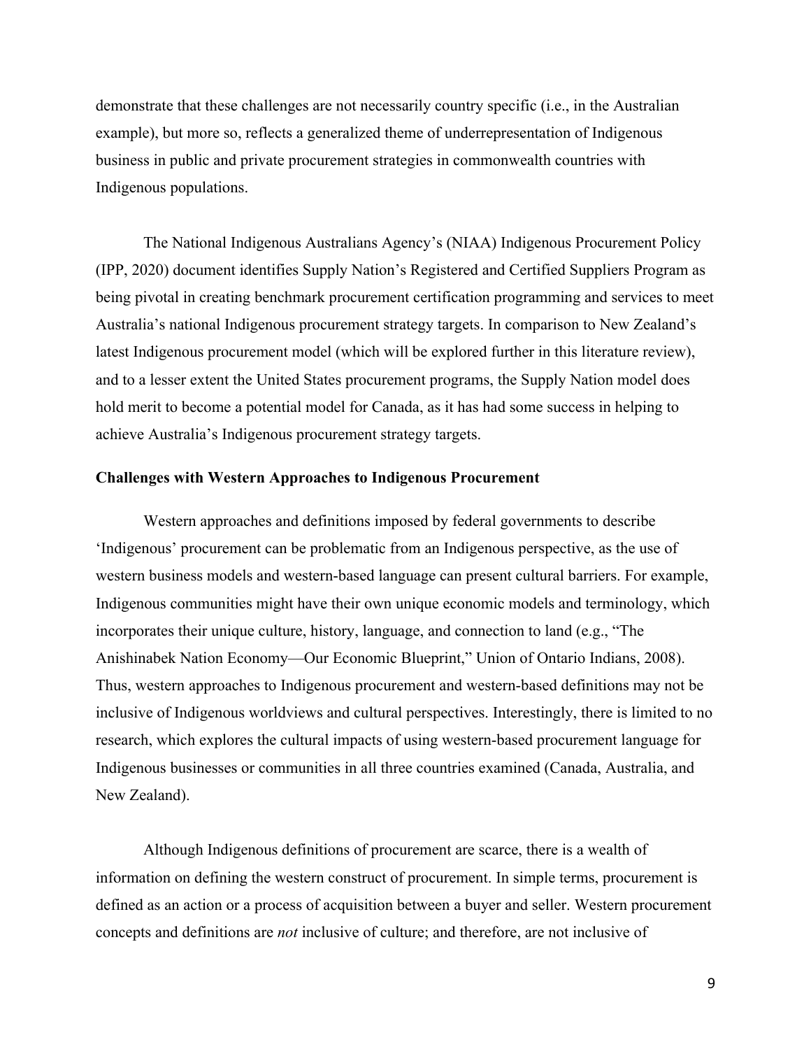demonstrate that these challenges are not necessarily country specific (i.e., in the Australian example), but more so, reflects a generalized theme of underrepresentation of Indigenous business in public and private procurement strategies in commonwealth countries with Indigenous populations.

The National Indigenous Australians Agency's (NIAA) Indigenous Procurement Policy (IPP, 2020) document identifies Supply Nation's Registered and Certified Suppliers Program as being pivotal in creating benchmark procurement certification programming and services to meet Australia's national Indigenous procurement strategy targets. In comparison to New Zealand's latest Indigenous procurement model (which will be explored further in this literature review), and to a lesser extent the United States procurement programs, the Supply Nation model does hold merit to become a potential model for Canada, as it has had some success in helping to achieve Australia's Indigenous procurement strategy targets.

### Challenges with Western Approaches to Indigenous Procurement

Western approaches and definitions imposed by federal governments to describe 'Indigenous' procurement can be problematic from an Indigenous perspective, as the use of western business models and western-based language can present cultural barriers. For example, Indigenous communities might have their own unique economic models and terminology, which incorporates their unique culture, history, language, and connection to land (e.g., "The Anishinabek Nation Economy—Our Economic Blueprint," Union of Ontario Indians, 2008). Thus, western approaches to Indigenous procurement and western-based definitions may not be inclusive of Indigenous worldviews and cultural perspectives. Interestingly, there is limited to no research, which explores the cultural impacts of using western-based procurement language for Indigenous businesses or communities in all three countries examined (Canada, Australia, and New Zealand).

Although Indigenous definitions of procurement are scarce, there is a wealth of information on defining the western construct of procurement. In simple terms, procurement is defined as an action or a process of acquisition between a buyer and seller. Western procurement concepts and definitions are *not* inclusive of culture; and therefore, are not inclusive of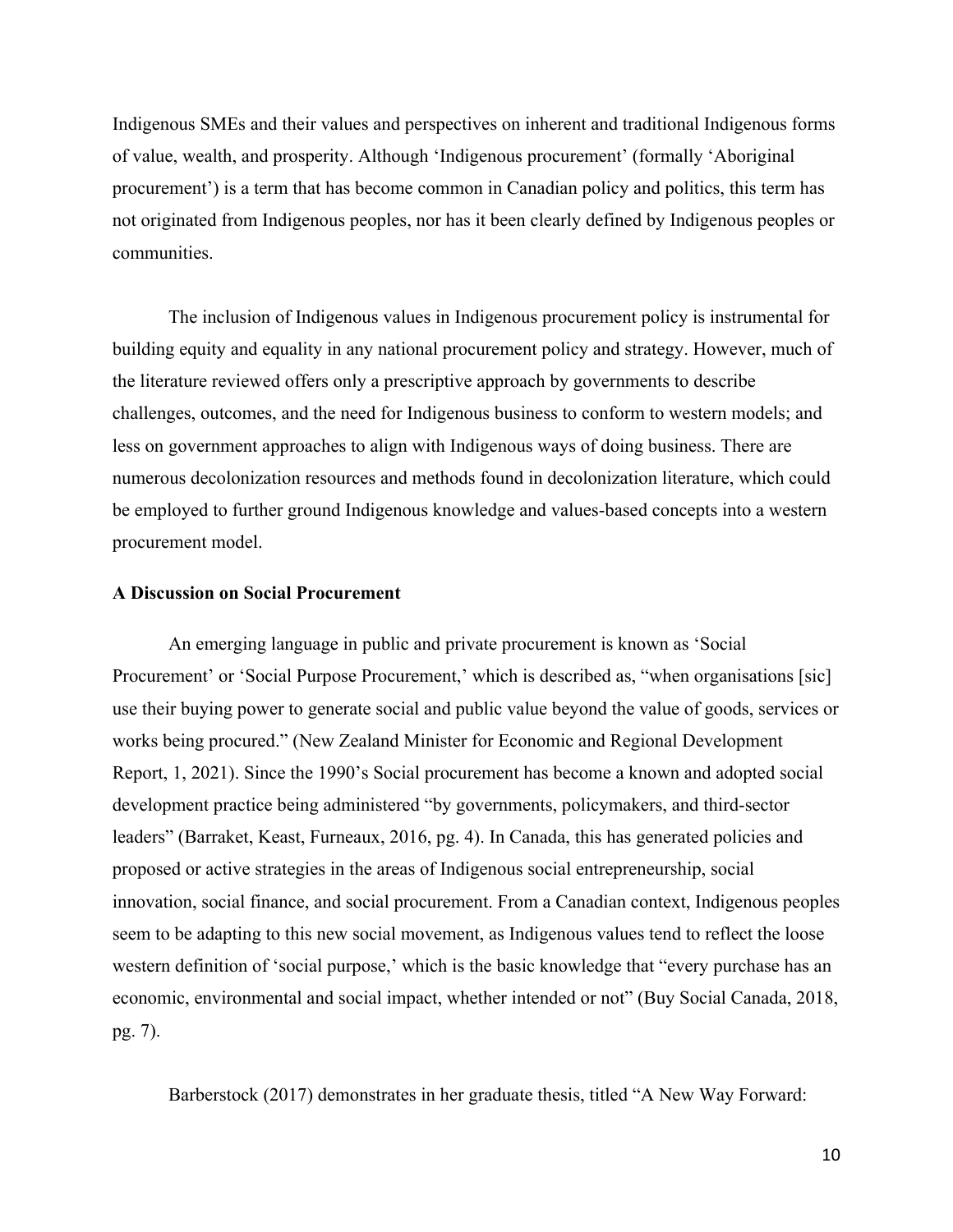Indigenous SMEs and their values and perspectives on inherent and traditional Indigenous forms of value, wealth, and prosperity. Although 'Indigenous procurement' (formally 'Aboriginal procurement') is a term that has become common in Canadian policy and politics, this term has not originated from Indigenous peoples, nor has it been clearly defined by Indigenous peoples or communities.

The inclusion of Indigenous values in Indigenous procurement policy is instrumental for building equity and equality in any national procurement policy and strategy. However, much of the literature reviewed offers only a prescriptive approach by governments to describe challenges, outcomes, and the need for Indigenous business to conform to western models; and less on government approaches to align with Indigenous ways of doing business. There are numerous decolonization resources and methods found in decolonization literature, which could be employed to further ground Indigenous knowledge and values-based concepts into a western procurement model.

**A Discussion on Social Procurement**

An emerging language in public and private procurement is known as 'Social Procurement' or 'Social Purpose Procurement,' which is described as, "when organisations [sic] use their buying power to generate social and public value beyond the value of goods, services or works being procured." (New Zealand Minister for Economic and Regional Development Report, 1, 2021). Since the 1990's Social procurement has become a known and adopted social development practice being administered "by governments, policymakers, and third-sector leaders" (Barraket, Keast, Furneaux, 2016, pg. 4). In Canada, this has generated policies and proposed or active strategies in the areas of Indigenous social entrepreneurship, social innovation, social finance, and social procurement. From a Canadian context, Indigenous peoples seem to be adapting to this new social movement, as Indigenous values tend to reflect the loose western definition of 'social purpose,' which is the basic knowledge that "every purchase has an economic, environmental and social impact, whether intended or not" (Buy Social Canada, 2018, pg. 7).

Barberstock (2017) demonstrates in her graduate thesis, titled "A New Way Forward: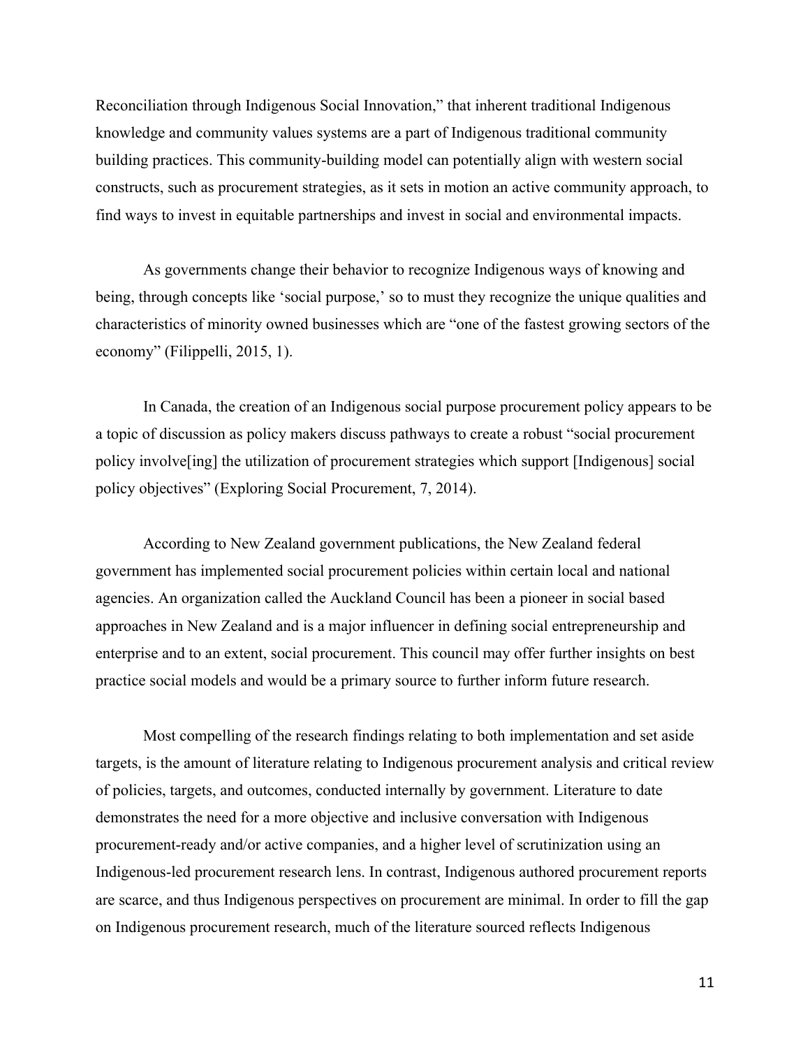Reconciliation through Indigenous Social Innovation," that inherent traditional Indigenous knowledge and community values systems are a part of Indigenous traditional community building practices. This community-building model can potentially align with western social constructs, such as procurement strategies, as it sets in motion an active community approach, to find ways to invest in equitable partnerships and invest in social and environmental impacts.

As governments change their behavior to recognize Indigenous ways of knowing and being, through concepts like 'social purpose,' so to must they recognize the unique qualities and characteristics of minority owned businesses which are "one of the fastest growing sectors of the economy" (Filippelli, 2015, 1).

In Canada, the creation of an Indigenous social purpose procurement policy appears to be a topic of discussion as policy makers discuss pathways to create a robust "social procurement policy involve[ing] the utilization of procurement strategies which support [Indigenous] social policy objectives" (Exploring Social Procurement, 7, 2014).

According to New Zealand government publications, the New Zealand federal government has implemented social procurement policies within certain local and national agencies. An organization called the Auckland Council has been a pioneer in social based approaches in New Zealand and is a major influencer in defining social entrepreneurship and enterprise and to an extent, social procurement. This council may offer further insights on best practice social models and would be a primary source to further inform future research.

Most compelling of the research findings relating to both implementation and set aside targets, is the amount of literature relating to Indigenous procurement analysis and critical review of policies, targets, and outcomes, conducted internally by government. Literature to date demonstrates the need for a more objective and inclusive conversation with Indigenous procurement-ready and/or active companies, and a higher level of scrutinization using an Indigenous-led procurement research lens. In contrast, Indigenous authored procurement reports are scarce, and thus Indigenous perspectives on procurement are minimal. In order to fill the gap on Indigenous procurement research, much of the literature sourced reflects Indigenous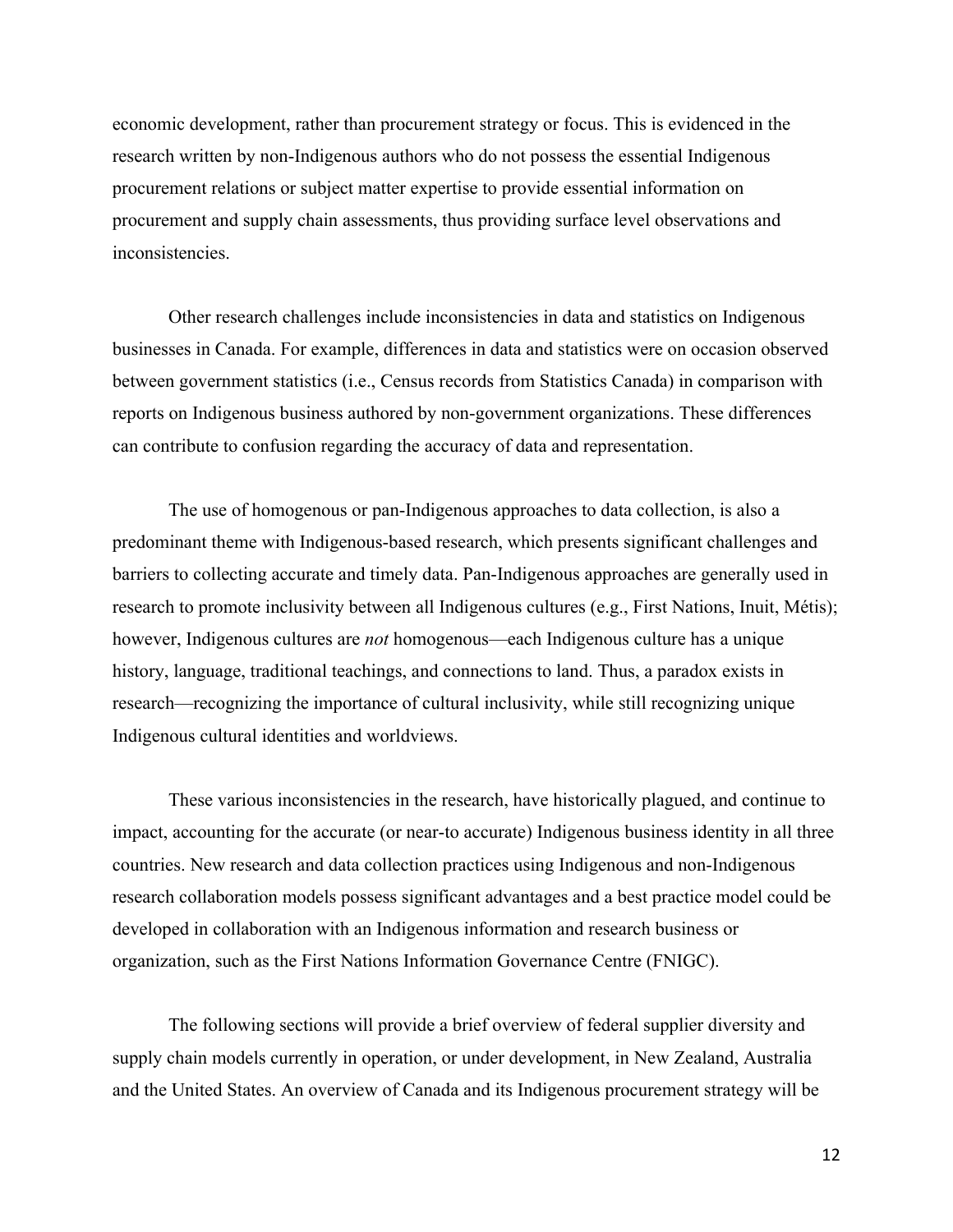economic development, rather than procurement strategy or focus. This is evidenced in the research written by non-Indigenous authors who do not possess the essential Indigenous procurement relations or subject matter expertise to provide essential information on procurement and supply chain assessments, thus providing surface level observations and inconsistencies.

Other research challenges include inconsistencies in data and statistics on Indigenous businesses in Canada. For example, differences in data and statistics were on occasion observed between government statistics (i.e., Census records from Statistics Canada) in comparison with reports on Indigenous business authored by non-government organizations. These differences can contribute to confusion regarding the accuracy of data and representation.

The use of homogenous or pan-Indigenous approaches to data collection, is also a predominant theme with Indigenous-based research, which presents significant challenges and barriers to collecting accurate and timely data. Pan-Indigenous approaches are generally used in research to promote inclusivity between all Indigenous cultures (e.g., First Nations, Inuit, Métis); however, Indigenous cultures are *not* homogenous—each Indigenous culture has a unique history, language, traditional teachings, and connections to land. Thus, a paradox exists in research—recognizing the importance of cultural inclusivity, while still recognizing unique Indigenous cultural identities and worldviews.

These various inconsistencies in the research, have historically plagued, and continue to impact, accounting for the accurate (or near-to accurate) Indigenous business identity in all three countries. New research and data collection practices using Indigenous and non-Indigenous research collaboration models possess significant advantages and a best practice model could be developed in collaboration with an Indigenous information and research business or organization, such as the First Nations Information Governance Centre (FNIGC).

The following sections will provide a brief overview of federal supplier diversity and supply chain models currently in operation, or under development, in New Zealand, Australia and the United States. An overview of Canada and its Indigenous procurement strategy will be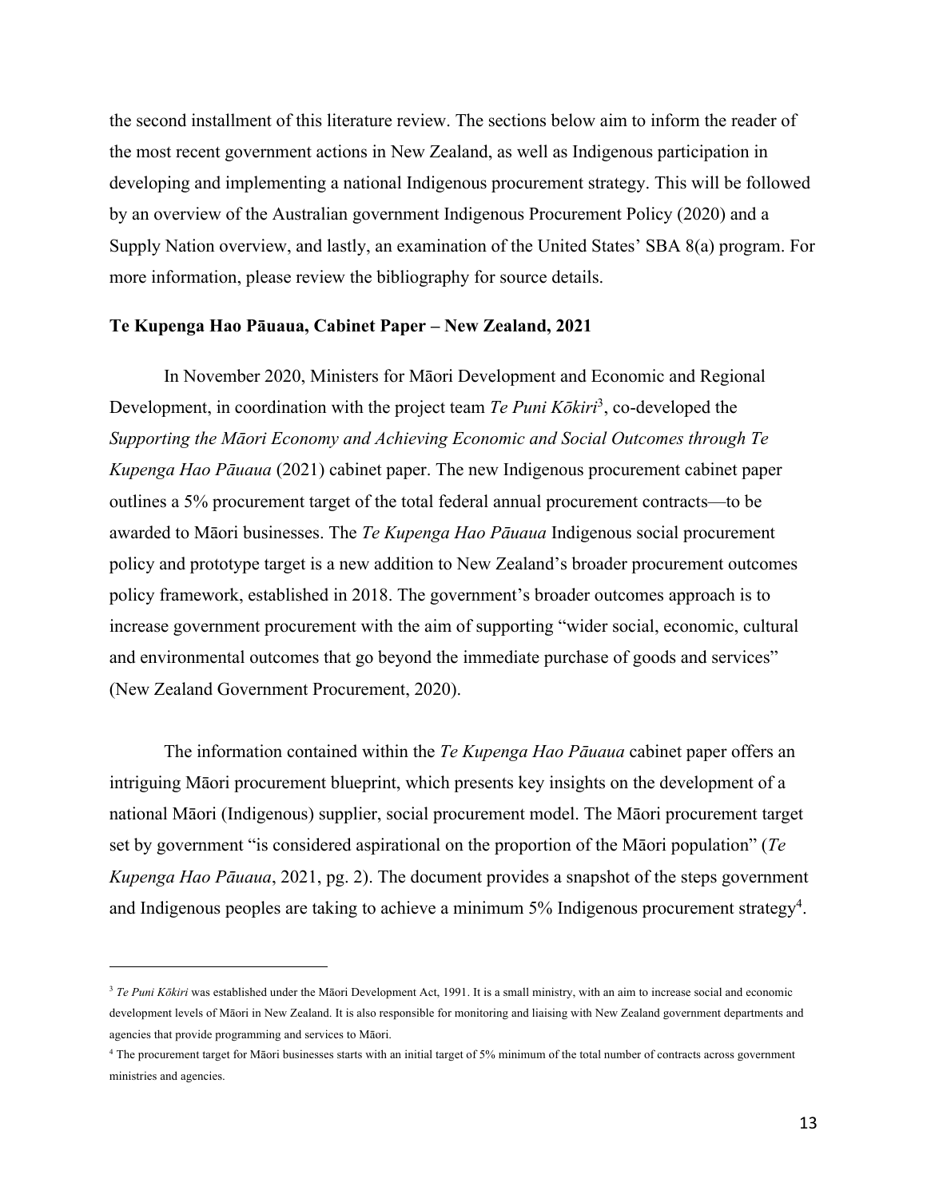the second installment of this literature review. The sections below aim to inform the reader of the most recent government actions in New Zealand, as well as Indigenous participation in developing and implementing a national Indigenous procurement strategy. This will be followed by an overview of the Australian government Indigenous Procurement Policy (2020) and a Supply Nation overview, and lastly, an examination of the United States' SBA 8(a) program. For more information, please review the bibliography for source details.

**Te Kupenga Hao Pāuaua, Cabinet Paper – New Zealand, 2021**

In November 2020, Ministers for Māori Development and Economic and Regional Development, in coordination with the project team *Te Puni Kōkiri*[3], co-developed the *Supporting the Māori Economy and Achieving Economic and Social Outcomes through Te Kupenga Hao Pāuaua* (2021) cabinet paper. The new Indigenous procurement cabinet paper outlines a 5% procurement target of the total federal annual procurement contracts—to be awarded to Māori businesses. The *Te Kupenga Hao Pāuaua* Indigenous social procurement policy and prototype target is a new addition to New Zealand's broader procurement outcomes policy framework, established in 2018. The government's broader outcomes approach is to increase government procurement with the aim of supporting "wider social, economic, cultural and environmental outcomes that go beyond the immediate purchase of goods and services" (New Zealand Government Procurement, 2020).

The information contained within the *Te Kupenga Hao Pāuaua* cabinet paper offers an intriguing Māori procurement blueprint, which presents key insights on the development of a national Māori (Indigenous) supplier, social procurement model. The Māori procurement target set by government "is considered aspirational on the proportion of the Māori population" (*Te Kupenga Hao Pāuaua*, 2021, pg. 2). The document provides a snapshot of the steps government and Indigenous peoples are taking to achieve a minimum 5% Indigenous procurement strategy[4].

---

[3] *Te Puni Kōkiri* was established under the Māori Development Act, 1991. It is a small ministry, with an aim to increase social and economic development levels of Māori in New Zealand. It is also responsible for monitoring and liaising with New Zealand government departments and agencies that provide programming and services to Māori.

[4] The procurement target for Māori businesses starts with an initial target of 5% minimum of the total number of contracts across government ministries and agencies.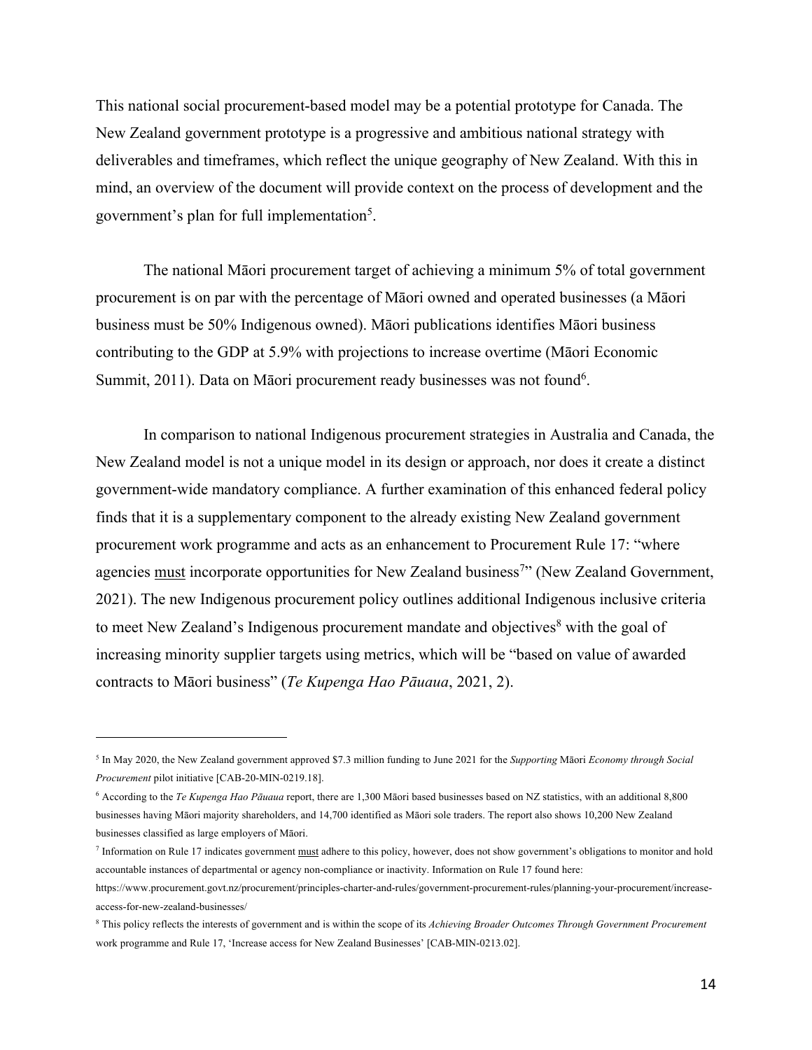This national social procurement-based model may be a potential prototype for Canada. The New Zealand government prototype is a progressive and ambitious national strategy with deliverables and timeframes, which reflect the unique geography of New Zealand. With this in mind, an overview of the document will provide context on the process of development and the government's plan for full implementation[5].

The national Māori procurement target of achieving a minimum 5% of total government procurement is on par with the percentage of Māori owned and operated businesses (a Māori business must be 50% Indigenous owned). Māori publications identifies Māori business contributing to the GDP at 5.9% with projections to increase overtime (Māori Economic Summit, 2011). Data on Māori procurement ready businesses was not found[6].

In comparison to national Indigenous procurement strategies in Australia and Canada, the New Zealand model is not a unique model in its design or approach, nor does it create a distinct government-wide mandatory compliance. A further examination of this enhanced federal policy finds that it is a supplementary component to the already existing New Zealand government procurement work programme and acts as an enhancement to Procurement Rule 17: "where agencies <u>must</u> incorporate opportunities for New Zealand business[7]" (New Zealand Government, 2021). The new Indigenous procurement policy outlines additional Indigenous inclusive criteria to meet New Zealand's Indigenous procurement mandate and objectives[8] with the goal of increasing minority supplier targets using metrics, which will be "based on value of awarded contracts to Māori business" (*Te Kupenga Hao Pāuaua*, 2021, 2).

---

[5] In May 2020, the New Zealand government approved $7.3 million funding to June 2021 for the *Supporting* Māori *Economy through Social Procurement* pilot initiative [CAB-20-MIN-0219.18].

[6] According to the *Te Kupenga Hao Pāuaua* report, there are 1,300 Māori based businesses based on NZ statistics, with an additional 8,800 businesses having Māori majority shareholders, and 14,700 identified as Māori sole traders. The report also shows 10,200 New Zealand businesses classified as large employers of Māori.

[7] Information on Rule 17 indicates government <u>must</u> adhere to this policy, however, does not show government's obligations to monitor and hold accountable instances of departmental or agency non-compliance or inactivity. Information on Rule 17 found here: https://www.procurement.govt.nz/procurement/principles-charter-and-rules/government-procurement-rules/planning-your-procurement/increase-access-for-new-zealand-businesses/

[8] This policy reflects the interests of government and is within the scope of its *Achieving Broader Outcomes Through Government Procurement* work programme and Rule 17, 'Increase access for New Zealand Businesses' [CAB-MIN-0213.02].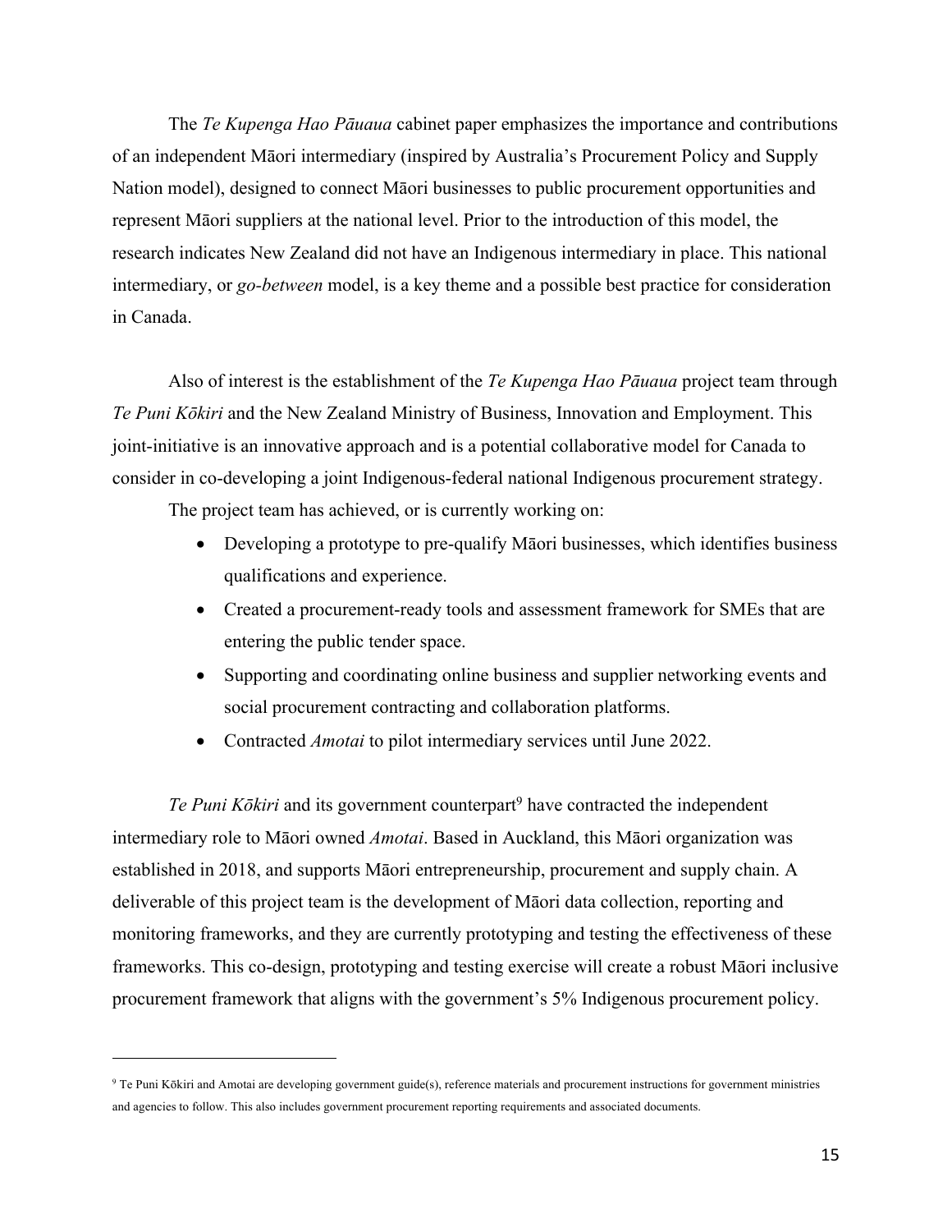The *Te Kupenga Hao Pāuaua* cabinet paper emphasizes the importance and contributions of an independent Māori intermediary (inspired by Australia's Procurement Policy and Supply Nation model), designed to connect Māori businesses to public procurement opportunities and represent Māori suppliers at the national level. Prior to the introduction of this model, the research indicates New Zealand did not have an Indigenous intermediary in place. This national intermediary, or *go-between* model, is a key theme and a possible best practice for consideration in Canada.

Also of interest is the establishment of the *Te Kupenga Hao Pāuaua* project team through *Te Puni Kōkiri* and the New Zealand Ministry of Business, Innovation and Employment. This joint-initiative is an innovative approach and is a potential collaborative model for Canada to consider in co-developing a joint Indigenous-federal national Indigenous procurement strategy.

The project team has achieved, or is currently working on:

- Developing a prototype to pre-qualify Māori businesses, which identifies business qualifications and experience.
- Created a procurement-ready tools and assessment framework for SMEs that are entering the public tender space.
- Supporting and coordinating online business and supplier networking events and social procurement contracting and collaboration platforms.
- Contracted *Amotai* to pilot intermediary services until June 2022.

*Te Puni Kōkiri* and its government counterpart[9] have contracted the independent intermediary role to Māori owned *Amotai*. Based in Auckland, this Māori organization was established in 2018, and supports Māori entrepreneurship, procurement and supply chain. A deliverable of this project team is the development of Māori data collection, reporting and monitoring frameworks, and they are currently prototyping and testing the effectiveness of these frameworks. This co-design, prototyping and testing exercise will create a robust Māori inclusive procurement framework that aligns with the government's 5% Indigenous procurement policy.

[9] Te Puni Kōkiri and Amotai are developing government guide(s), reference materials and procurement instructions for government ministries and agencies to follow. This also includes government procurement reporting requirements and associated documents.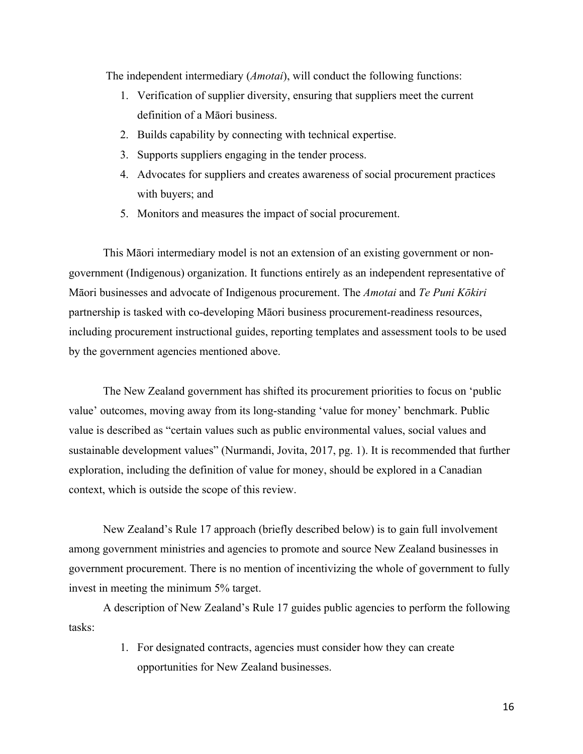The independent intermediary (*Amotai*), will conduct the following functions:

1. Verification of supplier diversity, ensuring that suppliers meet the current definition of a Māori business.
2. Builds capability by connecting with technical expertise.
3. Supports suppliers engaging in the tender process.
4. Advocates for suppliers and creates awareness of social procurement practices with buyers; and
5. Monitors and measures the impact of social procurement.

This Māori intermediary model is not an extension of an existing government or non-government (Indigenous) organization. It functions entirely as an independent representative of Māori businesses and advocate of Indigenous procurement. The *Amotai* and *Te Puni Kōkiri* partnership is tasked with co-developing Māori business procurement-readiness resources, including procurement instructional guides, reporting templates and assessment tools to be used by the government agencies mentioned above.

The New Zealand government has shifted its procurement priorities to focus on 'public value' outcomes, moving away from its long-standing 'value for money' benchmark. Public value is described as "certain values such as public environmental values, social values and sustainable development values" (Nurmandi, Jovita, 2017, pg. 1). It is recommended that further exploration, including the definition of value for money, should be explored in a Canadian context, which is outside the scope of this review.

New Zealand's Rule 17 approach (briefly described below) is to gain full involvement among government ministries and agencies to promote and source New Zealand businesses in government procurement. There is no mention of incentivizing the whole of government to fully invest in meeting the minimum 5% target.

A description of New Zealand's Rule 17 guides public agencies to perform the following tasks:

1. For designated contracts, agencies must consider how they can create opportunities for New Zealand businesses.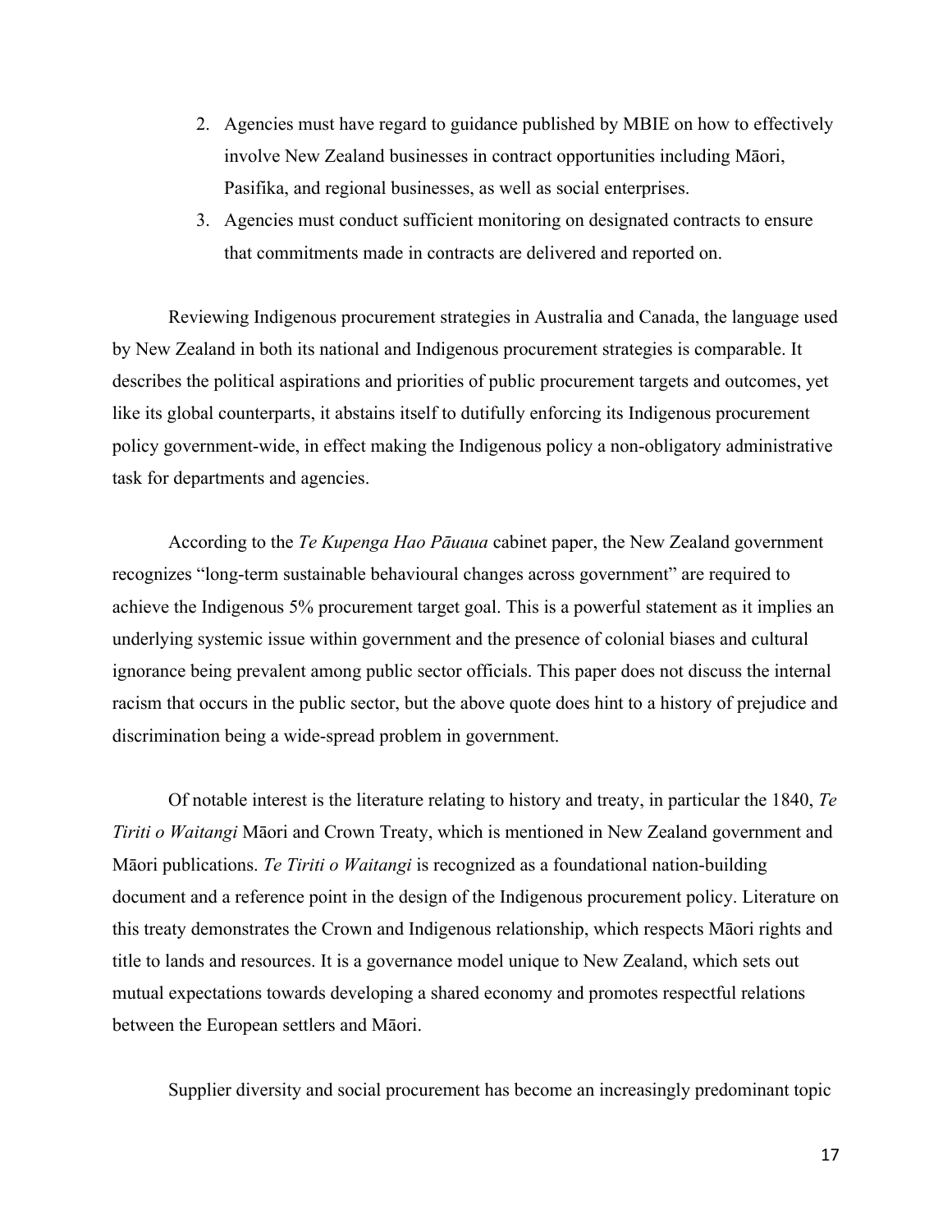2. Agencies must have regard to guidance published by MBIE on how to effectively involve New Zealand businesses in contract opportunities including Māori, Pasifika, and regional businesses, as well as social enterprises.
3. Agencies must conduct sufficient monitoring on designated contracts to ensure that commitments made in contracts are delivered and reported on.

Reviewing Indigenous procurement strategies in Australia and Canada, the language used by New Zealand in both its national and Indigenous procurement strategies is comparable. It describes the political aspirations and priorities of public procurement targets and outcomes, yet like its global counterparts, it abstains itself to dutifully enforcing its Indigenous procurement policy government-wide, in effect making the Indigenous policy a non-obligatory administrative task for departments and agencies.

According to the *Te Kupenga Hao Pāuaua* cabinet paper, the New Zealand government recognizes "long-term sustainable behavioural changes across government" are required to achieve the Indigenous 5% procurement target goal. This is a powerful statement as it implies an underlying systemic issue within government and the presence of colonial biases and cultural ignorance being prevalent among public sector officials. This paper does not discuss the internal racism that occurs in the public sector, but the above quote does hint to a history of prejudice and discrimination being a wide-spread problem in government.

Of notable interest is the literature relating to history and treaty, in particular the 1840, *Te Tiriti o Waitangi* Māori and Crown Treaty, which is mentioned in New Zealand government and Māori publications. *Te Tiriti o Waitangi* is recognized as a foundational nation-building document and a reference point in the design of the Indigenous procurement policy. Literature on this treaty demonstrates the Crown and Indigenous relationship, which respects Māori rights and title to lands and resources. It is a governance model unique to New Zealand, which sets out mutual expectations towards developing a shared economy and promotes respectful relations between the European settlers and Māori.

Supplier diversity and social procurement has become an increasingly predominant topic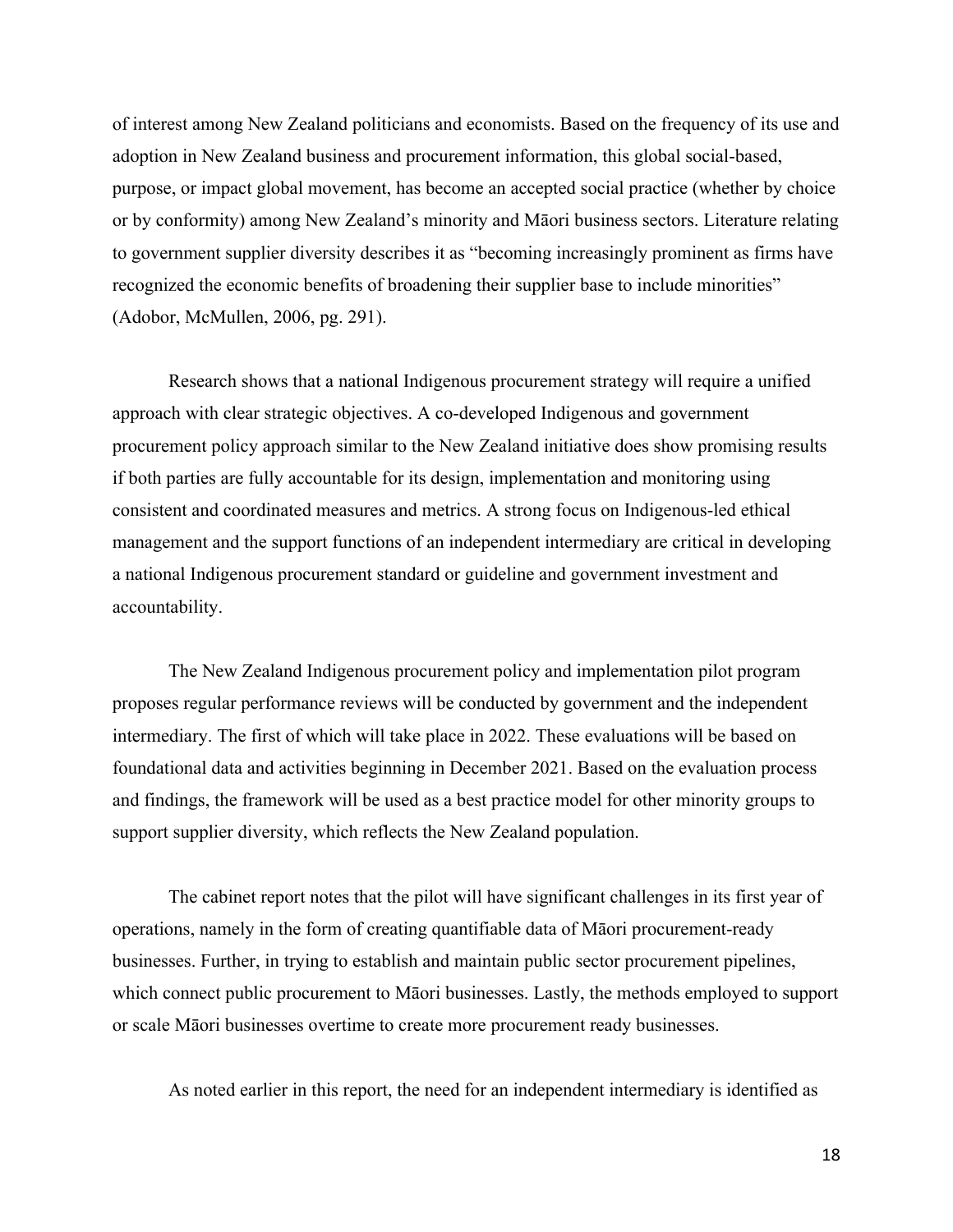of interest among New Zealand politicians and economists. Based on the frequency of its use and adoption in New Zealand business and procurement information, this global social-based, purpose, or impact global movement, has become an accepted social practice (whether by choice or by conformity) among New Zealand's minority and Māori business sectors. Literature relating to government supplier diversity describes it as "becoming increasingly prominent as firms have recognized the economic benefits of broadening their supplier base to include minorities" (Adobor, McMullen, 2006, pg. 291).

Research shows that a national Indigenous procurement strategy will require a unified approach with clear strategic objectives. A co-developed Indigenous and government procurement policy approach similar to the New Zealand initiative does show promising results if both parties are fully accountable for its design, implementation and monitoring using consistent and coordinated measures and metrics. A strong focus on Indigenous-led ethical management and the support functions of an independent intermediary are critical in developing a national Indigenous procurement standard or guideline and government investment and accountability.

The New Zealand Indigenous procurement policy and implementation pilot program proposes regular performance reviews will be conducted by government and the independent intermediary. The first of which will take place in 2022. These evaluations will be based on foundational data and activities beginning in December 2021. Based on the evaluation process and findings, the framework will be used as a best practice model for other minority groups to support supplier diversity, which reflects the New Zealand population.

The cabinet report notes that the pilot will have significant challenges in its first year of operations, namely in the form of creating quantifiable data of Māori procurement-ready businesses. Further, in trying to establish and maintain public sector procurement pipelines, which connect public procurement to Māori businesses. Lastly, the methods employed to support or scale Māori businesses overtime to create more procurement ready businesses.

As noted earlier in this report, the need for an independent intermediary is identified as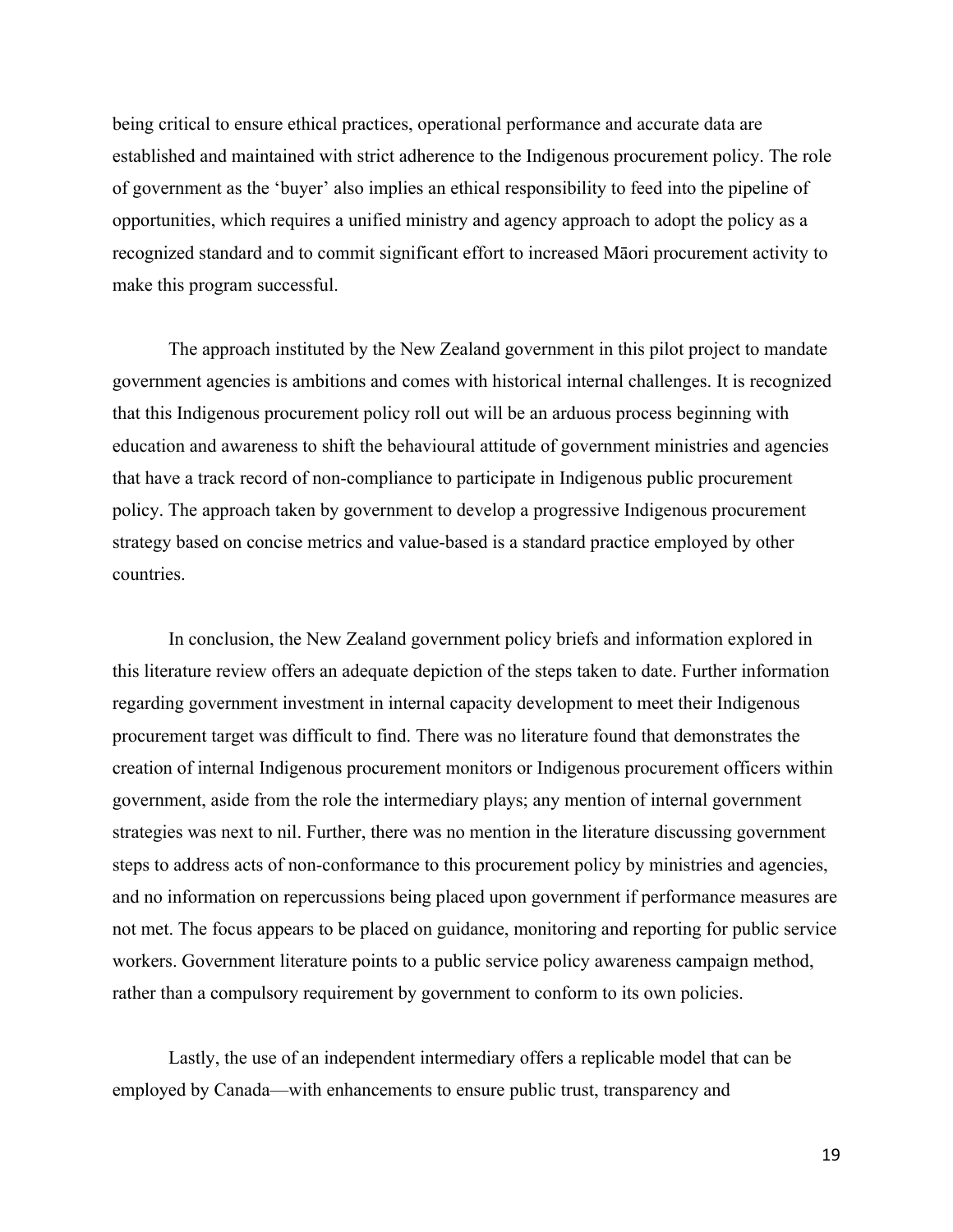being critical to ensure ethical practices, operational performance and accurate data are established and maintained with strict adherence to the Indigenous procurement policy. The role of government as the 'buyer' also implies an ethical responsibility to feed into the pipeline of opportunities, which requires a unified ministry and agency approach to adopt the policy as a recognized standard and to commit significant effort to increased Māori procurement activity to make this program successful.

The approach instituted by the New Zealand government in this pilot project to mandate government agencies is ambitions and comes with historical internal challenges. It is recognized that this Indigenous procurement policy roll out will be an arduous process beginning with education and awareness to shift the behavioural attitude of government ministries and agencies that have a track record of non-compliance to participate in Indigenous public procurement policy. The approach taken by government to develop a progressive Indigenous procurement strategy based on concise metrics and value-based is a standard practice employed by other countries.

In conclusion, the New Zealand government policy briefs and information explored in this literature review offers an adequate depiction of the steps taken to date. Further information regarding government investment in internal capacity development to meet their Indigenous procurement target was difficult to find. There was no literature found that demonstrates the creation of internal Indigenous procurement monitors or Indigenous procurement officers within government, aside from the role the intermediary plays; any mention of internal government strategies was next to nil. Further, there was no mention in the literature discussing government steps to address acts of non-conformance to this procurement policy by ministries and agencies, and no information on repercussions being placed upon government if performance measures are not met. The focus appears to be placed on guidance, monitoring and reporting for public service workers. Government literature points to a public service policy awareness campaign method, rather than a compulsory requirement by government to conform to its own policies.

Lastly, the use of an independent intermediary offers a replicable model that can be employed by Canada—with enhancements to ensure public trust, transparency and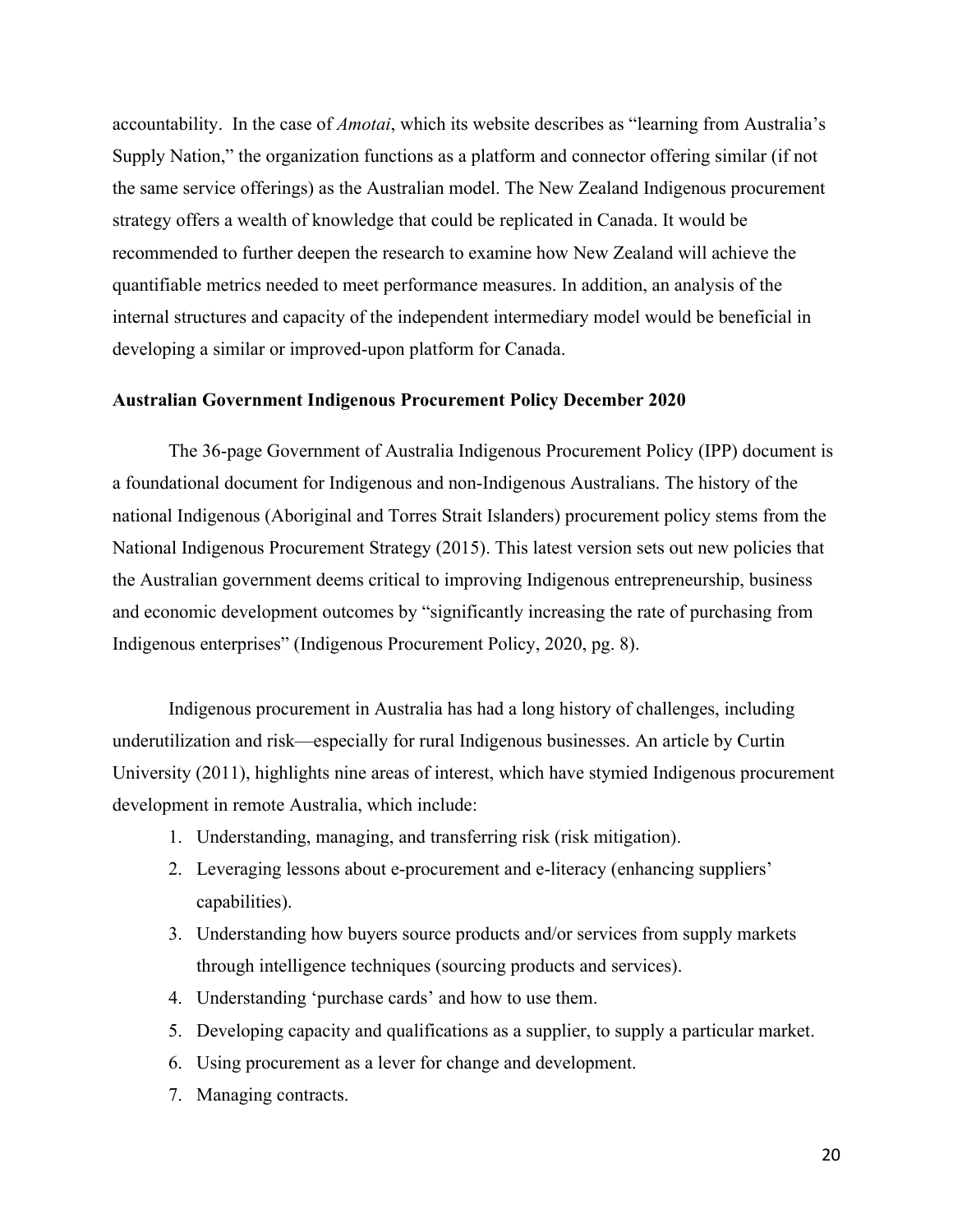accountability. In the case of *Amotai*, which its website describes as "learning from Australia's Supply Nation," the organization functions as a platform and connector offering similar (if not the same service offerings) as the Australian model. The New Zealand Indigenous procurement strategy offers a wealth of knowledge that could be replicated in Canada. It would be recommended to further deepen the research to examine how New Zealand will achieve the quantifiable metrics needed to meet performance measures. In addition, an analysis of the internal structures and capacity of the independent intermediary model would be beneficial in developing a similar or improved-upon platform for Canada.

**Australian Government Indigenous Procurement Policy December 2020**

The 36-page Government of Australia Indigenous Procurement Policy (IPP) document is a foundational document for Indigenous and non-Indigenous Australians. The history of the national Indigenous (Aboriginal and Torres Strait Islanders) procurement policy stems from the National Indigenous Procurement Strategy (2015). This latest version sets out new policies that the Australian government deems critical to improving Indigenous entrepreneurship, business and economic development outcomes by "significantly increasing the rate of purchasing from Indigenous enterprises" (Indigenous Procurement Policy, 2020, pg. 8).

Indigenous procurement in Australia has had a long history of challenges, including underutilization and risk—especially for rural Indigenous businesses. An article by Curtin University (2011), highlights nine areas of interest, which have stymied Indigenous procurement development in remote Australia, which include:

1. Understanding, managing, and transferring risk (risk mitigation).
2. Leveraging lessons about e-procurement and e-literacy (enhancing suppliers' capabilities).
3. Understanding how buyers source products and/or services from supply markets through intelligence techniques (sourcing products and services).
4. Understanding 'purchase cards' and how to use them.
5. Developing capacity and qualifications as a supplier, to supply a particular market.
6. Using procurement as a lever for change and development.
7. Managing contracts.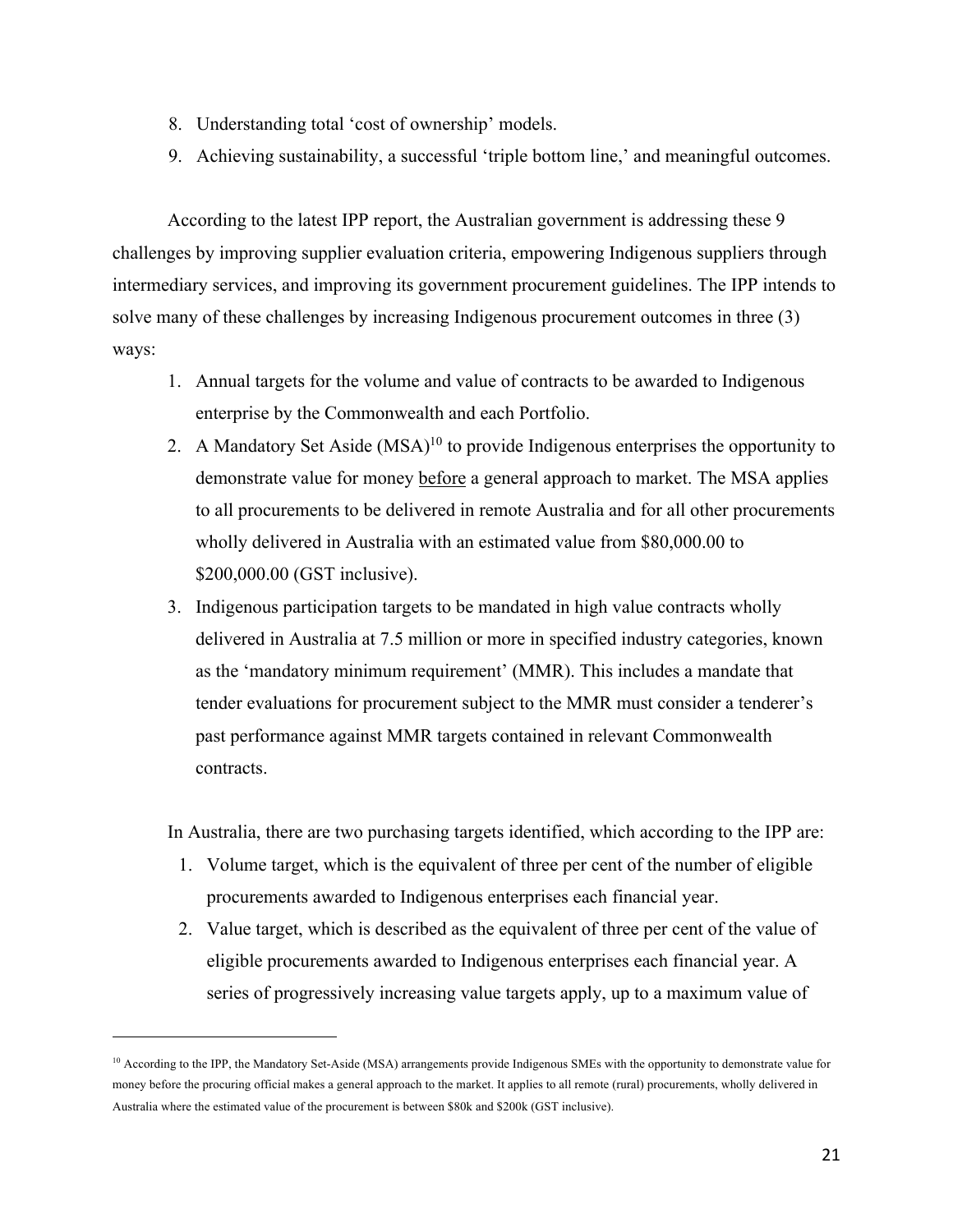8. Understanding total 'cost of ownership' models.
9. Achieving sustainability, a successful 'triple bottom line,' and meaningful outcomes.

According to the latest IPP report, the Australian government is addressing these 9 challenges by improving supplier evaluation criteria, empowering Indigenous suppliers through intermediary services, and improving its government procurement guidelines. The IPP intends to solve many of these challenges by increasing Indigenous procurement outcomes in three (3) ways:

1. Annual targets for the volume and value of contracts to be awarded to Indigenous enterprise by the Commonwealth and each Portfolio.
2. A Mandatory Set Aside (MSA)[10] to provide Indigenous enterprises the opportunity to demonstrate value for money <u>before</u> a general approach to market. The MSA applies to all procurements to be delivered in remote Australia and for all other procurements wholly delivered in Australia with an estimated value from $80,000.00 to $200,000.00 (GST inclusive).
3. Indigenous participation targets to be mandated in high value contracts wholly delivered in Australia at 7.5 million or more in specified industry categories, known as the 'mandatory minimum requirement' (MMR). This includes a mandate that tender evaluations for procurement subject to the MMR must consider a tenderer's past performance against MMR targets contained in relevant Commonwealth contracts.

In Australia, there are two purchasing targets identified, which according to the IPP are:

1. Volume target, which is the equivalent of three per cent of the number of eligible procurements awarded to Indigenous enterprises each financial year.
2. Value target, which is described as the equivalent of three per cent of the value of eligible procurements awarded to Indigenous enterprises each financial year. A series of progressively increasing value targets apply, up to a maximum value of

[10] According to the IPP, the Mandatory Set-Aside (MSA) arrangements provide Indigenous SMEs with the opportunity to demonstrate value for money before the procuring official makes a general approach to the market. It applies to all remote (rural) procurements, wholly delivered in Australia where the estimated value of the procurement is between $80k and $200k (GST inclusive).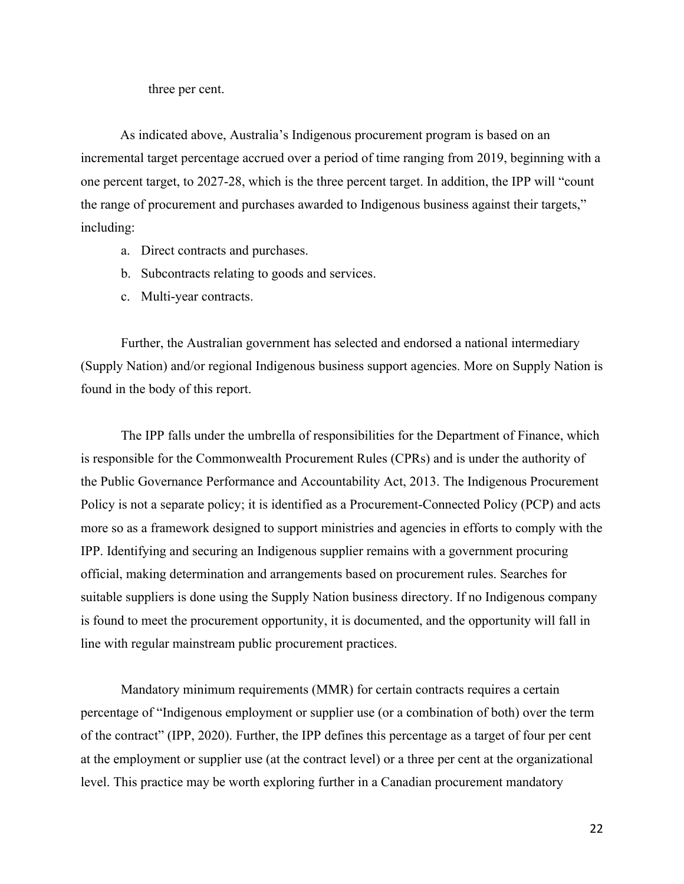three per cent.

As indicated above, Australia's Indigenous procurement program is based on an incremental target percentage accrued over a period of time ranging from 2019, beginning with a one percent target, to 2027-28, which is the three percent target. In addition, the IPP will "count the range of procurement and purchases awarded to Indigenous business against their targets," including:

a. Direct contracts and purchases.
b. Subcontracts relating to goods and services.
c. Multi-year contracts.

Further, the Australian government has selected and endorsed a national intermediary (Supply Nation) and/or regional Indigenous business support agencies. More on Supply Nation is found in the body of this report.

The IPP falls under the umbrella of responsibilities for the Department of Finance, which is responsible for the Commonwealth Procurement Rules (CPRs) and is under the authority of the Public Governance Performance and Accountability Act, 2013. The Indigenous Procurement Policy is not a separate policy; it is identified as a Procurement-Connected Policy (PCP) and acts more so as a framework designed to support ministries and agencies in efforts to comply with the IPP. Identifying and securing an Indigenous supplier remains with a government procuring official, making determination and arrangements based on procurement rules. Searches for suitable suppliers is done using the Supply Nation business directory. If no Indigenous company is found to meet the procurement opportunity, it is documented, and the opportunity will fall in line with regular mainstream public procurement practices.

Mandatory minimum requirements (MMR) for certain contracts requires a certain percentage of "Indigenous employment or supplier use (or a combination of both) over the term of the contract" (IPP, 2020). Further, the IPP defines this percentage as a target of four per cent at the employment or supplier use (at the contract level) or a three per cent at the organizational level. This practice may be worth exploring further in a Canadian procurement mandatory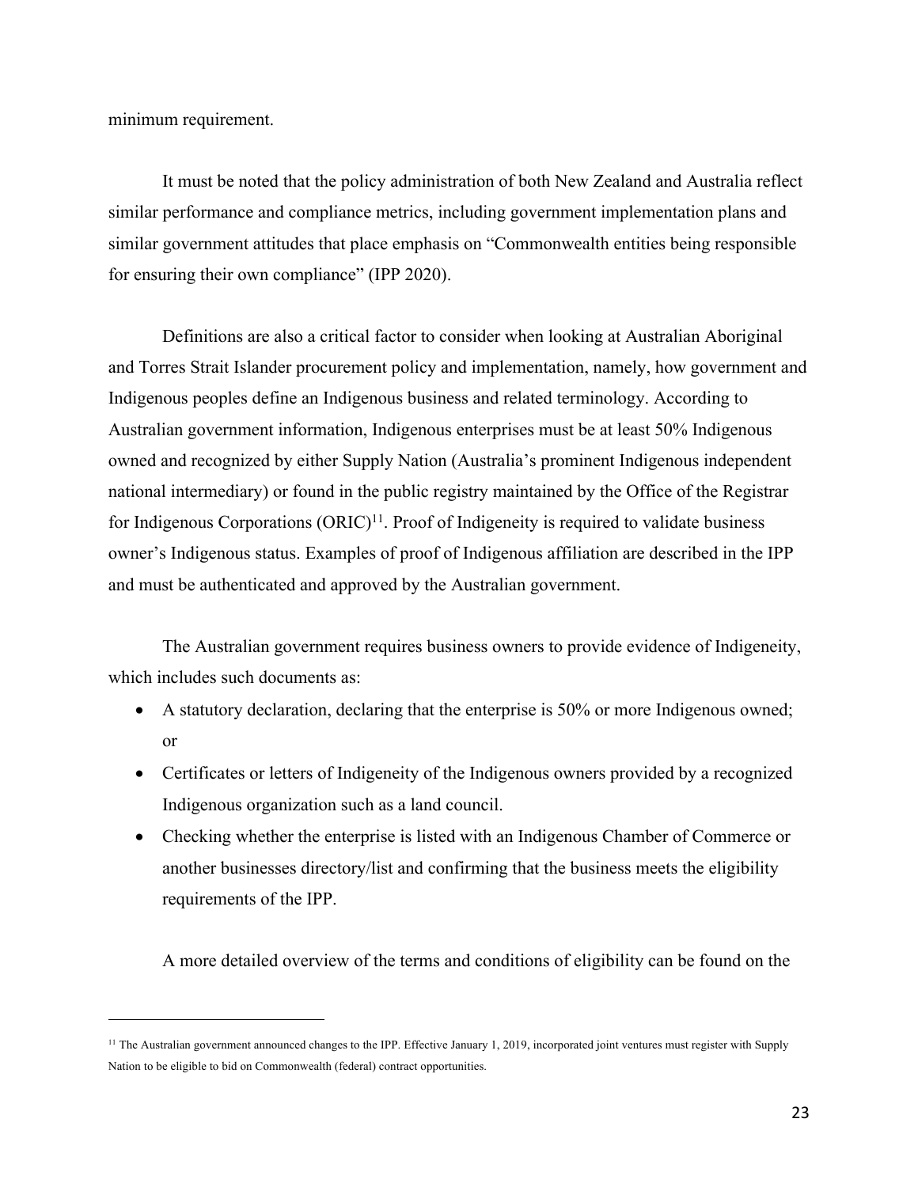minimum requirement.

It must be noted that the policy administration of both New Zealand and Australia reflect similar performance and compliance metrics, including government implementation plans and similar government attitudes that place emphasis on "Commonwealth entities being responsible for ensuring their own compliance" (IPP 2020).

Definitions are also a critical factor to consider when looking at Australian Aboriginal and Torres Strait Islander procurement policy and implementation, namely, how government and Indigenous peoples define an Indigenous business and related terminology. According to Australian government information, Indigenous enterprises must be at least 50% Indigenous owned and recognized by either Supply Nation (Australia's prominent Indigenous independent national intermediary) or found in the public registry maintained by the Office of the Registrar for Indigenous Corporations (ORIC)[11]. Proof of Indigeneity is required to validate business owner's Indigenous status. Examples of proof of Indigenous affiliation are described in the IPP and must be authenticated and approved by the Australian government.

The Australian government requires business owners to provide evidence of Indigeneity, which includes such documents as:

- A statutory declaration, declaring that the enterprise is 50% or more Indigenous owned; or
- Certificates or letters of Indigeneity of the Indigenous owners provided by a recognized Indigenous organization such as a land council.
- Checking whether the enterprise is listed with an Indigenous Chamber of Commerce or another businesses directory/list and confirming that the business meets the eligibility requirements of the IPP.

A more detailed overview of the terms and conditions of eligibility can be found on the

---

[11] The Australian government announced changes to the IPP. Effective January 1, 2019, incorporated joint ventures must register with Supply Nation to be eligible to bid on Commonwealth (federal) contract opportunities.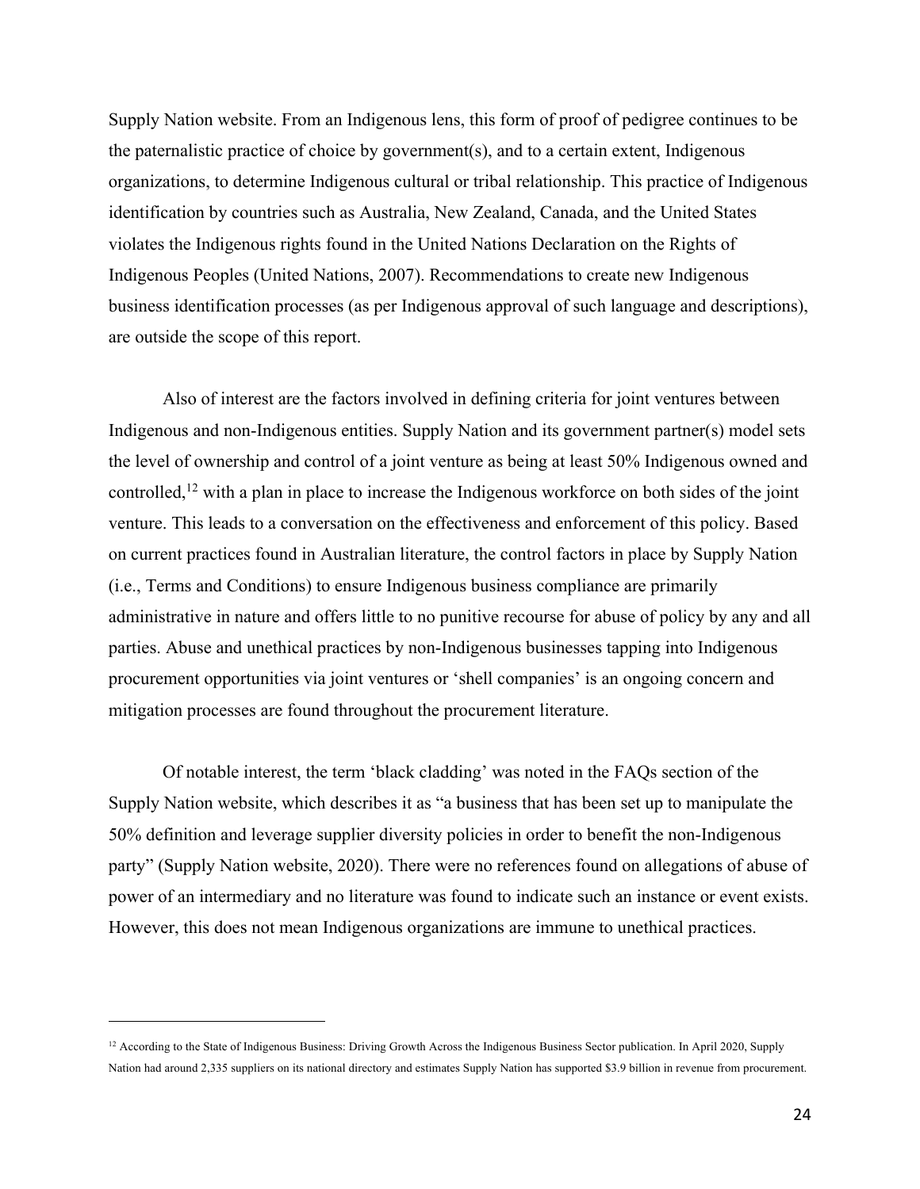Supply Nation website. From an Indigenous lens, this form of proof of pedigree continues to be the paternalistic practice of choice by government(s), and to a certain extent, Indigenous organizations, to determine Indigenous cultural or tribal relationship. This practice of Indigenous identification by countries such as Australia, New Zealand, Canada, and the United States violates the Indigenous rights found in the United Nations Declaration on the Rights of Indigenous Peoples (United Nations, 2007). Recommendations to create new Indigenous business identification processes (as per Indigenous approval of such language and descriptions), are outside the scope of this report.

Also of interest are the factors involved in defining criteria for joint ventures between Indigenous and non-Indigenous entities. Supply Nation and its government partner(s) model sets the level of ownership and control of a joint venture as being at least 50% Indigenous owned and controlled,[12] with a plan in place to increase the Indigenous workforce on both sides of the joint venture. This leads to a conversation on the effectiveness and enforcement of this policy. Based on current practices found in Australian literature, the control factors in place by Supply Nation (i.e., Terms and Conditions) to ensure Indigenous business compliance are primarily administrative in nature and offers little to no punitive recourse for abuse of policy by any and all parties. Abuse and unethical practices by non-Indigenous businesses tapping into Indigenous procurement opportunities via joint ventures or 'shell companies' is an ongoing concern and mitigation processes are found throughout the procurement literature.

Of notable interest, the term 'black cladding' was noted in the FAQs section of the Supply Nation website, which describes it as "a business that has been set up to manipulate the 50% definition and leverage supplier diversity policies in order to benefit the non-Indigenous party" (Supply Nation website, 2020). There were no references found on allegations of abuse of power of an intermediary and no literature was found to indicate such an instance or event exists. However, this does not mean Indigenous organizations are immune to unethical practices.

---

[12] According to the State of Indigenous Business: Driving Growth Across the Indigenous Business Sector publication. In April 2020, Supply Nation had around 2,335 suppliers on its national directory and estimates Supply Nation has supported $3.9 billion in revenue from procurement.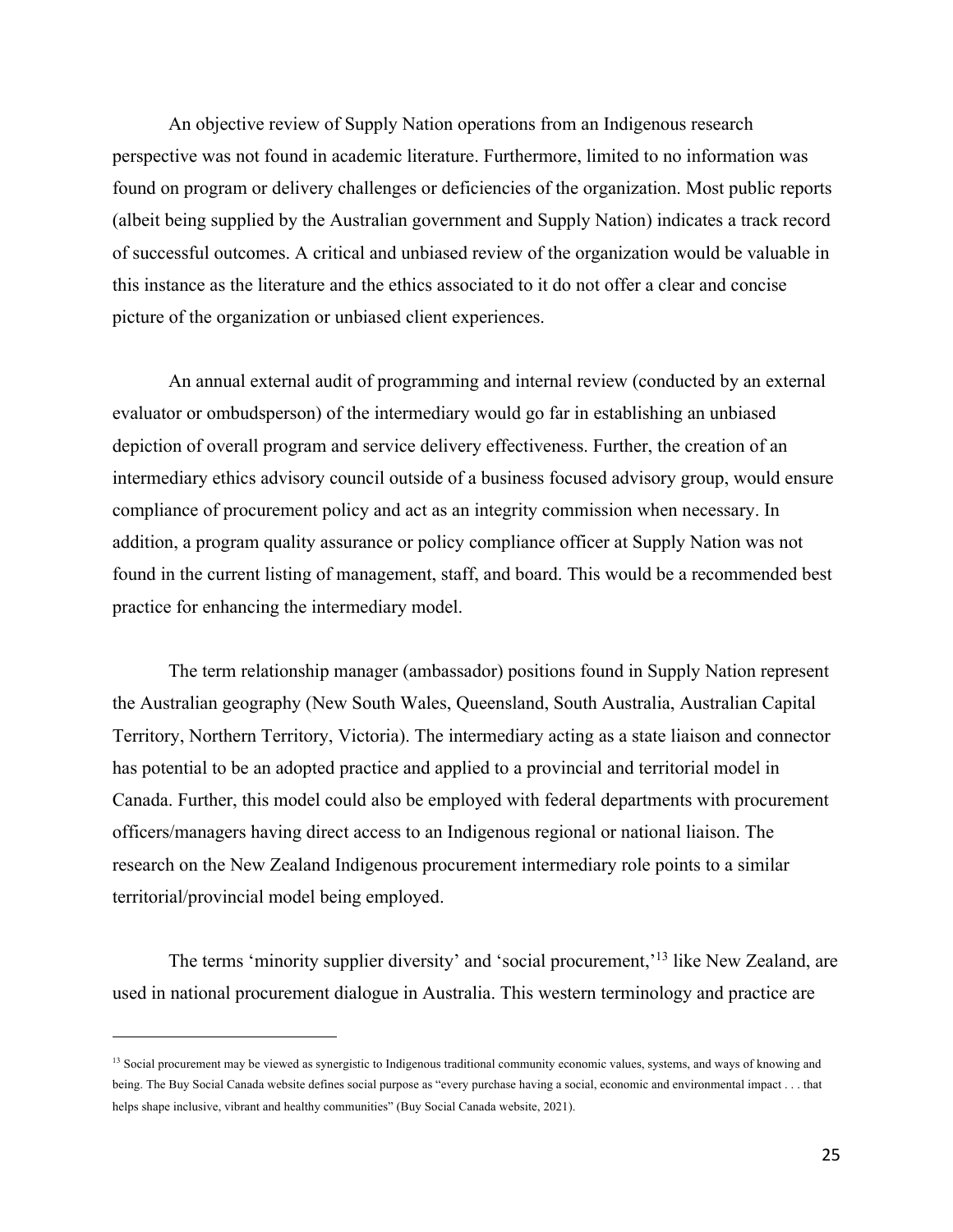An objective review of Supply Nation operations from an Indigenous research perspective was not found in academic literature. Furthermore, limited to no information was found on program or delivery challenges or deficiencies of the organization. Most public reports (albeit being supplied by the Australian government and Supply Nation) indicates a track record of successful outcomes. A critical and unbiased review of the organization would be valuable in this instance as the literature and the ethics associated to it do not offer a clear and concise picture of the organization or unbiased client experiences.

An annual external audit of programming and internal review (conducted by an external evaluator or ombudsperson) of the intermediary would go far in establishing an unbiased depiction of overall program and service delivery effectiveness. Further, the creation of an intermediary ethics advisory council outside of a business focused advisory group, would ensure compliance of procurement policy and act as an integrity commission when necessary. In addition, a program quality assurance or policy compliance officer at Supply Nation was not found in the current listing of management, staff, and board. This would be a recommended best practice for enhancing the intermediary model.

The term relationship manager (ambassador) positions found in Supply Nation represent the Australian geography (New South Wales, Queensland, South Australia, Australian Capital Territory, Northern Territory, Victoria). The intermediary acting as a state liaison and connector has potential to be an adopted practice and applied to a provincial and territorial model in Canada. Further, this model could also be employed with federal departments with procurement officers/managers having direct access to an Indigenous regional or national liaison. The research on the New Zealand Indigenous procurement intermediary role points to a similar territorial/provincial model being employed.

The terms 'minority supplier diversity' and 'social procurement,'[13] like New Zealand, are used in national procurement dialogue in Australia. This western terminology and practice are

[13] Social procurement may be viewed as synergistic to Indigenous traditional community economic values, systems, and ways of knowing and being. The Buy Social Canada website defines social purpose as "every purchase having a social, economic and environmental impact . . . that helps shape inclusive, vibrant and healthy communities" (Buy Social Canada website, 2021).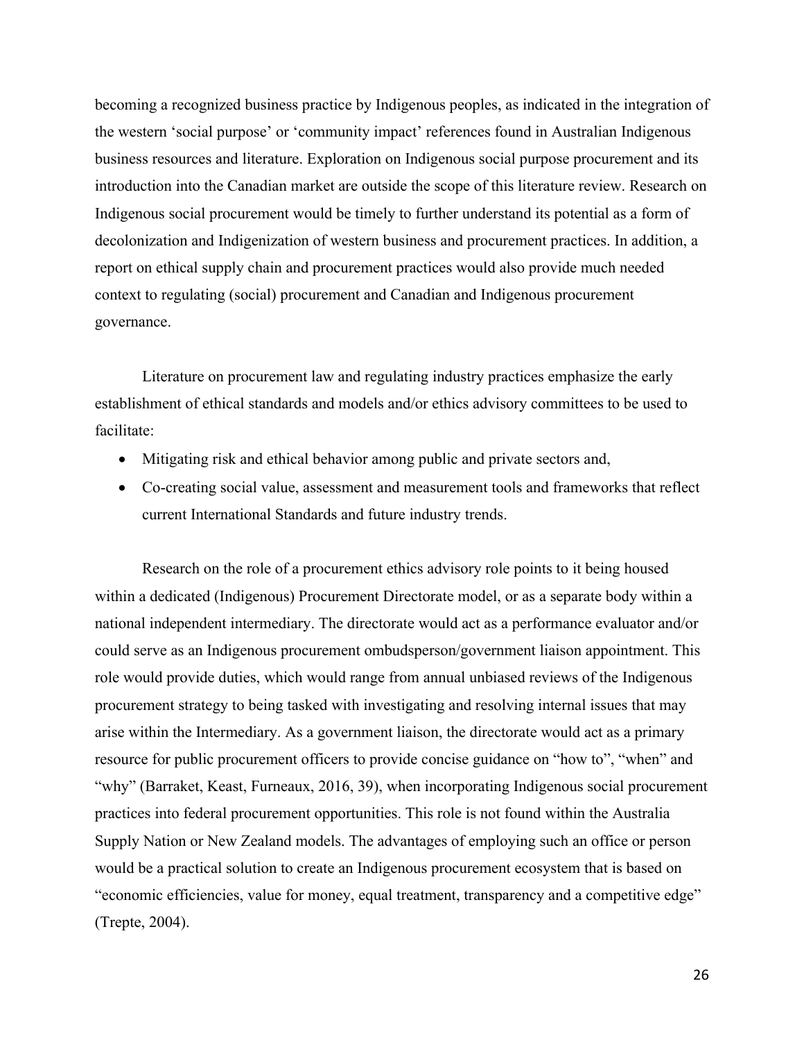becoming a recognized business practice by Indigenous peoples, as indicated in the integration of the western 'social purpose' or 'community impact' references found in Australian Indigenous business resources and literature. Exploration on Indigenous social purpose procurement and its introduction into the Canadian market are outside the scope of this literature review. Research on Indigenous social procurement would be timely to further understand its potential as a form of decolonization and Indigenization of western business and procurement practices. In addition, a report on ethical supply chain and procurement practices would also provide much needed context to regulating (social) procurement and Canadian and Indigenous procurement governance.

Literature on procurement law and regulating industry practices emphasize the early establishment of ethical standards and models and/or ethics advisory committees to be used to facilitate:

- Mitigating risk and ethical behavior among public and private sectors and,
- Co-creating social value, assessment and measurement tools and frameworks that reflect current International Standards and future industry trends.

Research on the role of a procurement ethics advisory role points to it being housed within a dedicated (Indigenous) Procurement Directorate model, or as a separate body within a national independent intermediary. The directorate would act as a performance evaluator and/or could serve as an Indigenous procurement ombudsperson/government liaison appointment. This role would provide duties, which would range from annual unbiased reviews of the Indigenous procurement strategy to being tasked with investigating and resolving internal issues that may arise within the Intermediary. As a government liaison, the directorate would act as a primary resource for public procurement officers to provide concise guidance on "how to", "when" and "why" (Barraket, Keast, Furneaux, 2016, 39), when incorporating Indigenous social procurement practices into federal procurement opportunities. This role is not found within the Australia Supply Nation or New Zealand models. The advantages of employing such an office or person would be a practical solution to create an Indigenous procurement ecosystem that is based on "economic efficiencies, value for money, equal treatment, transparency and a competitive edge" (Trepte, 2004).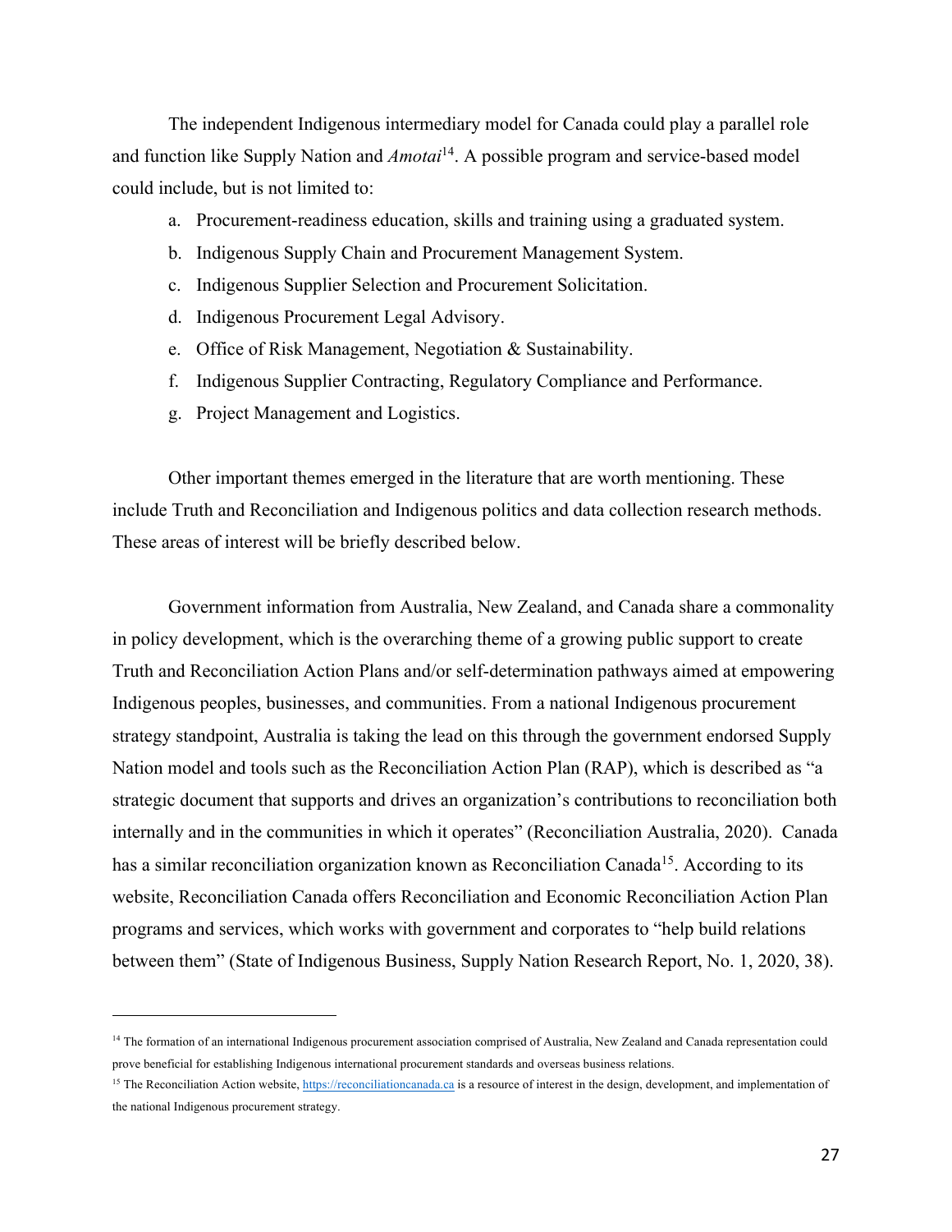The independent Indigenous intermediary model for Canada could play a parallel role and function like Supply Nation and *Amotai*[14]. A possible program and service-based model could include, but is not limited to:

a. Procurement-readiness education, skills and training using a graduated system.
b. Indigenous Supply Chain and Procurement Management System.
c. Indigenous Supplier Selection and Procurement Solicitation.
d. Indigenous Procurement Legal Advisory.
e. Office of Risk Management, Negotiation & Sustainability.
f. Indigenous Supplier Contracting, Regulatory Compliance and Performance.
g. Project Management and Logistics.

Other important themes emerged in the literature that are worth mentioning. These include Truth and Reconciliation and Indigenous politics and data collection research methods. These areas of interest will be briefly described below.

Government information from Australia, New Zealand, and Canada share a commonality in policy development, which is the overarching theme of a growing public support to create Truth and Reconciliation Action Plans and/or self-determination pathways aimed at empowering Indigenous peoples, businesses, and communities. From a national Indigenous procurement strategy standpoint, Australia is taking the lead on this through the government endorsed Supply Nation model and tools such as the Reconciliation Action Plan (RAP), which is described as "a strategic document that supports and drives an organization's contributions to reconciliation both internally and in the communities in which it operates" (Reconciliation Australia, 2020). Canada has a similar reconciliation organization known as Reconciliation Canada[15]. According to its website, Reconciliation Canada offers Reconciliation and Economic Reconciliation Action Plan programs and services, which works with government and corporates to "help build relations between them" (State of Indigenous Business, Supply Nation Research Report, No. 1, 2020, 38).

---

[14] The formation of an international Indigenous procurement association comprised of Australia, New Zealand and Canada representation could prove beneficial for establishing Indigenous international procurement standards and overseas business relations.

[15] The Reconciliation Action website, https://reconciliationcanada.ca is a resource of interest in the design, development, and implementation of the national Indigenous procurement strategy.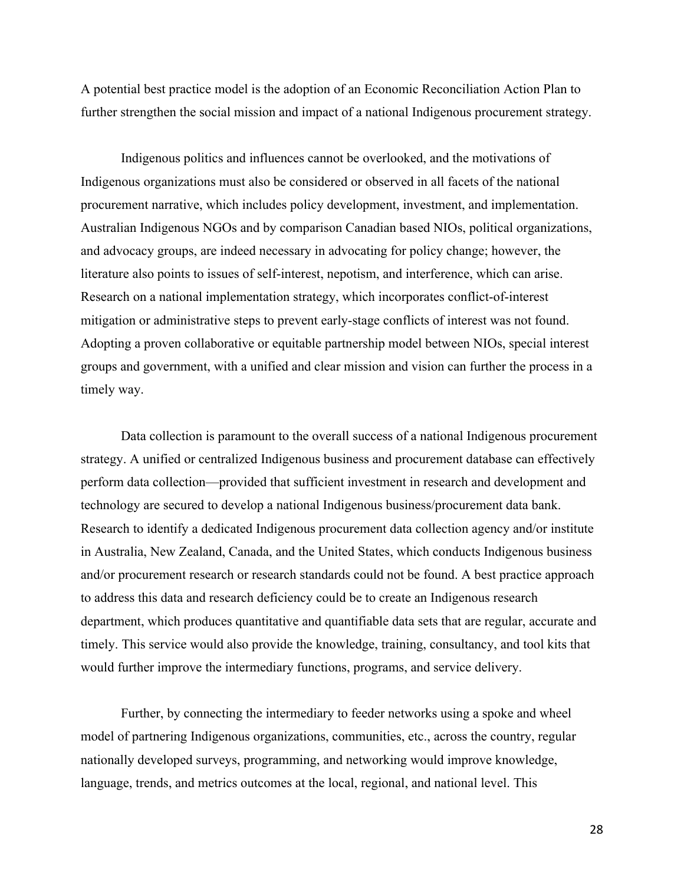A potential best practice model is the adoption of an Economic Reconciliation Action Plan to further strengthen the social mission and impact of a national Indigenous procurement strategy.

Indigenous politics and influences cannot be overlooked, and the motivations of Indigenous organizations must also be considered or observed in all facets of the national procurement narrative, which includes policy development, investment, and implementation. Australian Indigenous NGOs and by comparison Canadian based NIOs, political organizations, and advocacy groups, are indeed necessary in advocating for policy change; however, the literature also points to issues of self-interest, nepotism, and interference, which can arise. Research on a national implementation strategy, which incorporates conflict-of-interest mitigation or administrative steps to prevent early-stage conflicts of interest was not found. Adopting a proven collaborative or equitable partnership model between NIOs, special interest groups and government, with a unified and clear mission and vision can further the process in a timely way.

Data collection is paramount to the overall success of a national Indigenous procurement strategy. A unified or centralized Indigenous business and procurement database can effectively perform data collection—provided that sufficient investment in research and development and technology are secured to develop a national Indigenous business/procurement data bank. Research to identify a dedicated Indigenous procurement data collection agency and/or institute in Australia, New Zealand, Canada, and the United States, which conducts Indigenous business and/or procurement research or research standards could not be found. A best practice approach to address this data and research deficiency could be to create an Indigenous research department, which produces quantitative and quantifiable data sets that are regular, accurate and timely. This service would also provide the knowledge, training, consultancy, and tool kits that would further improve the intermediary functions, programs, and service delivery.

Further, by connecting the intermediary to feeder networks using a spoke and wheel model of partnering Indigenous organizations, communities, etc., across the country, regular nationally developed surveys, programming, and networking would improve knowledge, language, trends, and metrics outcomes at the local, regional, and national level. This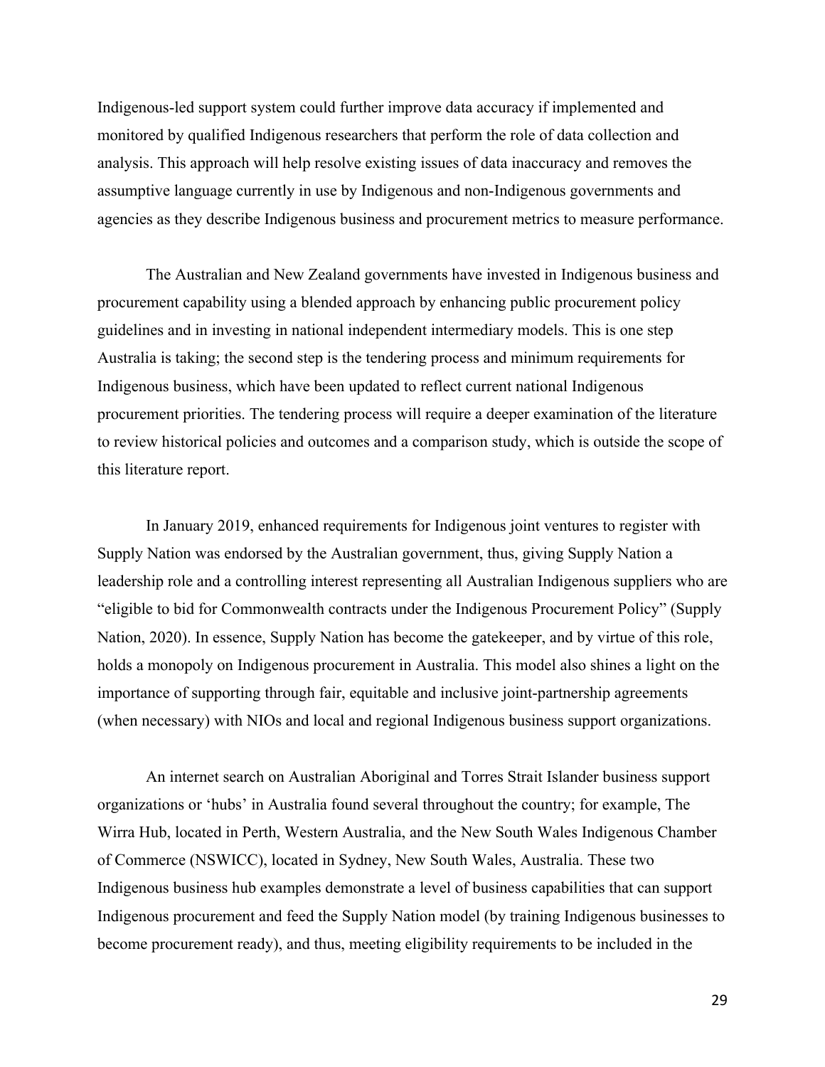Indigenous-led support system could further improve data accuracy if implemented and monitored by qualified Indigenous researchers that perform the role of data collection and analysis. This approach will help resolve existing issues of data inaccuracy and removes the assumptive language currently in use by Indigenous and non-Indigenous governments and agencies as they describe Indigenous business and procurement metrics to measure performance.

The Australian and New Zealand governments have invested in Indigenous business and procurement capability using a blended approach by enhancing public procurement policy guidelines and in investing in national independent intermediary models. This is one step Australia is taking; the second step is the tendering process and minimum requirements for Indigenous business, which have been updated to reflect current national Indigenous procurement priorities. The tendering process will require a deeper examination of the literature to review historical policies and outcomes and a comparison study, which is outside the scope of this literature report.

In January 2019, enhanced requirements for Indigenous joint ventures to register with Supply Nation was endorsed by the Australian government, thus, giving Supply Nation a leadership role and a controlling interest representing all Australian Indigenous suppliers who are "eligible to bid for Commonwealth contracts under the Indigenous Procurement Policy" (Supply Nation, 2020). In essence, Supply Nation has become the gatekeeper, and by virtue of this role, holds a monopoly on Indigenous procurement in Australia. This model also shines a light on the importance of supporting through fair, equitable and inclusive joint-partnership agreements (when necessary) with NIOs and local and regional Indigenous business support organizations.

An internet search on Australian Aboriginal and Torres Strait Islander business support organizations or 'hubs' in Australia found several throughout the country; for example, The Wirra Hub, located in Perth, Western Australia, and the New South Wales Indigenous Chamber of Commerce (NSWICC), located in Sydney, New South Wales, Australia. These two Indigenous business hub examples demonstrate a level of business capabilities that can support Indigenous procurement and feed the Supply Nation model (by training Indigenous businesses to become procurement ready), and thus, meeting eligibility requirements to be included in the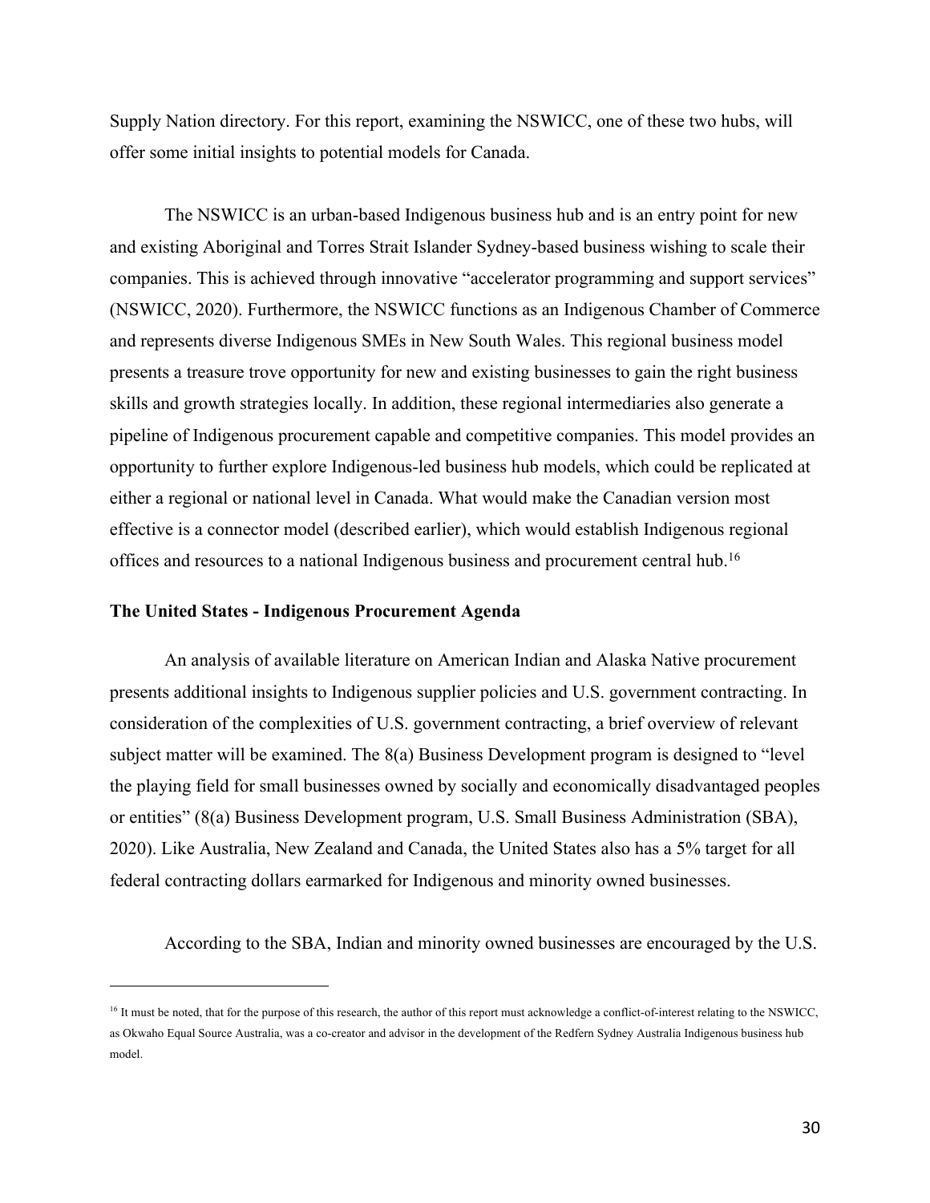Supply Nation directory. For this report, examining the NSWICC, one of these two hubs, will offer some initial insights to potential models for Canada.

The NSWICC is an urban-based Indigenous business hub and is an entry point for new and existing Aboriginal and Torres Strait Islander Sydney-based business wishing to scale their companies. This is achieved through innovative "accelerator programming and support services" (NSWICC, 2020). Furthermore, the NSWICC functions as an Indigenous Chamber of Commerce and represents diverse Indigenous SMEs in New South Wales. This regional business model presents a treasure trove opportunity for new and existing businesses to gain the right business skills and growth strategies locally. In addition, these regional intermediaries also generate a pipeline of Indigenous procurement capable and competitive companies. This model provides an opportunity to further explore Indigenous-led business hub models, which could be replicated at either a regional or national level in Canada. What would make the Canadian version most effective is a connector model (described earlier), which would establish Indigenous regional offices and resources to a national Indigenous business and procurement central hub.[16]

**The United States - Indigenous Procurement Agenda**

An analysis of available literature on American Indian and Alaska Native procurement presents additional insights to Indigenous supplier policies and U.S. government contracting. In consideration of the complexities of U.S. government contracting, a brief overview of relevant subject matter will be examined. The 8(a) Business Development program is designed to "level the playing field for small businesses owned by socially and economically disadvantaged peoples or entities" (8(a) Business Development program, U.S. Small Business Administration (SBA), 2020). Like Australia, New Zealand and Canada, the United States also has a 5% target for all federal contracting dollars earmarked for Indigenous and minority owned businesses.

According to the SBA, Indian and minority owned businesses are encouraged by the U.S.

---

[16] It must be noted, that for the purpose of this research, the author of this report must acknowledge a conflict-of-interest relating to the NSWICC, as Okwaho Equal Source Australia, was a co-creator and advisor in the development of the Redfern Sydney Australia Indigenous business hub model.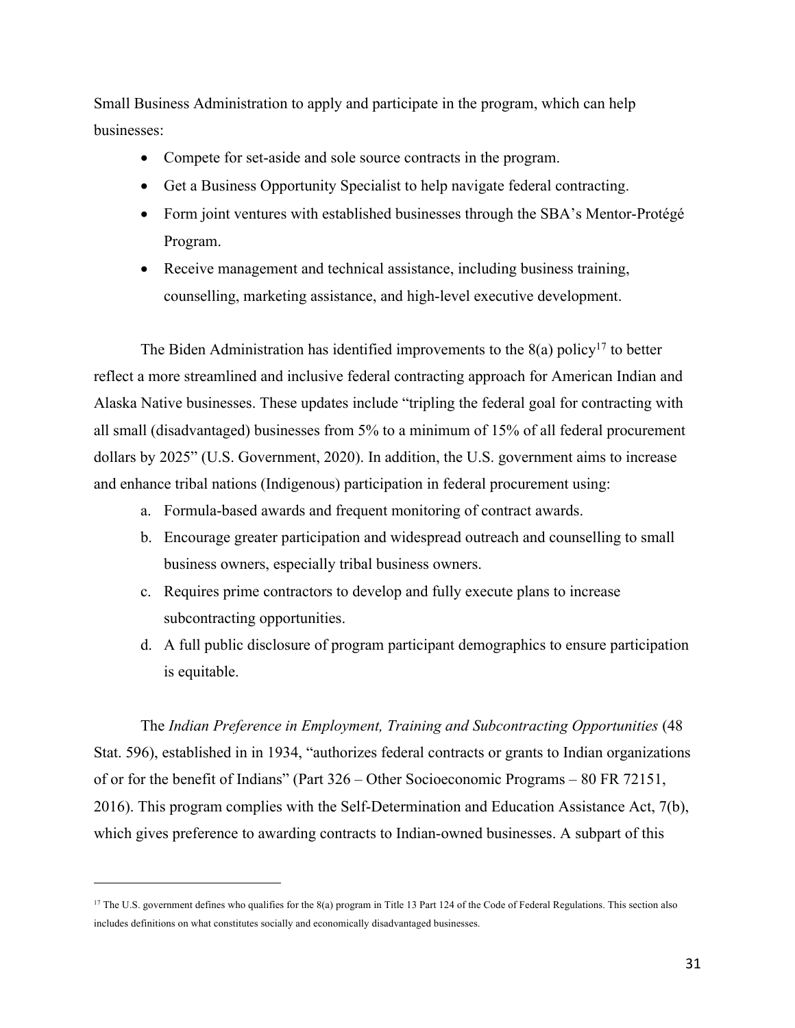Small Business Administration to apply and participate in the program, which can help businesses:

- Compete for set-aside and sole source contracts in the program.
- Get a Business Opportunity Specialist to help navigate federal contracting.
- Form joint ventures with established businesses through the SBA's Mentor-Protégé Program.
- Receive management and technical assistance, including business training, counselling, marketing assistance, and high-level executive development.

The Biden Administration has identified improvements to the 8(a) policy[17] to better reflect a more streamlined and inclusive federal contracting approach for American Indian and Alaska Native businesses. These updates include "tripling the federal goal for contracting with all small (disadvantaged) businesses from 5% to a minimum of 15% of all federal procurement dollars by 2025" (U.S. Government, 2020). In addition, the U.S. government aims to increase and enhance tribal nations (Indigenous) participation in federal procurement using:

a. Formula-based awards and frequent monitoring of contract awards.
b. Encourage greater participation and widespread outreach and counselling to small business owners, especially tribal business owners.
c. Requires prime contractors to develop and fully execute plans to increase subcontracting opportunities.
d. A full public disclosure of program participant demographics to ensure participation is equitable.

The *Indian Preference in Employment, Training and Subcontracting Opportunities* (48 Stat. 596), established in in 1934, "authorizes federal contracts or grants to Indian organizations of or for the benefit of Indians" (Part 326 – Other Socioeconomic Programs – 80 FR 72151, 2016). This program complies with the Self-Determination and Education Assistance Act, 7(b), which gives preference to awarding contracts to Indian-owned businesses. A subpart of this

[17] The U.S. government defines who qualifies for the 8(a) program in Title 13 Part 124 of the Code of Federal Regulations. This section also includes definitions on what constitutes socially and economically disadvantaged businesses.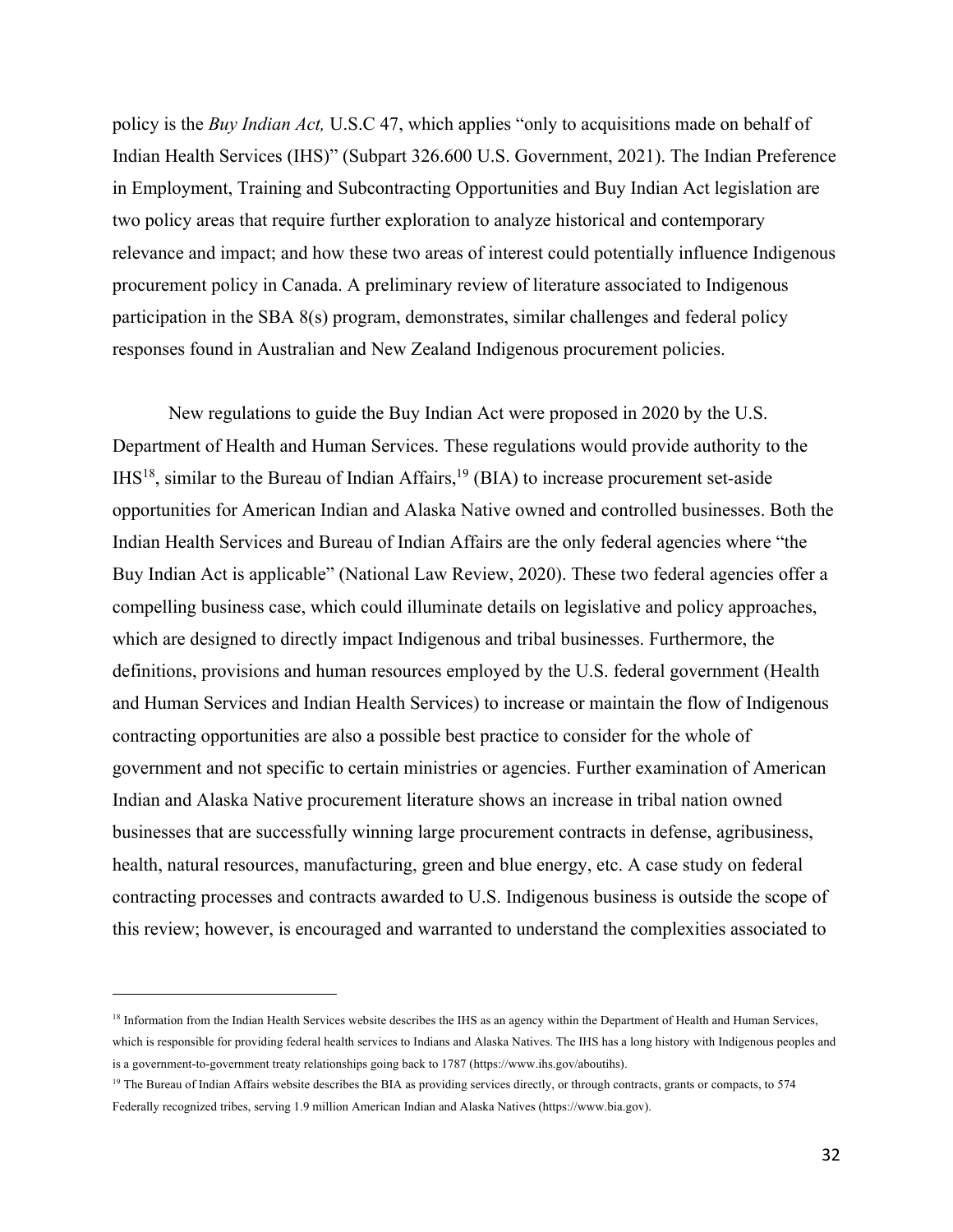policy is the *Buy Indian Act,* U.S.C 47, which applies "only to acquisitions made on behalf of Indian Health Services (IHS)" (Subpart 326.600 U.S. Government, 2021). The Indian Preference in Employment, Training and Subcontracting Opportunities and Buy Indian Act legislation are two policy areas that require further exploration to analyze historical and contemporary relevance and impact; and how these two areas of interest could potentially influence Indigenous procurement policy in Canada. A preliminary review of literature associated to Indigenous participation in the SBA 8(s) program, demonstrates, similar challenges and federal policy responses found in Australian and New Zealand Indigenous procurement policies.

New regulations to guide the Buy Indian Act were proposed in 2020 by the U.S. Department of Health and Human Services. These regulations would provide authority to the IHS[18], similar to the Bureau of Indian Affairs,[19] (BIA) to increase procurement set-aside opportunities for American Indian and Alaska Native owned and controlled businesses. Both the Indian Health Services and Bureau of Indian Affairs are the only federal agencies where "the Buy Indian Act is applicable" (National Law Review, 2020). These two federal agencies offer a compelling business case, which could illuminate details on legislative and policy approaches, which are designed to directly impact Indigenous and tribal businesses. Furthermore, the definitions, provisions and human resources employed by the U.S. federal government (Health and Human Services and Indian Health Services) to increase or maintain the flow of Indigenous contracting opportunities are also a possible best practice to consider for the whole of government and not specific to certain ministries or agencies. Further examination of American Indian and Alaska Native procurement literature shows an increase in tribal nation owned businesses that are successfully winning large procurement contracts in defense, agribusiness, health, natural resources, manufacturing, green and blue energy, etc. A case study on federal contracting processes and contracts awarded to U.S. Indigenous business is outside the scope of this review; however, is encouraged and warranted to understand the complexities associated to

---

[18] Information from the Indian Health Services website describes the IHS as an agency within the Department of Health and Human Services, which is responsible for providing federal health services to Indians and Alaska Natives. The IHS has a long history with Indigenous peoples and is a government-to-government treaty relationships going back to 1787 (https://www.ihs.gov/aboutihs).

[19] The Bureau of Indian Affairs website describes the BIA as providing services directly, or through contracts, grants or compacts, to 574 Federally recognized tribes, serving 1.9 million American Indian and Alaska Natives (https://www.bia.gov).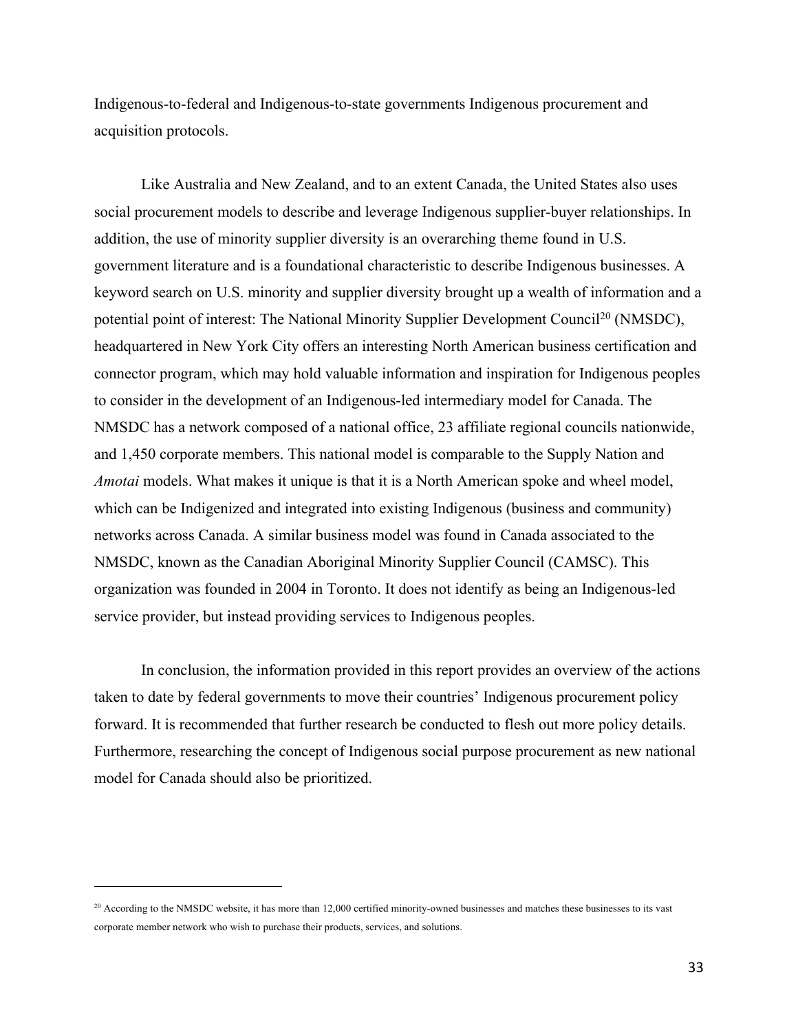Indigenous-to-federal and Indigenous-to-state governments Indigenous procurement and acquisition protocols.

Like Australia and New Zealand, and to an extent Canada, the United States also uses social procurement models to describe and leverage Indigenous supplier-buyer relationships. In addition, the use of minority supplier diversity is an overarching theme found in U.S. government literature and is a foundational characteristic to describe Indigenous businesses. A keyword search on U.S. minority and supplier diversity brought up a wealth of information and a potential point of interest: The National Minority Supplier Development Council[20] (NMSDC), headquartered in New York City offers an interesting North American business certification and connector program, which may hold valuable information and inspiration for Indigenous peoples to consider in the development of an Indigenous-led intermediary model for Canada. The NMSDC has a network composed of a national office, 23 affiliate regional councils nationwide, and 1,450 corporate members. This national model is comparable to the Supply Nation and *Amotai* models. What makes it unique is that it is a North American spoke and wheel model, which can be Indigenized and integrated into existing Indigenous (business and community) networks across Canada. A similar business model was found in Canada associated to the NMSDC, known as the Canadian Aboriginal Minority Supplier Council (CAMSC). This organization was founded in 2004 in Toronto. It does not identify as being an Indigenous-led service provider, but instead providing services to Indigenous peoples.

In conclusion, the information provided in this report provides an overview of the actions taken to date by federal governments to move their countries' Indigenous procurement policy forward. It is recommended that further research be conducted to flesh out more policy details. Furthermore, researching the concept of Indigenous social purpose procurement as new national model for Canada should also be prioritized.

---

[20] According to the NMSDC website, it has more than 12,000 certified minority-owned businesses and matches these businesses to its vast corporate member network who wish to purchase their products, services, and solutions.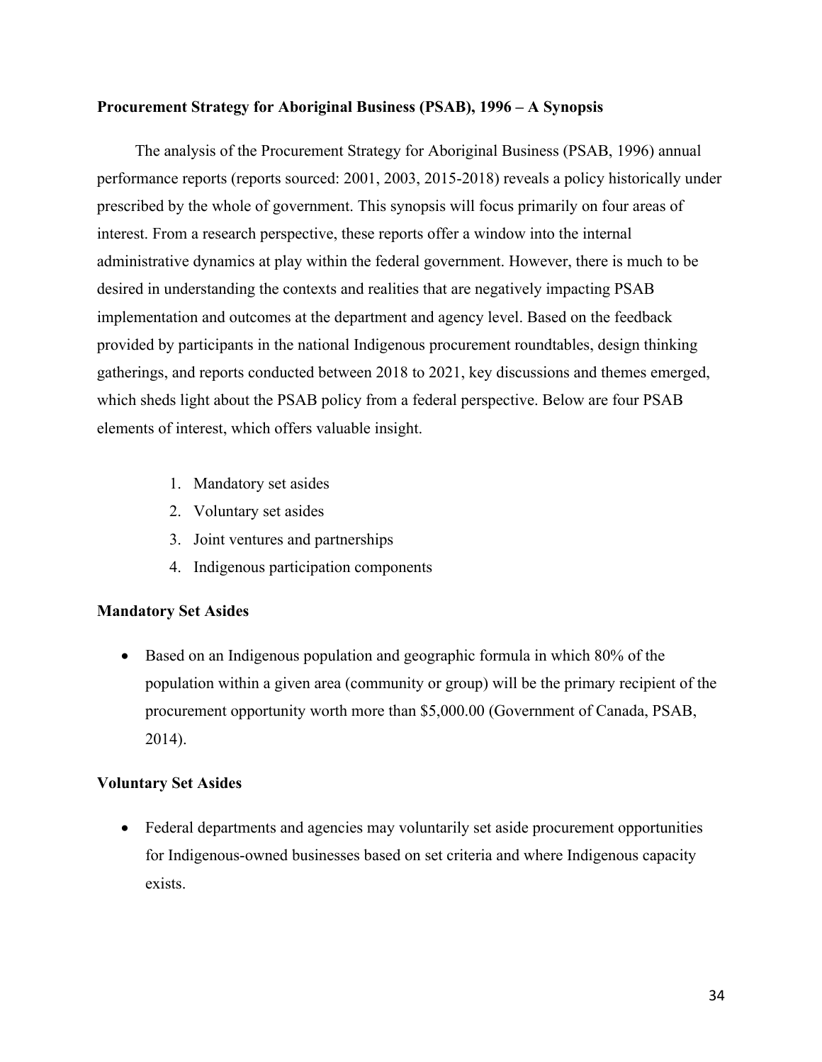**Procurement Strategy for Aboriginal Business (PSAB), 1996 – A Synopsis**

The analysis of the Procurement Strategy for Aboriginal Business (PSAB, 1996) annual performance reports (reports sourced: 2001, 2003, 2015-2018) reveals a policy historically under prescribed by the whole of government. This synopsis will focus primarily on four areas of interest. From a research perspective, these reports offer a window into the internal administrative dynamics at play within the federal government. However, there is much to be desired in understanding the contexts and realities that are negatively impacting PSAB implementation and outcomes at the department and agency level. Based on the feedback provided by participants in the national Indigenous procurement roundtables, design thinking gatherings, and reports conducted between 2018 to 2021, key discussions and themes emerged, which sheds light about the PSAB policy from a federal perspective. Below are four PSAB elements of interest, which offers valuable insight.

1. Mandatory set asides
2. Voluntary set asides
3. Joint ventures and partnerships
4. Indigenous participation components

**Mandatory Set Asides**

- Based on an Indigenous population and geographic formula in which 80% of the population within a given area (community or group) will be the primary recipient of the procurement opportunity worth more than $5,000.00 (Government of Canada, PSAB, 2014).

**Voluntary Set Asides**

- Federal departments and agencies may voluntarily set aside procurement opportunities for Indigenous-owned businesses based on set criteria and where Indigenous capacity exists.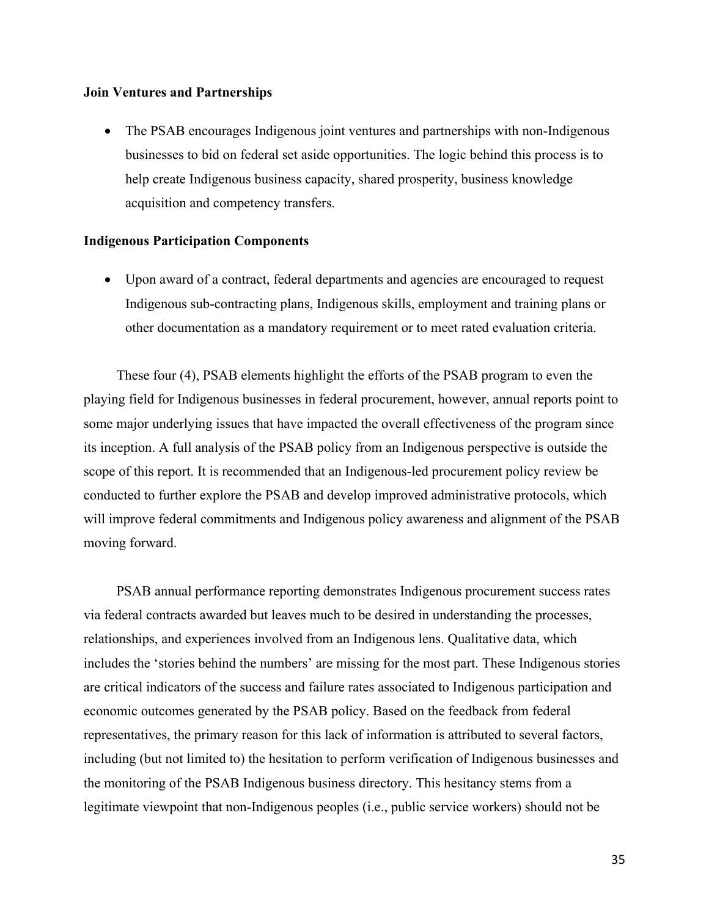**Join Ventures and Partnerships**

- The PSAB encourages Indigenous joint ventures and partnerships with non-Indigenous businesses to bid on federal set aside opportunities. The logic behind this process is to help create Indigenous business capacity, shared prosperity, business knowledge acquisition and competency transfers.

**Indigenous Participation Components**

- Upon award of a contract, federal departments and agencies are encouraged to request Indigenous sub-contracting plans, Indigenous skills, employment and training plans or other documentation as a mandatory requirement or to meet rated evaluation criteria.

These four (4), PSAB elements highlight the efforts of the PSAB program to even the playing field for Indigenous businesses in federal procurement, however, annual reports point to some major underlying issues that have impacted the overall effectiveness of the program since its inception. A full analysis of the PSAB policy from an Indigenous perspective is outside the scope of this report. It is recommended that an Indigenous-led procurement policy review be conducted to further explore the PSAB and develop improved administrative protocols, which will improve federal commitments and Indigenous policy awareness and alignment of the PSAB moving forward.

PSAB annual performance reporting demonstrates Indigenous procurement success rates via federal contracts awarded but leaves much to be desired in understanding the processes, relationships, and experiences involved from an Indigenous lens. Qualitative data, which includes the 'stories behind the numbers' are missing for the most part. These Indigenous stories are critical indicators of the success and failure rates associated to Indigenous participation and economic outcomes generated by the PSAB policy. Based on the feedback from federal representatives, the primary reason for this lack of information is attributed to several factors, including (but not limited to) the hesitation to perform verification of Indigenous businesses and the monitoring of the PSAB Indigenous business directory. This hesitancy stems from a legitimate viewpoint that non-Indigenous peoples (i.e., public service workers) should not be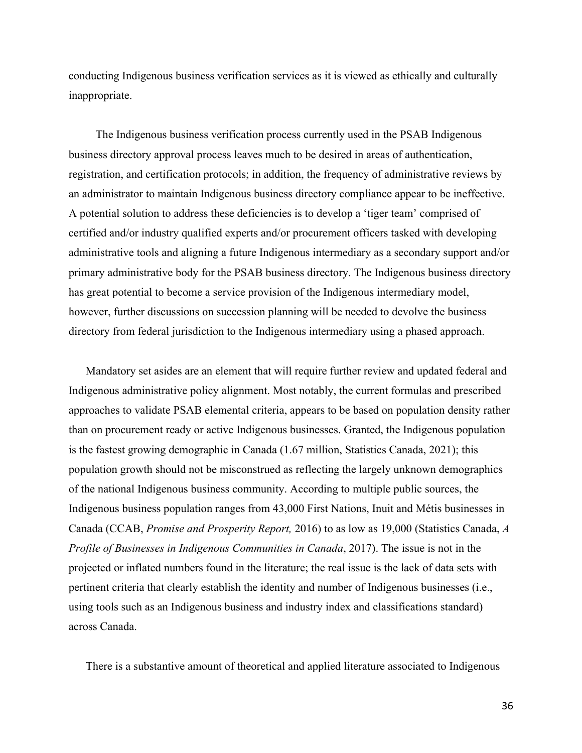conducting Indigenous business verification services as it is viewed as ethically and culturally inappropriate.

The Indigenous business verification process currently used in the PSAB Indigenous business directory approval process leaves much to be desired in areas of authentication, registration, and certification protocols; in addition, the frequency of administrative reviews by an administrator to maintain Indigenous business directory compliance appear to be ineffective. A potential solution to address these deficiencies is to develop a 'tiger team' comprised of certified and/or industry qualified experts and/or procurement officers tasked with developing administrative tools and aligning a future Indigenous intermediary as a secondary support and/or primary administrative body for the PSAB business directory. The Indigenous business directory has great potential to become a service provision of the Indigenous intermediary model, however, further discussions on succession planning will be needed to devolve the business directory from federal jurisdiction to the Indigenous intermediary using a phased approach.

Mandatory set asides are an element that will require further review and updated federal and Indigenous administrative policy alignment. Most notably, the current formulas and prescribed approaches to validate PSAB elemental criteria, appears to be based on population density rather than on procurement ready or active Indigenous businesses. Granted, the Indigenous population is the fastest growing demographic in Canada (1.67 million, Statistics Canada, 2021); this population growth should not be misconstrued as reflecting the largely unknown demographics of the national Indigenous business community. According to multiple public sources, the Indigenous business population ranges from 43,000 First Nations, Inuit and Métis businesses in Canada (CCAB, *Promise and Prosperity Report,* 2016) to as low as 19,000 (Statistics Canada, *A Profile of Businesses in Indigenous Communities in Canada*, 2017). The issue is not in the projected or inflated numbers found in the literature; the real issue is the lack of data sets with pertinent criteria that clearly establish the identity and number of Indigenous businesses (i.e., using tools such as an Indigenous business and industry index and classifications standard) across Canada.

There is a substantive amount of theoretical and applied literature associated to Indigenous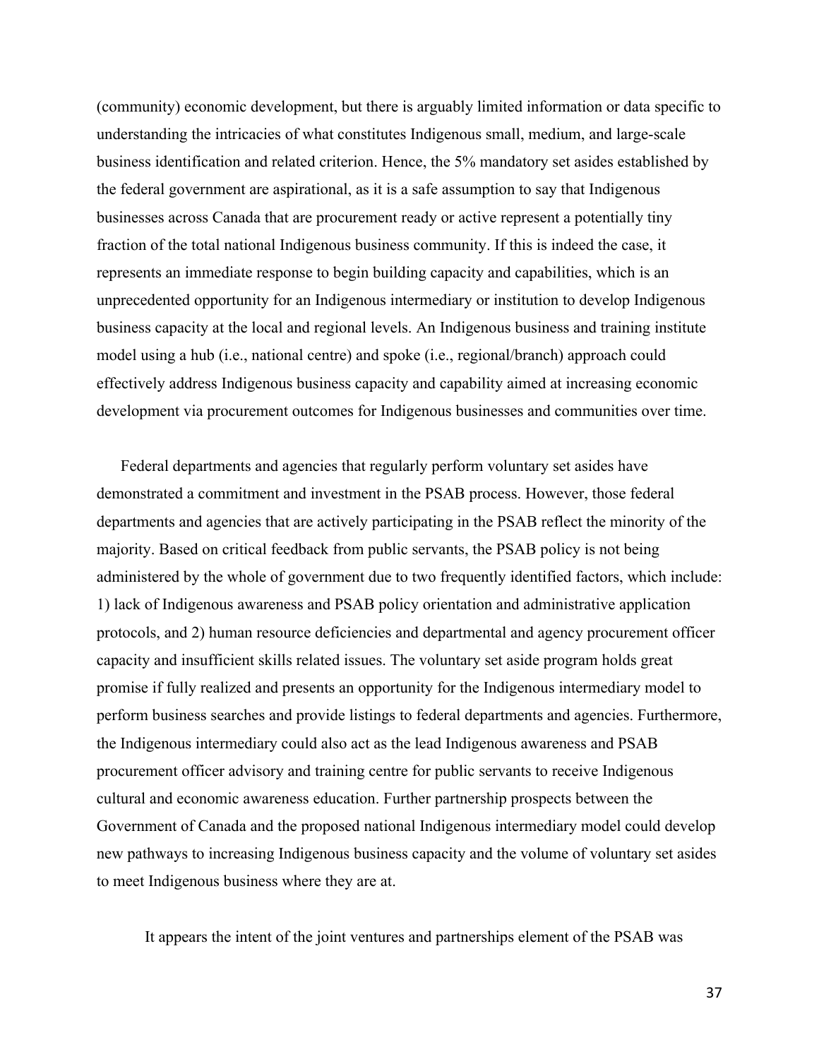(community) economic development, but there is arguably limited information or data specific to understanding the intricacies of what constitutes Indigenous small, medium, and large-scale business identification and related criterion. Hence, the 5% mandatory set asides established by the federal government are aspirational, as it is a safe assumption to say that Indigenous businesses across Canada that are procurement ready or active represent a potentially tiny fraction of the total national Indigenous business community. If this is indeed the case, it represents an immediate response to begin building capacity and capabilities, which is an unprecedented opportunity for an Indigenous intermediary or institution to develop Indigenous business capacity at the local and regional levels. An Indigenous business and training institute model using a hub (i.e., national centre) and spoke (i.e., regional/branch) approach could effectively address Indigenous business capacity and capability aimed at increasing economic development via procurement outcomes for Indigenous businesses and communities over time.

Federal departments and agencies that regularly perform voluntary set asides have demonstrated a commitment and investment in the PSAB process. However, those federal departments and agencies that are actively participating in the PSAB reflect the minority of the majority. Based on critical feedback from public servants, the PSAB policy is not being administered by the whole of government due to two frequently identified factors, which include: 1) lack of Indigenous awareness and PSAB policy orientation and administrative application protocols, and 2) human resource deficiencies and departmental and agency procurement officer capacity and insufficient skills related issues. The voluntary set aside program holds great promise if fully realized and presents an opportunity for the Indigenous intermediary model to perform business searches and provide listings to federal departments and agencies. Furthermore, the Indigenous intermediary could also act as the lead Indigenous awareness and PSAB procurement officer advisory and training centre for public servants to receive Indigenous cultural and economic awareness education. Further partnership prospects between the Government of Canada and the proposed national Indigenous intermediary model could develop new pathways to increasing Indigenous business capacity and the volume of voluntary set asides to meet Indigenous business where they are at.

It appears the intent of the joint ventures and partnerships element of the PSAB was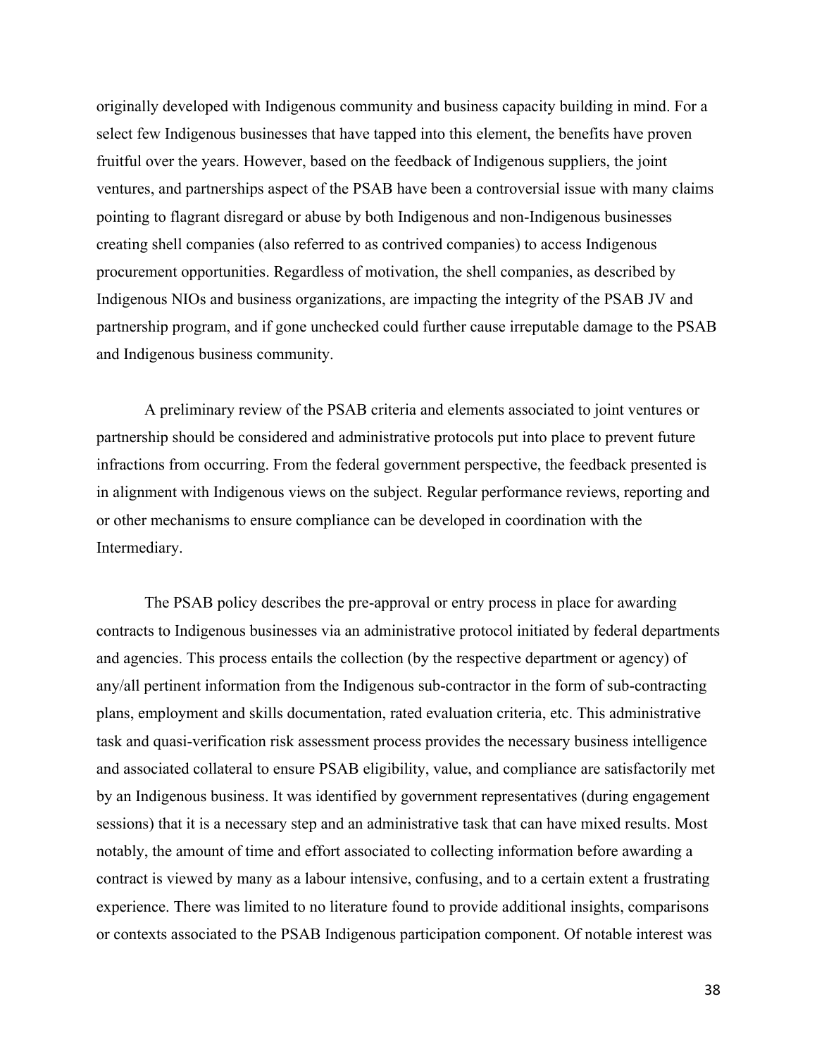originally developed with Indigenous community and business capacity building in mind. For a select few Indigenous businesses that have tapped into this element, the benefits have proven fruitful over the years. However, based on the feedback of Indigenous suppliers, the joint ventures, and partnerships aspect of the PSAB have been a controversial issue with many claims pointing to flagrant disregard or abuse by both Indigenous and non-Indigenous businesses creating shell companies (also referred to as contrived companies) to access Indigenous procurement opportunities. Regardless of motivation, the shell companies, as described by Indigenous NIOs and business organizations, are impacting the integrity of the PSAB JV and partnership program, and if gone unchecked could further cause irreputable damage to the PSAB and Indigenous business community.

A preliminary review of the PSAB criteria and elements associated to joint ventures or partnership should be considered and administrative protocols put into place to prevent future infractions from occurring. From the federal government perspective, the feedback presented is in alignment with Indigenous views on the subject. Regular performance reviews, reporting and or other mechanisms to ensure compliance can be developed in coordination with the Intermediary.

The PSAB policy describes the pre-approval or entry process in place for awarding contracts to Indigenous businesses via an administrative protocol initiated by federal departments and agencies. This process entails the collection (by the respective department or agency) of any/all pertinent information from the Indigenous sub-contractor in the form of sub-contracting plans, employment and skills documentation, rated evaluation criteria, etc. This administrative task and quasi-verification risk assessment process provides the necessary business intelligence and associated collateral to ensure PSAB eligibility, value, and compliance are satisfactorily met by an Indigenous business. It was identified by government representatives (during engagement sessions) that it is a necessary step and an administrative task that can have mixed results. Most notably, the amount of time and effort associated to collecting information before awarding a contract is viewed by many as a labour intensive, confusing, and to a certain extent a frustrating experience. There was limited to no literature found to provide additional insights, comparisons or contexts associated to the PSAB Indigenous participation component. Of notable interest was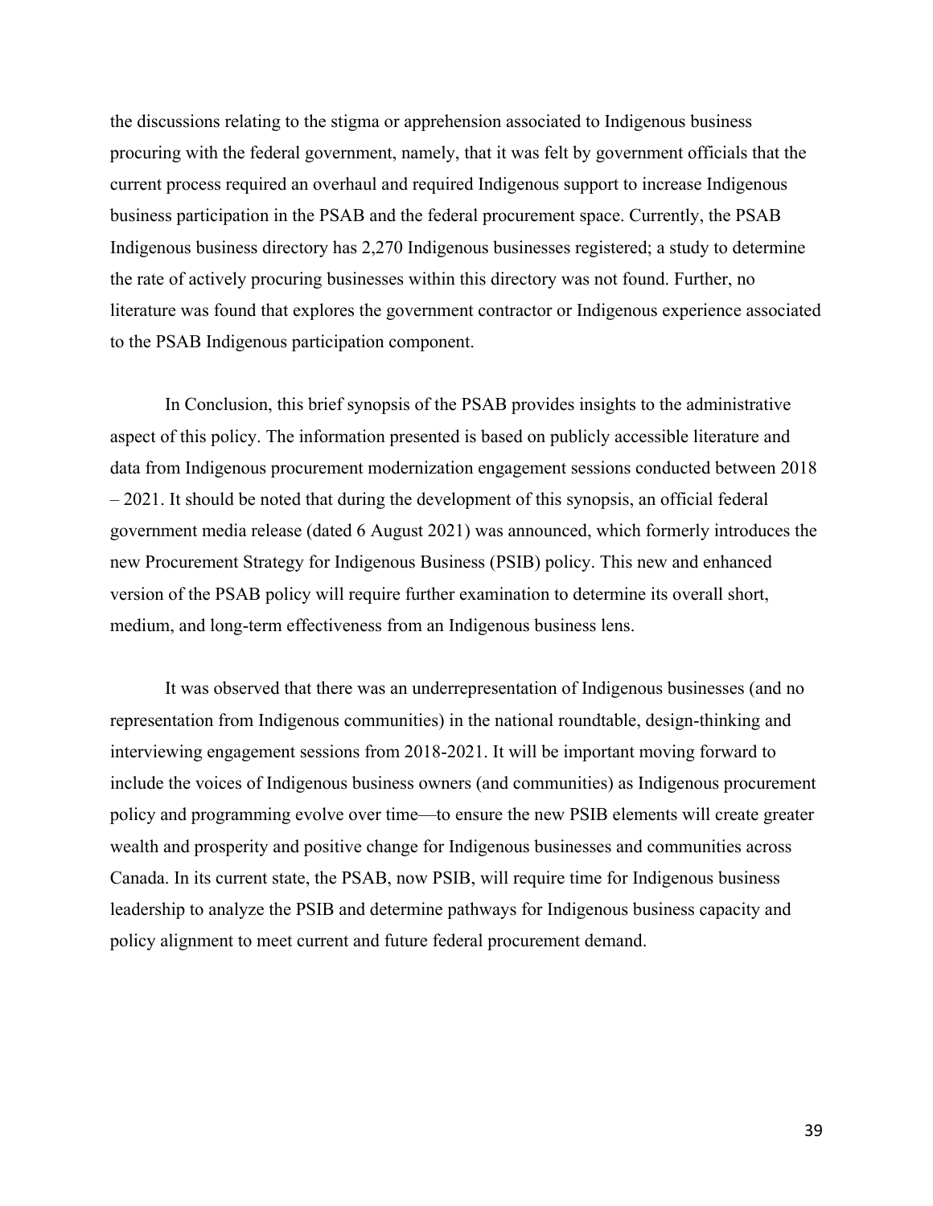the discussions relating to the stigma or apprehension associated to Indigenous business procuring with the federal government, namely, that it was felt by government officials that the current process required an overhaul and required Indigenous support to increase Indigenous business participation in the PSAB and the federal procurement space. Currently, the PSAB Indigenous business directory has 2,270 Indigenous businesses registered; a study to determine the rate of actively procuring businesses within this directory was not found. Further, no literature was found that explores the government contractor or Indigenous experience associated to the PSAB Indigenous participation component.

In Conclusion, this brief synopsis of the PSAB provides insights to the administrative aspect of this policy. The information presented is based on publicly accessible literature and data from Indigenous procurement modernization engagement sessions conducted between 2018 – 2021. It should be noted that during the development of this synopsis, an official federal government media release (dated 6 August 2021) was announced, which formerly introduces the new Procurement Strategy for Indigenous Business (PSIB) policy. This new and enhanced version of the PSAB policy will require further examination to determine its overall short, medium, and long-term effectiveness from an Indigenous business lens.

It was observed that there was an underrepresentation of Indigenous businesses (and no representation from Indigenous communities) in the national roundtable, design-thinking and interviewing engagement sessions from 2018-2021. It will be important moving forward to include the voices of Indigenous business owners (and communities) as Indigenous procurement policy and programming evolve over time—to ensure the new PSIB elements will create greater wealth and prosperity and positive change for Indigenous businesses and communities across Canada. In its current state, the PSAB, now PSIB, will require time for Indigenous business leadership to analyze the PSIB and determine pathways for Indigenous business capacity and policy alignment to meet current and future federal procurement demand.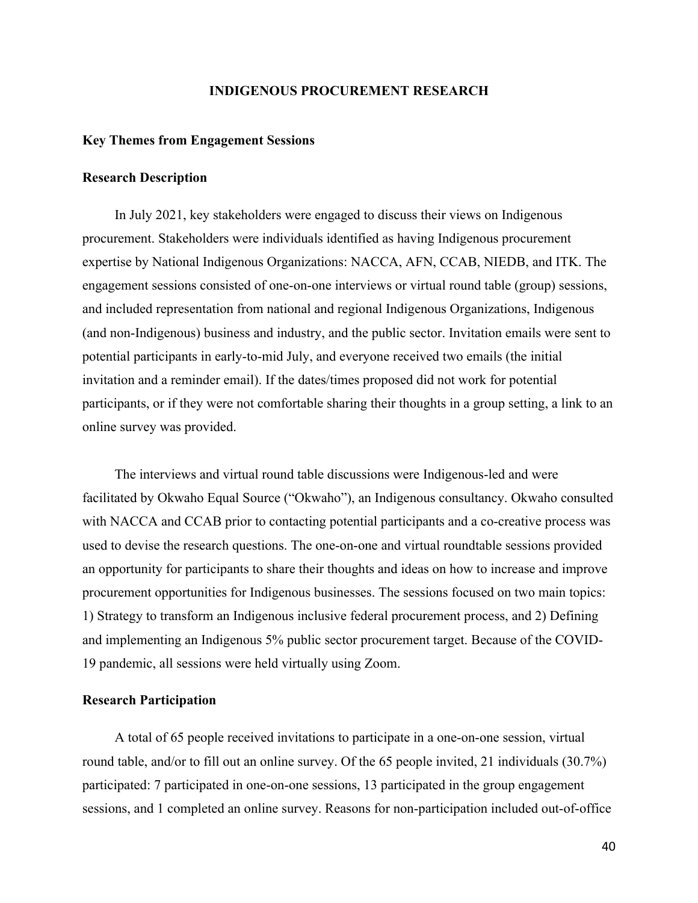# INDIGENOUS PROCUREMENT RESEARCH

## Key Themes from Engagement Sessions

### Research Description

In July 2021, key stakeholders were engaged to discuss their views on Indigenous procurement. Stakeholders were individuals identified as having Indigenous procurement expertise by National Indigenous Organizations: NACCA, AFN, CCAB, NIEDB, and ITK. The engagement sessions consisted of one-on-one interviews or virtual round table (group) sessions, and included representation from national and regional Indigenous Organizations, Indigenous (and non-Indigenous) business and industry, and the public sector. Invitation emails were sent to potential participants in early-to-mid July, and everyone received two emails (the initial invitation and a reminder email). If the dates/times proposed did not work for potential participants, or if they were not comfortable sharing their thoughts in a group setting, a link to an online survey was provided.

The interviews and virtual round table discussions were Indigenous-led and were facilitated by Okwaho Equal Source ("Okwaho"), an Indigenous consultancy. Okwaho consulted with NACCA and CCAB prior to contacting potential participants and a co-creative process was used to devise the research questions. The one-on-one and virtual roundtable sessions provided an opportunity for participants to share their thoughts and ideas on how to increase and improve procurement opportunities for Indigenous businesses. The sessions focused on two main topics: 1) Strategy to transform an Indigenous inclusive federal procurement process, and 2) Defining and implementing an Indigenous 5% public sector procurement target. Because of the COVID-19 pandemic, all sessions were held virtually using Zoom.

### Research Participation

A total of 65 people received invitations to participate in a one-on-one session, virtual round table, and/or to fill out an online survey. Of the 65 people invited, 21 individuals (30.7%) participated: 7 participated in one-on-one sessions, 13 participated in the group engagement sessions, and 1 completed an online survey. Reasons for non-participation included out-of-office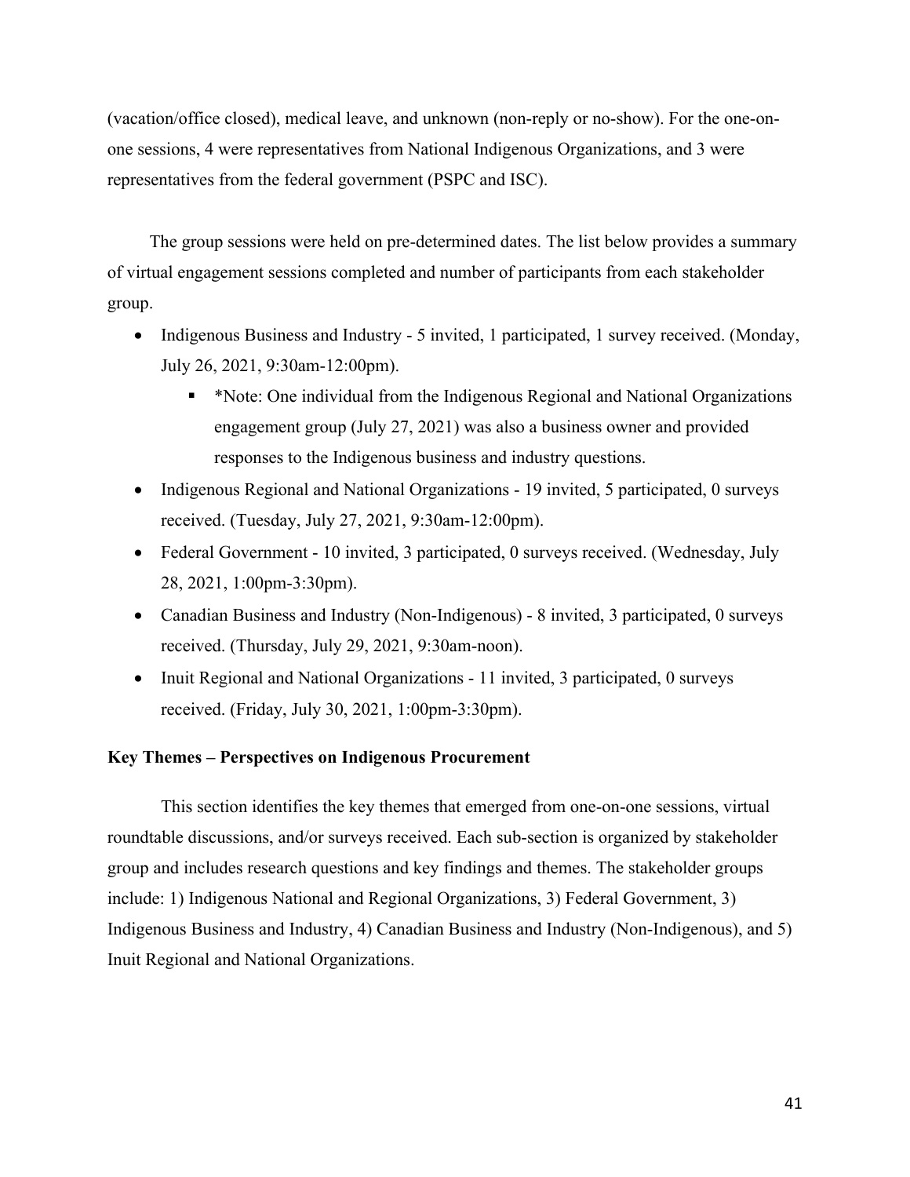(vacation/office closed), medical leave, and unknown (non-reply or no-show). For the one-on-one sessions, 4 were representatives from National Indigenous Organizations, and 3 were representatives from the federal government (PSPC and ISC).

The group sessions were held on pre-determined dates. The list below provides a summary of virtual engagement sessions completed and number of participants from each stakeholder group.

- Indigenous Business and Industry - 5 invited, 1 participated, 1 survey received. (Monday, July 26, 2021, 9:30am-12:00pm).
  - *Note: One individual from the Indigenous Regional and National Organizations engagement group (July 27, 2021) was also a business owner and provided responses to the Indigenous business and industry questions.
- Indigenous Regional and National Organizations - 19 invited, 5 participated, 0 surveys received. (Tuesday, July 27, 2021, 9:30am-12:00pm).
- Federal Government - 10 invited, 3 participated, 0 surveys received. (Wednesday, July 28, 2021, 1:00pm-3:30pm).
- Canadian Business and Industry (Non-Indigenous) - 8 invited, 3 participated, 0 surveys received. (Thursday, July 29, 2021, 9:30am-noon).
- Inuit Regional and National Organizations - 11 invited, 3 participated, 0 surveys received. (Friday, July 30, 2021, 1:00pm-3:30pm).

**Key Themes – Perspectives on Indigenous Procurement**

This section identifies the key themes that emerged from one-on-one sessions, virtual roundtable discussions, and/or surveys received. Each sub-section is organized by stakeholder group and includes research questions and key findings and themes. The stakeholder groups include: 1) Indigenous National and Regional Organizations, 3) Federal Government, 3) Indigenous Business and Industry, 4) Canadian Business and Industry (Non-Indigenous), and 5) Inuit Regional and National Organizations.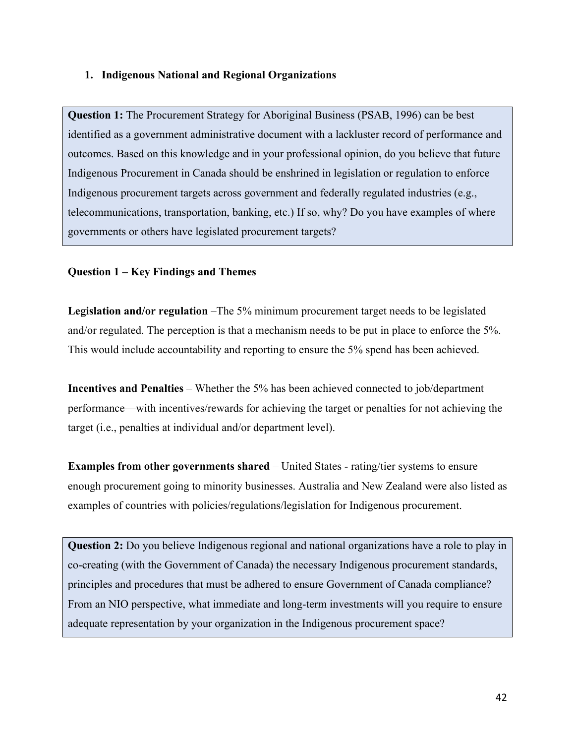## 1. Indigenous National and Regional Organizations

> **Question 1:** The Procurement Strategy for Aboriginal Business (PSAB, 1996) can be best identified as a government administrative document with a lackluster record of performance and outcomes. Based on this knowledge and in your professional opinion, do you believe that future Indigenous Procurement in Canada should be enshrined in legislation or regulation to enforce Indigenous procurement targets across government and federally regulated industries (e.g., telecommunications, transportation, banking, etc.) If so, why? Do you have examples of where governments or others have legislated procurement targets?

**Question 1 – Key Findings and Themes**

**Legislation and/or regulation** –The 5% minimum procurement target needs to be legislated and/or regulated. The perception is that a mechanism needs to be put in place to enforce the 5%. This would include accountability and reporting to ensure the 5% spend has been achieved.

**Incentives and Penalties** – Whether the 5% has been achieved connected to job/department performance—with incentives/rewards for achieving the target or penalties for not achieving the target (i.e., penalties at individual and/or department level).

**Examples from other governments shared** – United States - rating/tier systems to ensure enough procurement going to minority businesses. Australia and New Zealand were also listed as examples of countries with policies/regulations/legislation for Indigenous procurement.

> **Question 2:** Do you believe Indigenous regional and national organizations have a role to play in co-creating (with the Government of Canada) the necessary Indigenous procurement standards, principles and procedures that must be adhered to ensure Government of Canada compliance? From an NIO perspective, what immediate and long-term investments will you require to ensure adequate representation by your organization in the Indigenous procurement space?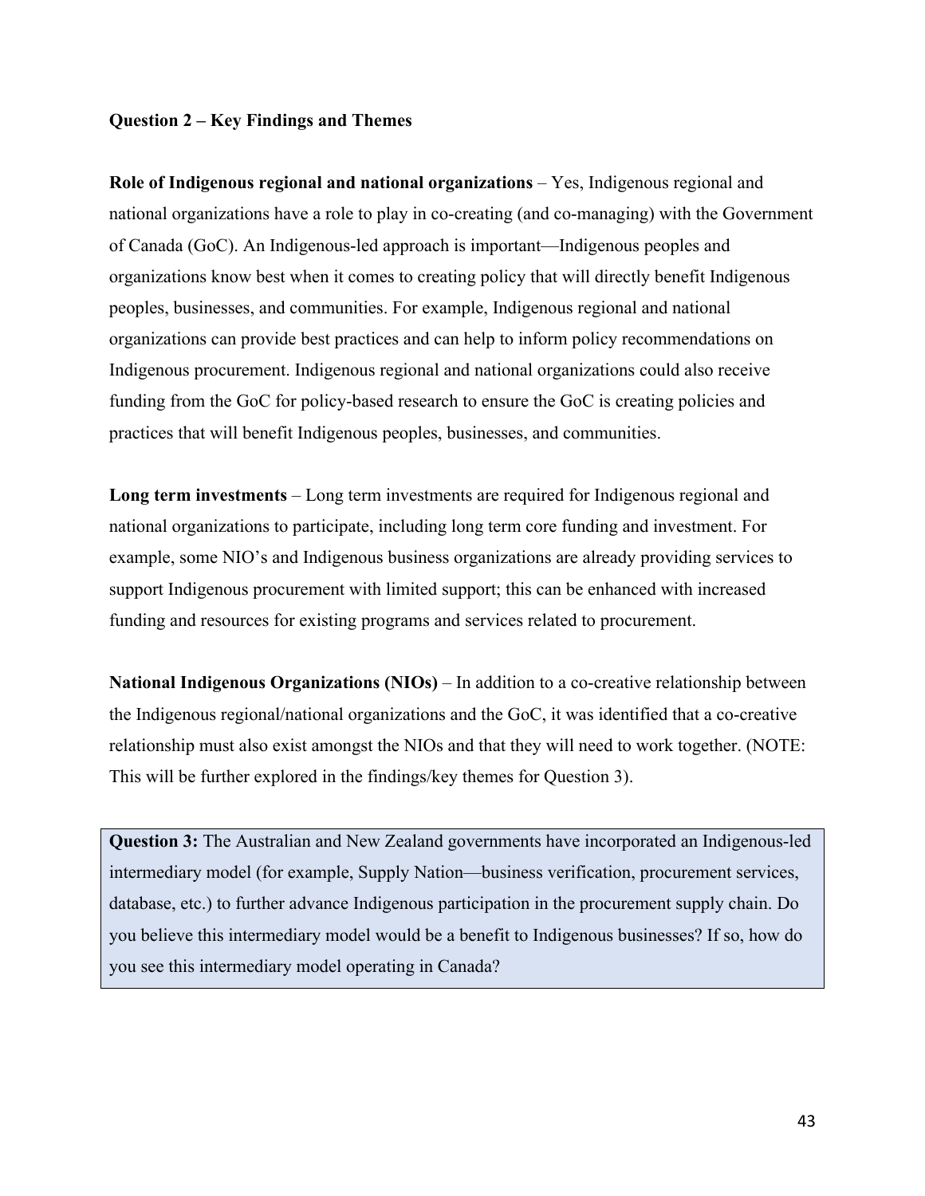**Question 2 – Key Findings and Themes**

**Role of Indigenous regional and national organizations** – Yes, Indigenous regional and national organizations have a role to play in co-creating (and co-managing) with the Government of Canada (GoC). An Indigenous-led approach is important—Indigenous peoples and organizations know best when it comes to creating policy that will directly benefit Indigenous peoples, businesses, and communities. For example, Indigenous regional and national organizations can provide best practices and can help to inform policy recommendations on Indigenous procurement. Indigenous regional and national organizations could also receive funding from the GoC for policy-based research to ensure the GoC is creating policies and practices that will benefit Indigenous peoples, businesses, and communities.

**Long term investments** – Long term investments are required for Indigenous regional and national organizations to participate, including long term core funding and investment. For example, some NIO's and Indigenous business organizations are already providing services to support Indigenous procurement with limited support; this can be enhanced with increased funding and resources for existing programs and services related to procurement.

**National Indigenous Organizations (NIOs)** – In addition to a co-creative relationship between the Indigenous regional/national organizations and the GoC, it was identified that a co-creative relationship must also exist amongst the NIOs and that they will need to work together. (NOTE: This will be further explored in the findings/key themes for Question 3).

**Question 3:** The Australian and New Zealand governments have incorporated an Indigenous-led intermediary model (for example, Supply Nation—business verification, procurement services, database, etc.) to further advance Indigenous participation in the procurement supply chain. Do you believe this intermediary model would be a benefit to Indigenous businesses? If so, how do you see this intermediary model operating in Canada?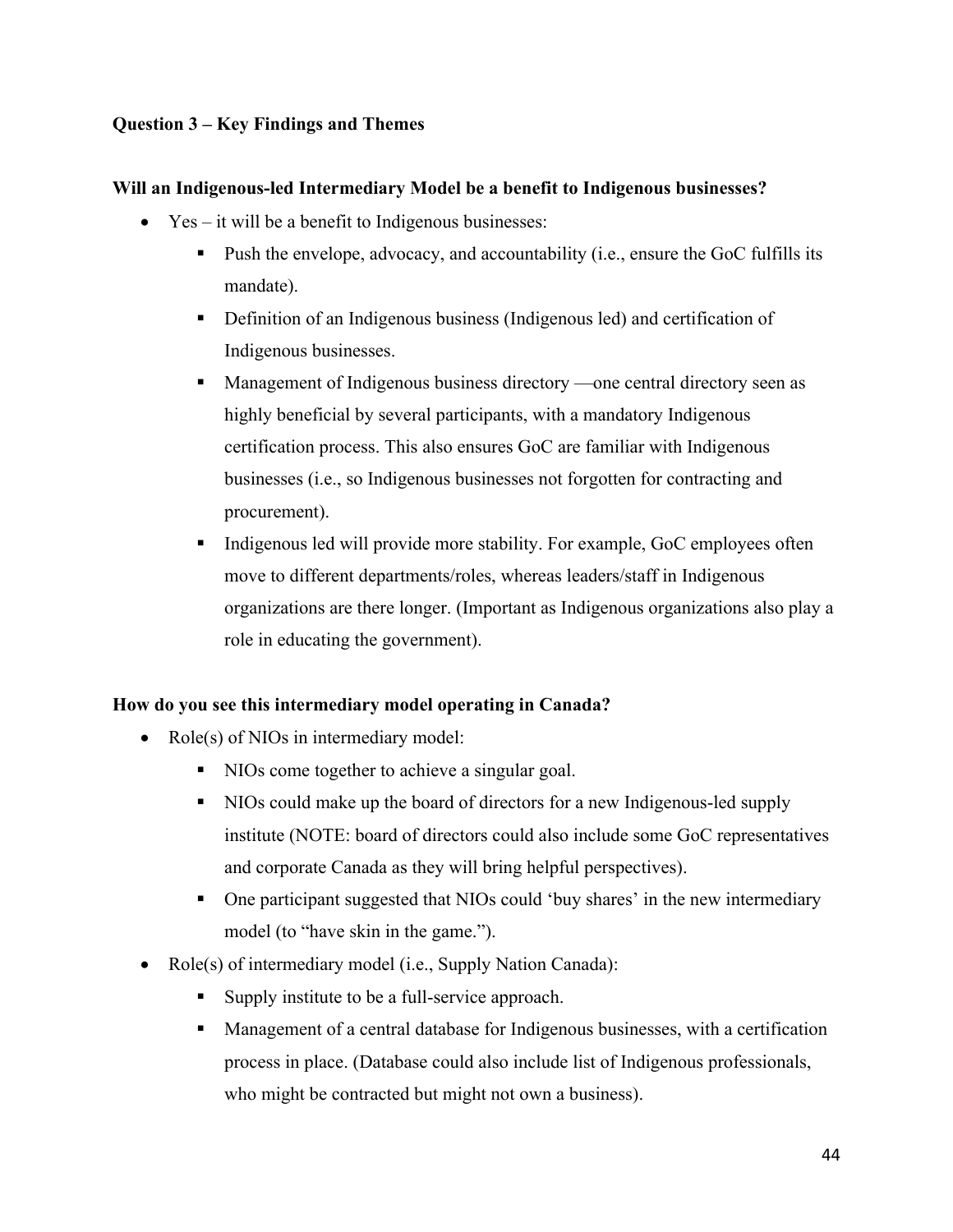**Question 3 – Key Findings and Themes**

**Will an Indigenous-led Intermediary Model be a benefit to Indigenous businesses?**

- Yes – it will be a benefit to Indigenous businesses:
  - Push the envelope, advocacy, and accountability (i.e., ensure the GoC fulfills its mandate).
  - Definition of an Indigenous business (Indigenous led) and certification of Indigenous businesses.
  - Management of Indigenous business directory —one central directory seen as highly beneficial by several participants, with a mandatory Indigenous certification process. This also ensures GoC are familiar with Indigenous businesses (i.e., so Indigenous businesses not forgotten for contracting and procurement).
  - Indigenous led will provide more stability. For example, GoC employees often move to different departments/roles, whereas leaders/staff in Indigenous organizations are there longer. (Important as Indigenous organizations also play a role in educating the government).

**How do you see this intermediary model operating in Canada?**

- Role(s) of NIOs in intermediary model:
  - NIOs come together to achieve a singular goal.
  - NIOs could make up the board of directors for a new Indigenous-led supply institute (NOTE: board of directors could also include some GoC representatives and corporate Canada as they will bring helpful perspectives).
  - One participant suggested that NIOs could 'buy shares' in the new intermediary model (to "have skin in the game.").
- Role(s) of intermediary model (i.e., Supply Nation Canada):
  - Supply institute to be a full-service approach.
  - Management of a central database for Indigenous businesses, with a certification process in place. (Database could also include list of Indigenous professionals, who might be contracted but might not own a business).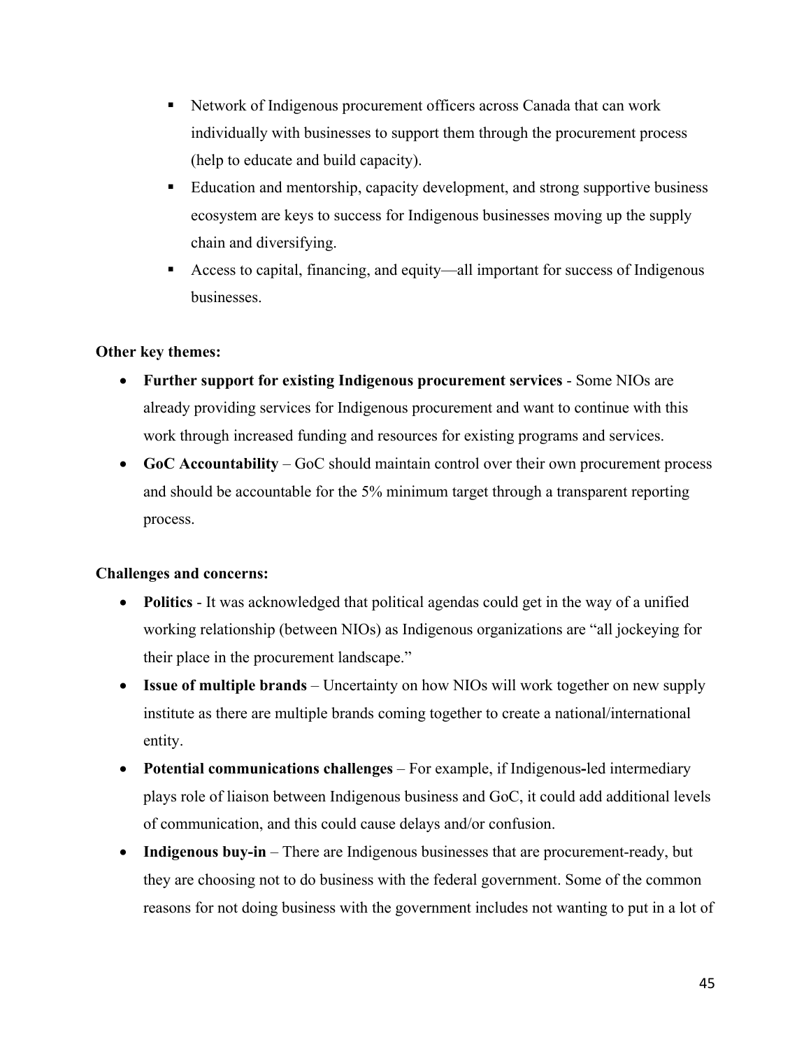- Network of Indigenous procurement officers across Canada that can work individually with businesses to support them through the procurement process (help to educate and build capacity).
  - Education and mentorship, capacity development, and strong supportive business ecosystem are keys to success for Indigenous businesses moving up the supply chain and diversifying.
  - Access to capital, financing, and equity—all important for success of Indigenous businesses.

**Other key themes:**

- **Further support for existing Indigenous procurement services** - Some NIOs are already providing services for Indigenous procurement and want to continue with this work through increased funding and resources for existing programs and services.
- **GoC Accountability** – GoC should maintain control over their own procurement process and should be accountable for the 5% minimum target through a transparent reporting process.

**Challenges and concerns:**

- **Politics** - It was acknowledged that political agendas could get in the way of a unified working relationship (between NIOs) as Indigenous organizations are "all jockeying for their place in the procurement landscape."
- **Issue of multiple brands** – Uncertainty on how NIOs will work together on new supply institute as there are multiple brands coming together to create a national/international entity.
- **Potential communications challenges** – For example, if Indigenous-led intermediary plays role of liaison between Indigenous business and GoC, it could add additional levels of communication, and this could cause delays and/or confusion.
- **Indigenous buy-in** – There are Indigenous businesses that are procurement-ready, but they are choosing not to do business with the federal government. Some of the common reasons for not doing business with the government includes not wanting to put in a lot of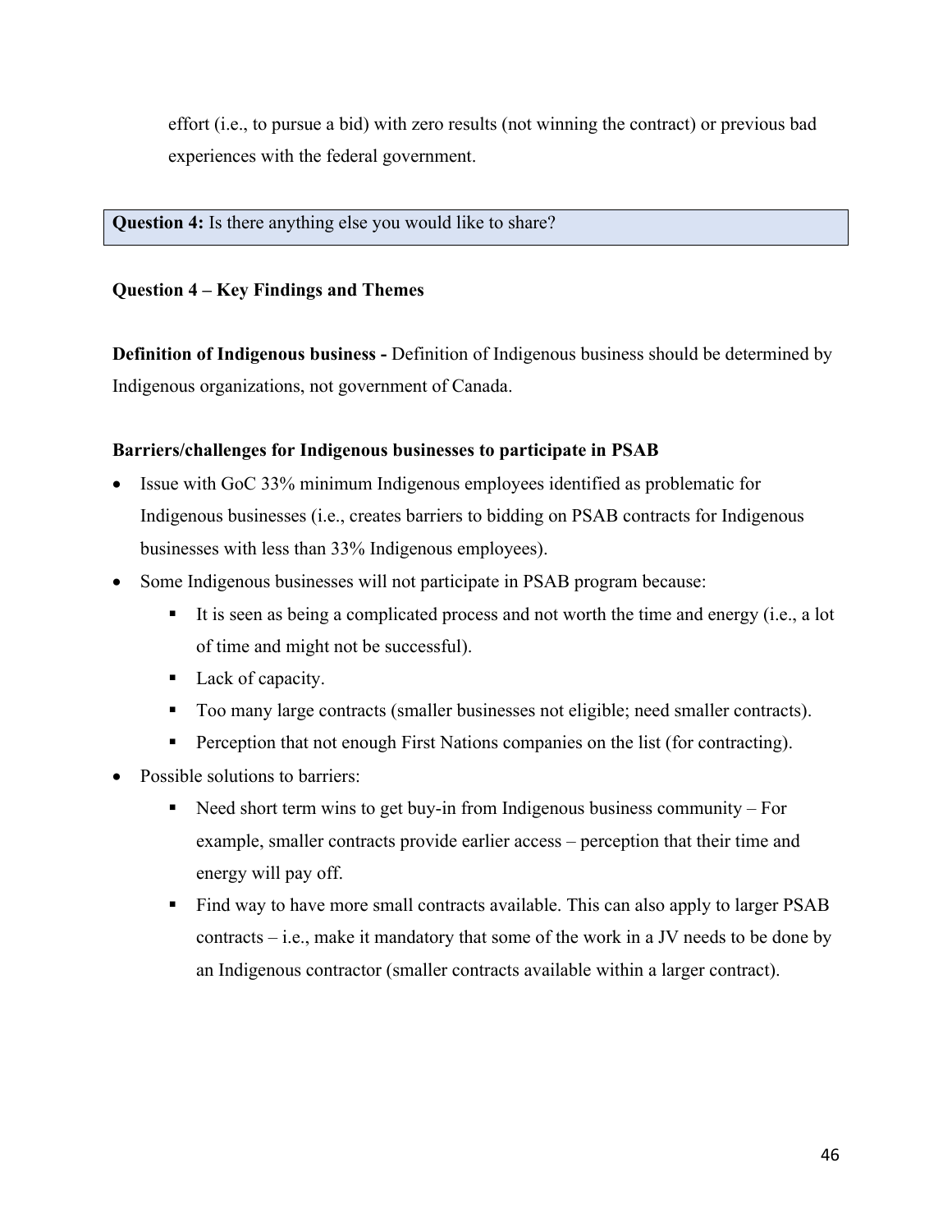effort (i.e., to pursue a bid) with zero results (not winning the contract) or previous bad experiences with the federal government.

**Question 4:** Is there anything else you would like to share?

**Question 4 – Key Findings and Themes**

**Definition of Indigenous business -** Definition of Indigenous business should be determined by Indigenous organizations, not government of Canada.

**Barriers/challenges for Indigenous businesses to participate in PSAB**

- Issue with GoC 33% minimum Indigenous employees identified as problematic for Indigenous businesses (i.e., creates barriers to bidding on PSAB contracts for Indigenous businesses with less than 33% Indigenous employees).
- Some Indigenous businesses will not participate in PSAB program because:
  - It is seen as being a complicated process and not worth the time and energy (i.e., a lot of time and might not be successful).
  - Lack of capacity.
  - Too many large contracts (smaller businesses not eligible; need smaller contracts).
  - Perception that not enough First Nations companies on the list (for contracting).
- Possible solutions to barriers:
  - Need short term wins to get buy-in from Indigenous business community – For example, smaller contracts provide earlier access – perception that their time and energy will pay off.
  - Find way to have more small contracts available. This can also apply to larger PSAB contracts – i.e., make it mandatory that some of the work in a JV needs to be done by an Indigenous contractor (smaller contracts available within a larger contract).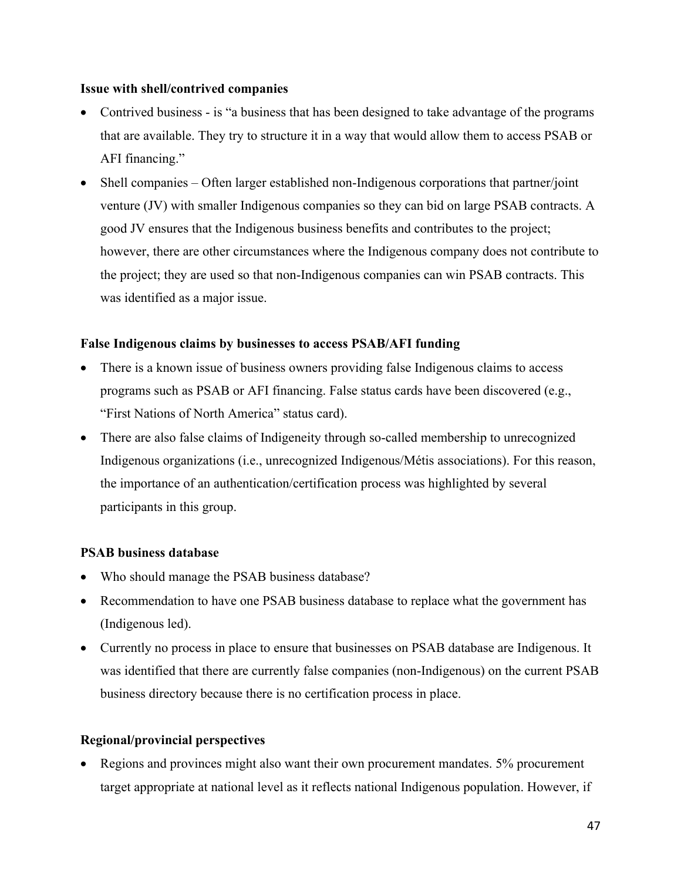**Issue with shell/contrived companies**

- Contrived business - is "a business that has been designed to take advantage of the programs that are available. They try to structure it in a way that would allow them to access PSAB or AFI financing."
- Shell companies – Often larger established non-Indigenous corporations that partner/joint venture (JV) with smaller Indigenous companies so they can bid on large PSAB contracts. A good JV ensures that the Indigenous business benefits and contributes to the project; however, there are other circumstances where the Indigenous company does not contribute to the project; they are used so that non-Indigenous companies can win PSAB contracts. This was identified as a major issue.

**False Indigenous claims by businesses to access PSAB/AFI funding**

- There is a known issue of business owners providing false Indigenous claims to access programs such as PSAB or AFI financing. False status cards have been discovered (e.g., "First Nations of North America" status card).
- There are also false claims of Indigeneity through so-called membership to unrecognized Indigenous organizations (i.e., unrecognized Indigenous/Métis associations). For this reason, the importance of an authentication/certification process was highlighted by several participants in this group.

**PSAB business database**

- Who should manage the PSAB business database?
- Recommendation to have one PSAB business database to replace what the government has (Indigenous led).
- Currently no process in place to ensure that businesses on PSAB database are Indigenous. It was identified that there are currently false companies (non-Indigenous) on the current PSAB business directory because there is no certification process in place.

**Regional/provincial perspectives**

- Regions and provinces might also want their own procurement mandates. 5% procurement target appropriate at national level as it reflects national Indigenous population. However, if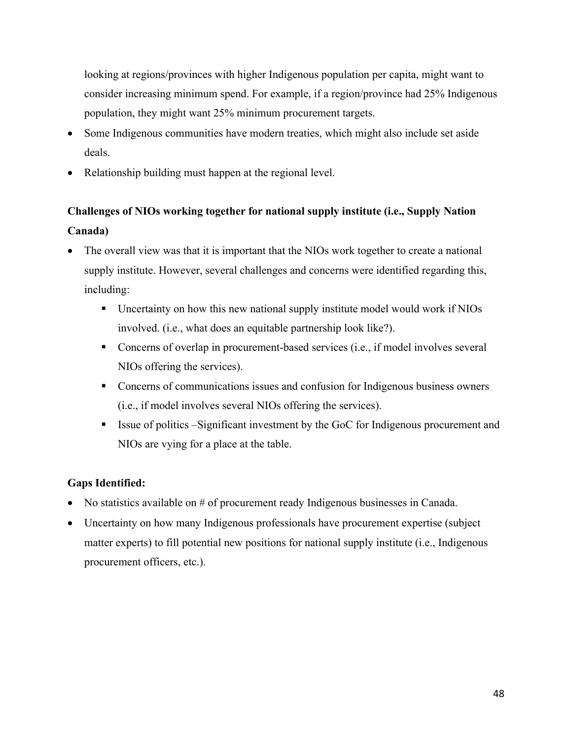looking at regions/provinces with higher Indigenous population per capita, might want to consider increasing minimum spend. For example, if a region/province had 25% Indigenous population, they might want 25% minimum procurement targets.

- Some Indigenous communities have modern treaties, which might also include set aside deals.
- Relationship building must happen at the regional level.

**Challenges of NIOs working together for national supply institute (i.e., Supply Nation Canada)**

- The overall view was that it is important that the NIOs work together to create a national supply institute. However, several challenges and concerns were identified regarding this, including:
  - Uncertainty on how this new national supply institute model would work if NIOs involved. (i.e., what does an equitable partnership look like?).
  - Concerns of overlap in procurement-based services (i.e., if model involves several NIOs offering the services).
  - Concerns of communications issues and confusion for Indigenous business owners (i.e., if model involves several NIOs offering the services).
  - Issue of politics –Significant investment by the GoC for Indigenous procurement and NIOs are vying for a place at the table.

**Gaps Identified:**

- No statistics available on # of procurement ready Indigenous businesses in Canada.
- Uncertainty on how many Indigenous professionals have procurement expertise (subject matter experts) to fill potential new positions for national supply institute (i.e., Indigenous procurement officers, etc.).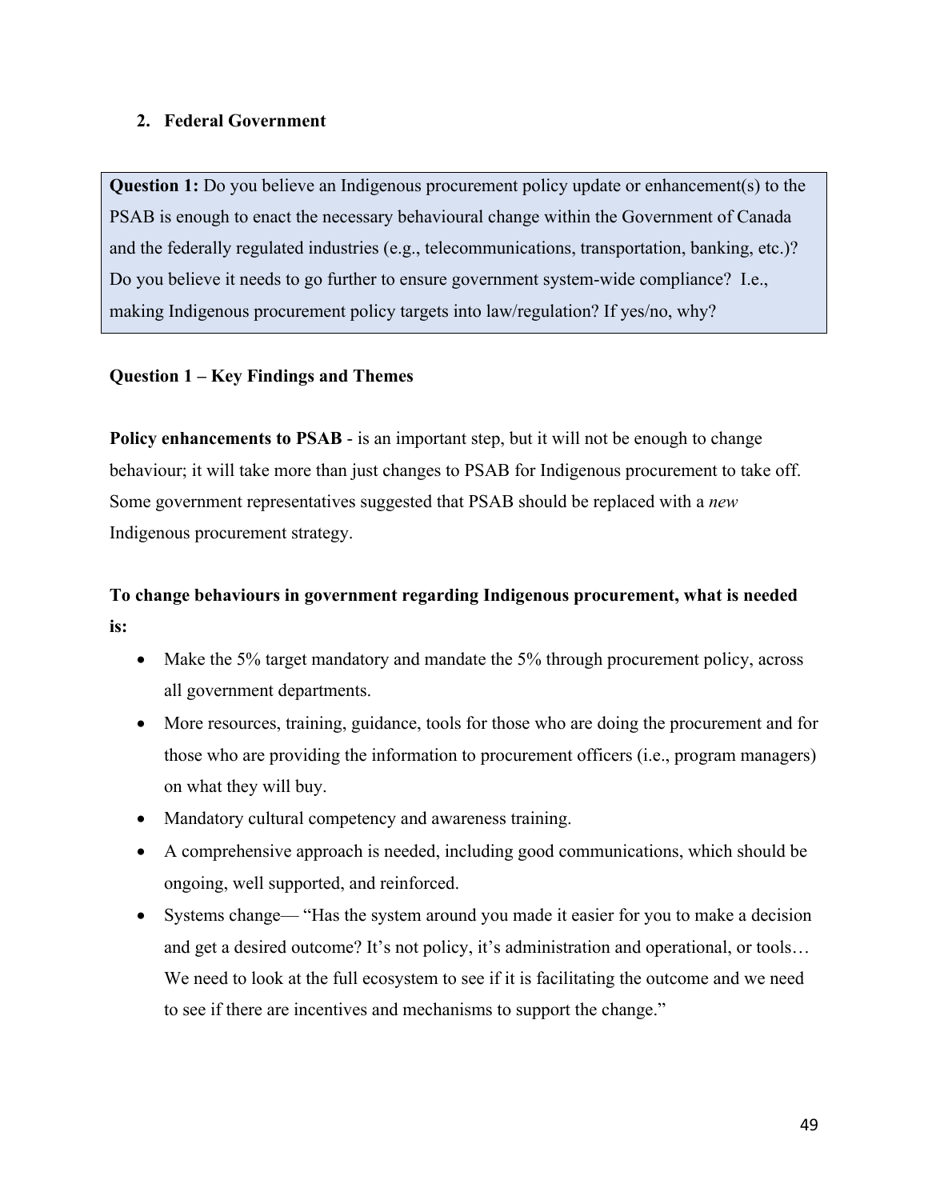## 2. Federal Government

> **Question 1:** Do you believe an Indigenous procurement policy update or enhancement(s) to the PSAB is enough to enact the necessary behavioural change within the Government of Canada and the federally regulated industries (e.g., telecommunications, transportation, banking, etc.)? Do you believe it needs to go further to ensure government system-wide compliance? I.e., making Indigenous procurement policy targets into law/regulation? If yes/no, why?

**Question 1 – Key Findings and Themes**

**Policy enhancements to PSAB** - is an important step, but it will not be enough to change behaviour; it will take more than just changes to PSAB for Indigenous procurement to take off. Some government representatives suggested that PSAB should be replaced with a *new* Indigenous procurement strategy.

**To change behaviours in government regarding Indigenous procurement, what is needed is:**

- Make the 5% target mandatory and mandate the 5% through procurement policy, across all government departments.
- More resources, training, guidance, tools for those who are doing the procurement and for those who are providing the information to procurement officers (i.e., program managers) on what they will buy.
- Mandatory cultural competency and awareness training.
- A comprehensive approach is needed, including good communications, which should be ongoing, well supported, and reinforced.
- Systems change— "Has the system around you made it easier for you to make a decision and get a desired outcome? It's not policy, it's administration and operational, or tools… We need to look at the full ecosystem to see if it is facilitating the outcome and we need to see if there are incentives and mechanisms to support the change."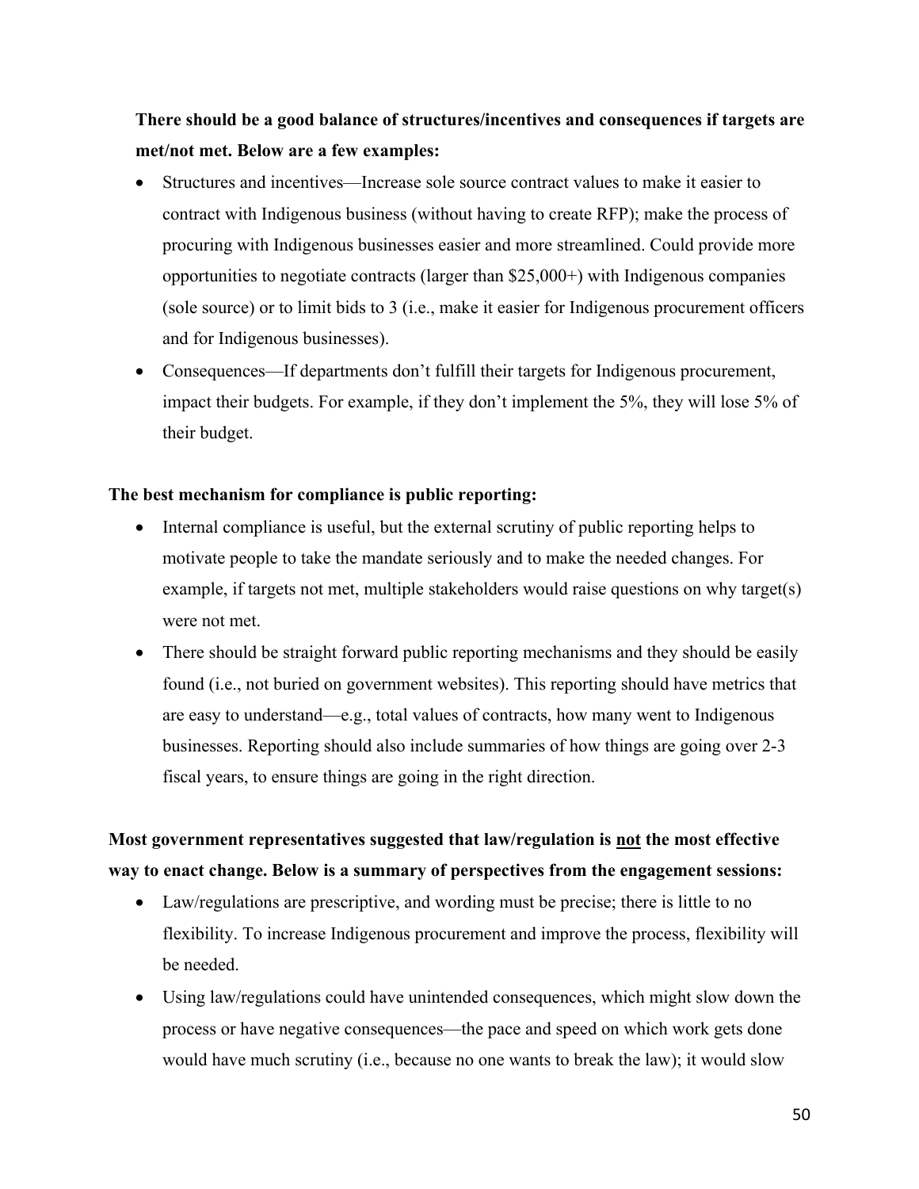**There should be a good balance of structures/incentives and consequences if targets are met/not met. Below are a few examples:**

- Structures and incentives—Increase sole source contract values to make it easier to contract with Indigenous business (without having to create RFP); make the process of procuring with Indigenous businesses easier and more streamlined. Could provide more opportunities to negotiate contracts (larger than $25,000+) with Indigenous companies (sole source) or to limit bids to 3 (i.e., make it easier for Indigenous procurement officers and for Indigenous businesses).
- Consequences—If departments don't fulfill their targets for Indigenous procurement, impact their budgets. For example, if they don't implement the 5%, they will lose 5% of their budget.

**The best mechanism for compliance is public reporting:**

- Internal compliance is useful, but the external scrutiny of public reporting helps to motivate people to take the mandate seriously and to make the needed changes. For example, if targets not met, multiple stakeholders would raise questions on why target(s) were not met.
- There should be straight forward public reporting mechanisms and they should be easily found (i.e., not buried on government websites). This reporting should have metrics that are easy to understand—e.g., total values of contracts, how many went to Indigenous businesses. Reporting should also include summaries of how things are going over 2-3 fiscal years, to ensure things are going in the right direction.

**Most government representatives suggested that law/regulation is <u>not</u> the most effective way to enact change. Below is a summary of perspectives from the engagement sessions:**

- Law/regulations are prescriptive, and wording must be precise; there is little to no flexibility. To increase Indigenous procurement and improve the process, flexibility will be needed.
- Using law/regulations could have unintended consequences, which might slow down the process or have negative consequences—the pace and speed on which work gets done would have much scrutiny (i.e., because no one wants to break the law); it would slow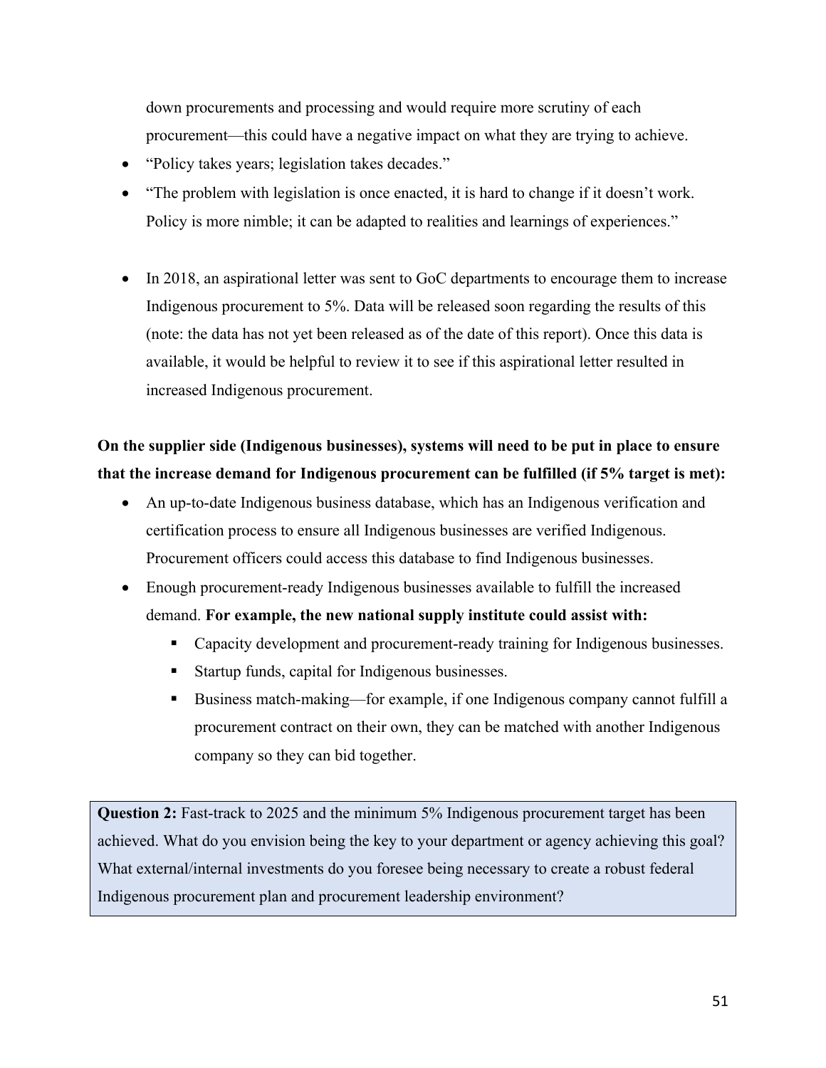down procurements and processing and would require more scrutiny of each procurement—this could have a negative impact on what they are trying to achieve.

- "Policy takes years; legislation takes decades."
- "The problem with legislation is once enacted, it is hard to change if it doesn't work. Policy is more nimble; it can be adapted to realities and learnings of experiences."

- In 2018, an aspirational letter was sent to GoC departments to encourage them to increase Indigenous procurement to 5%. Data will be released soon regarding the results of this (note: the data has not yet been released as of the date of this report). Once this data is available, it would be helpful to review it to see if this aspirational letter resulted in increased Indigenous procurement.

**On the supplier side (Indigenous businesses), systems will need to be put in place to ensure that the increase demand for Indigenous procurement can be fulfilled (if 5% target is met):**

- An up-to-date Indigenous business database, which has an Indigenous verification and certification process to ensure all Indigenous businesses are verified Indigenous. Procurement officers could access this database to find Indigenous businesses.
- Enough procurement-ready Indigenous businesses available to fulfill the increased demand. **For example, the new national supply institute could assist with:**
  - Capacity development and procurement-ready training for Indigenous businesses.
  - Startup funds, capital for Indigenous businesses.
  - Business match-making—for example, if one Indigenous company cannot fulfill a procurement contract on their own, they can be matched with another Indigenous company so they can bid together.

> **Question 2:** Fast-track to 2025 and the minimum 5% Indigenous procurement target has been achieved. What do you envision being the key to your department or agency achieving this goal? What external/internal investments do you foresee being necessary to create a robust federal Indigenous procurement plan and procurement leadership environment?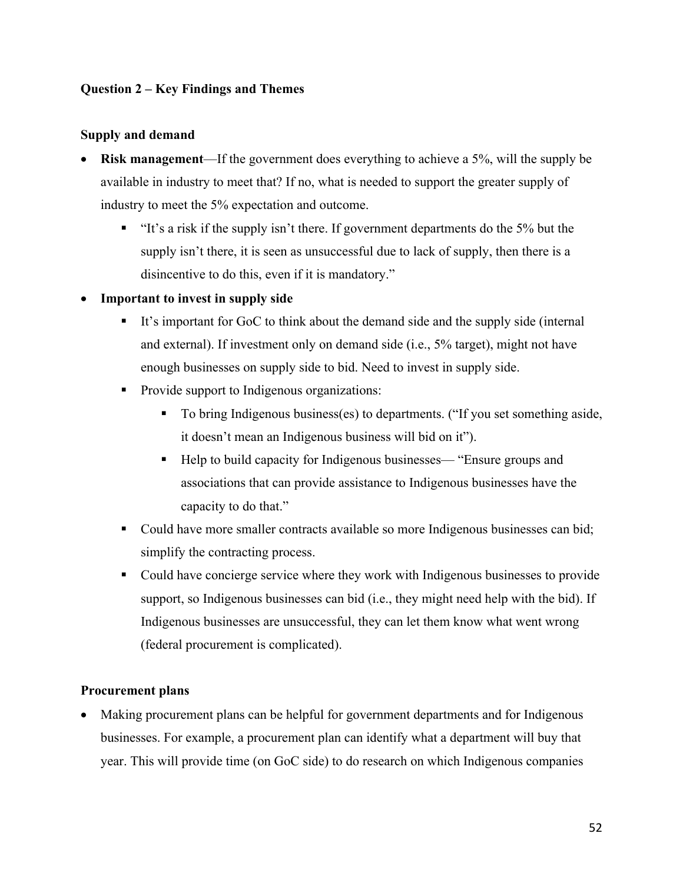**Question 2 – Key Findings and Themes**

**Supply and demand**

- **Risk management**—If the government does everything to achieve a 5%, will the supply be available in industry to meet that? If no, what is needed to support the greater supply of industry to meet the 5% expectation and outcome.
  - "It's a risk if the supply isn't there. If government departments do the 5% but the supply isn't there, it is seen as unsuccessful due to lack of supply, then there is a disincentive to do this, even if it is mandatory."
- **Important to invest in supply side**
  - It's important for GoC to think about the demand side and the supply side (internal and external). If investment only on demand side (i.e., 5% target), might not have enough businesses on supply side to bid. Need to invest in supply side.
  - Provide support to Indigenous organizations:
    - To bring Indigenous business(es) to departments. ("If you set something aside, it doesn't mean an Indigenous business will bid on it").
    - Help to build capacity for Indigenous businesses— "Ensure groups and associations that can provide assistance to Indigenous businesses have the capacity to do that."
  - Could have more smaller contracts available so more Indigenous businesses can bid; simplify the contracting process.
  - Could have concierge service where they work with Indigenous businesses to provide support, so Indigenous businesses can bid (i.e., they might need help with the bid). If Indigenous businesses are unsuccessful, they can let them know what went wrong (federal procurement is complicated).

**Procurement plans**

- Making procurement plans can be helpful for government departments and for Indigenous businesses. For example, a procurement plan can identify what a department will buy that year. This will provide time (on GoC side) to do research on which Indigenous companies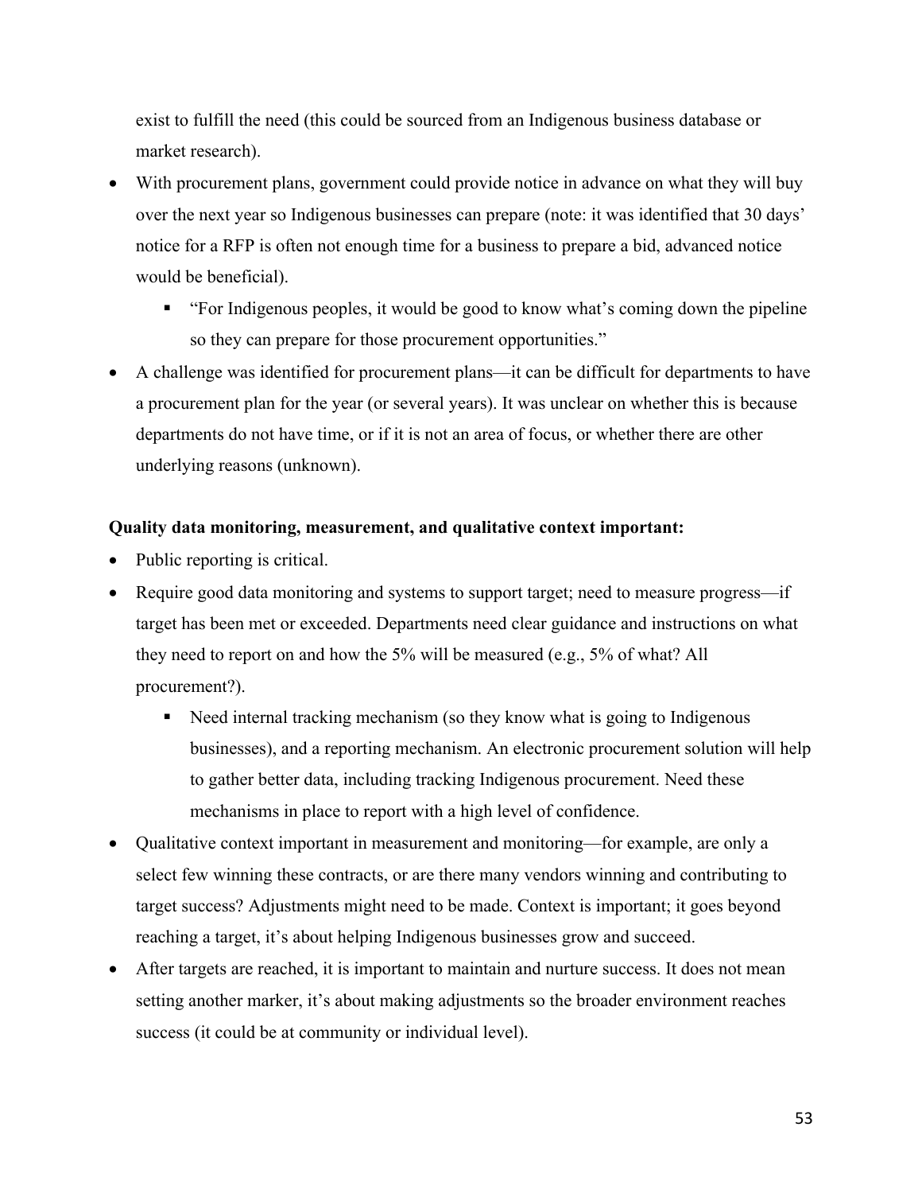exist to fulfill the need (this could be sourced from an Indigenous business database or market research).

- With procurement plans, government could provide notice in advance on what they will buy over the next year so Indigenous businesses can prepare (note: it was identified that 30 days' notice for a RFP is often not enough time for a business to prepare a bid, advanced notice would be beneficial).
  - "For Indigenous peoples, it would be good to know what's coming down the pipeline so they can prepare for those procurement opportunities."
- A challenge was identified for procurement plans—it can be difficult for departments to have a procurement plan for the year (or several years). It was unclear on whether this is because departments do not have time, or if it is not an area of focus, or whether there are other underlying reasons (unknown).

**Quality data monitoring, measurement, and qualitative context important:**

- Public reporting is critical.
- Require good data monitoring and systems to support target; need to measure progress—if target has been met or exceeded. Departments need clear guidance and instructions on what they need to report on and how the 5% will be measured (e.g., 5% of what? All procurement?).
  - Need internal tracking mechanism (so they know what is going to Indigenous businesses), and a reporting mechanism. An electronic procurement solution will help to gather better data, including tracking Indigenous procurement. Need these mechanisms in place to report with a high level of confidence.
- Qualitative context important in measurement and monitoring—for example, are only a select few winning these contracts, or are there many vendors winning and contributing to target success? Adjustments might need to be made. Context is important; it goes beyond reaching a target, it's about helping Indigenous businesses grow and succeed.
- After targets are reached, it is important to maintain and nurture success. It does not mean setting another marker, it's about making adjustments so the broader environment reaches success (it could be at community or individual level).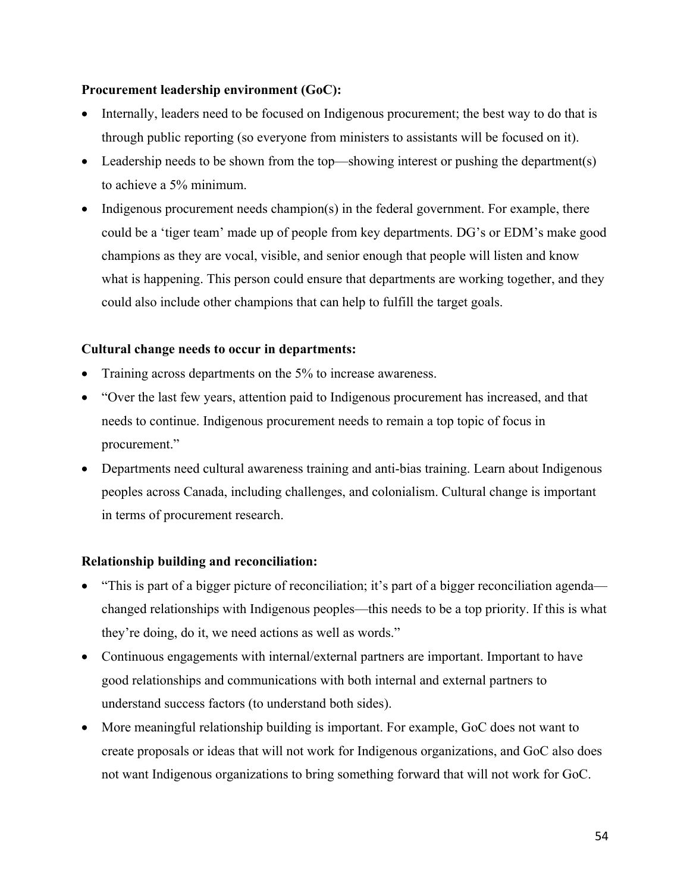**Procurement leadership environment (GoC):**

- Internally, leaders need to be focused on Indigenous procurement; the best way to do that is through public reporting (so everyone from ministers to assistants will be focused on it).
- Leadership needs to be shown from the top—showing interest or pushing the department(s) to achieve a 5% minimum.
- Indigenous procurement needs champion(s) in the federal government. For example, there could be a 'tiger team' made up of people from key departments. DG's or EDM's make good champions as they are vocal, visible, and senior enough that people will listen and know what is happening. This person could ensure that departments are working together, and they could also include other champions that can help to fulfill the target goals.

**Cultural change needs to occur in departments:**

- Training across departments on the 5% to increase awareness.
- "Over the last few years, attention paid to Indigenous procurement has increased, and that needs to continue. Indigenous procurement needs to remain a top topic of focus in procurement."
- Departments need cultural awareness training and anti-bias training. Learn about Indigenous peoples across Canada, including challenges, and colonialism. Cultural change is important in terms of procurement research.

**Relationship building and reconciliation:**

- "This is part of a bigger picture of reconciliation; it's part of a bigger reconciliation agenda—changed relationships with Indigenous peoples—this needs to be a top priority. If this is what they're doing, do it, we need actions as well as words."
- Continuous engagements with internal/external partners are important. Important to have good relationships and communications with both internal and external partners to understand success factors (to understand both sides).
- More meaningful relationship building is important. For example, GoC does not want to create proposals or ideas that will not work for Indigenous organizations, and GoC also does not want Indigenous organizations to bring something forward that will not work for GoC.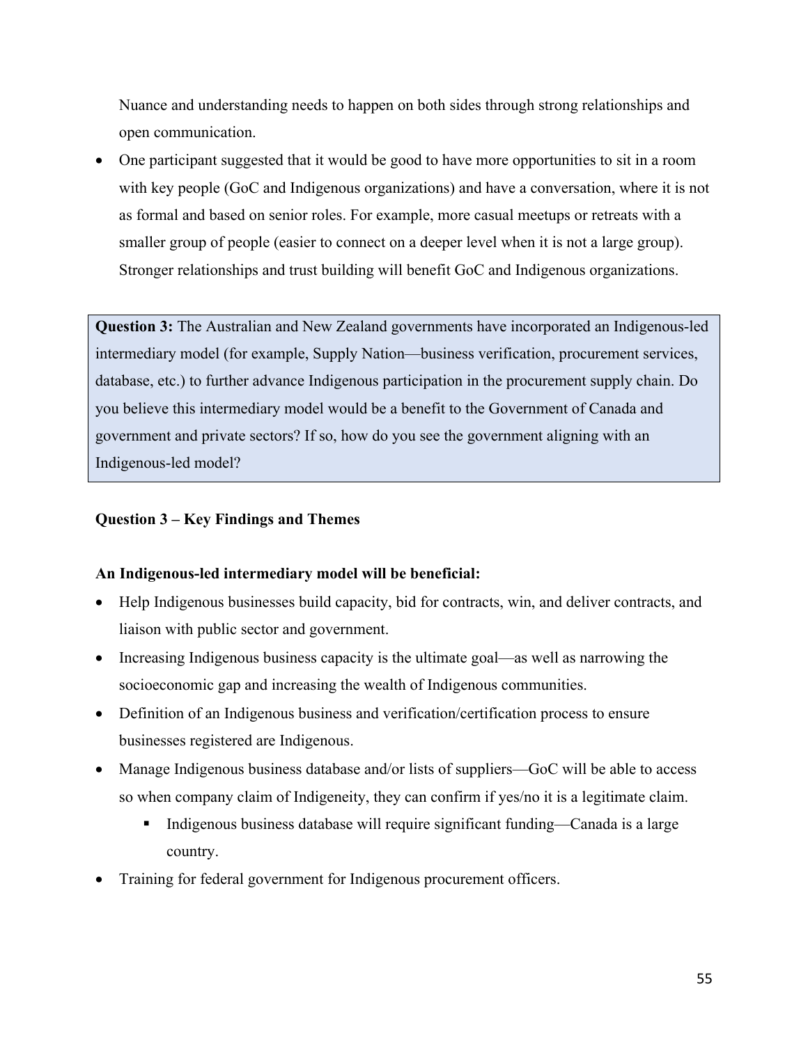Nuance and understanding needs to happen on both sides through strong relationships and open communication.

- One participant suggested that it would be good to have more opportunities to sit in a room with key people (GoC and Indigenous organizations) and have a conversation, where it is not as formal and based on senior roles. For example, more casual meetups or retreats with a smaller group of people (easier to connect on a deeper level when it is not a large group). Stronger relationships and trust building will benefit GoC and Indigenous organizations.

> **Question 3:** The Australian and New Zealand governments have incorporated an Indigenous-led intermediary model (for example, Supply Nation—business verification, procurement services, database, etc.) to further advance Indigenous participation in the procurement supply chain. Do you believe this intermediary model would be a benefit to the Government of Canada and government and private sectors? If so, how do you see the government aligning with an Indigenous-led model?

**Question 3 – Key Findings and Themes**

**An Indigenous-led intermediary model will be beneficial:**

- Help Indigenous businesses build capacity, bid for contracts, win, and deliver contracts, and liaison with public sector and government.
- Increasing Indigenous business capacity is the ultimate goal—as well as narrowing the socioeconomic gap and increasing the wealth of Indigenous communities.
- Definition of an Indigenous business and verification/certification process to ensure businesses registered are Indigenous.
- Manage Indigenous business database and/or lists of suppliers—GoC will be able to access so when company claim of Indigeneity, they can confirm if yes/no it is a legitimate claim.
    - Indigenous business database will require significant funding—Canada is a large country.
- Training for federal government for Indigenous procurement officers.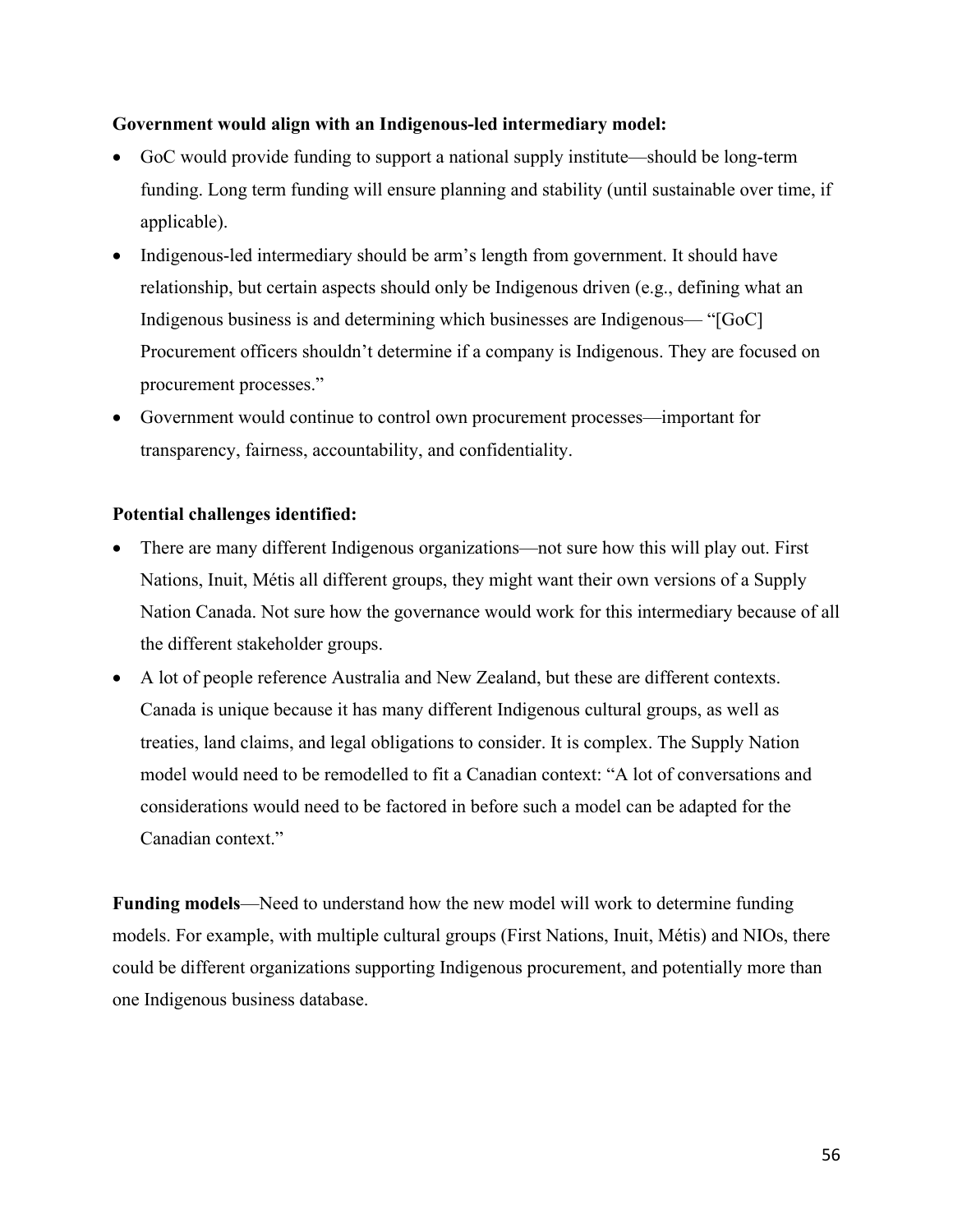**Government would align with an Indigenous-led intermediary model:**

- GoC would provide funding to support a national supply institute—should be long-term funding. Long term funding will ensure planning and stability (until sustainable over time, if applicable).
- Indigenous-led intermediary should be arm's length from government. It should have relationship, but certain aspects should only be Indigenous driven (e.g., defining what an Indigenous business is and determining which businesses are Indigenous— "[GoC] Procurement officers shouldn't determine if a company is Indigenous. They are focused on procurement processes."
- Government would continue to control own procurement processes—important for transparency, fairness, accountability, and confidentiality.

**Potential challenges identified:**

- There are many different Indigenous organizations—not sure how this will play out. First Nations, Inuit, Métis all different groups, they might want their own versions of a Supply Nation Canada. Not sure how the governance would work for this intermediary because of all the different stakeholder groups.
- A lot of people reference Australia and New Zealand, but these are different contexts. Canada is unique because it has many different Indigenous cultural groups, as well as treaties, land claims, and legal obligations to consider. It is complex. The Supply Nation model would need to be remodelled to fit a Canadian context: "A lot of conversations and considerations would need to be factored in before such a model can be adapted for the Canadian context."

**Funding models**—Need to understand how the new model will work to determine funding models. For example, with multiple cultural groups (First Nations, Inuit, Métis) and NIOs, there could be different organizations supporting Indigenous procurement, and potentially more than one Indigenous business database.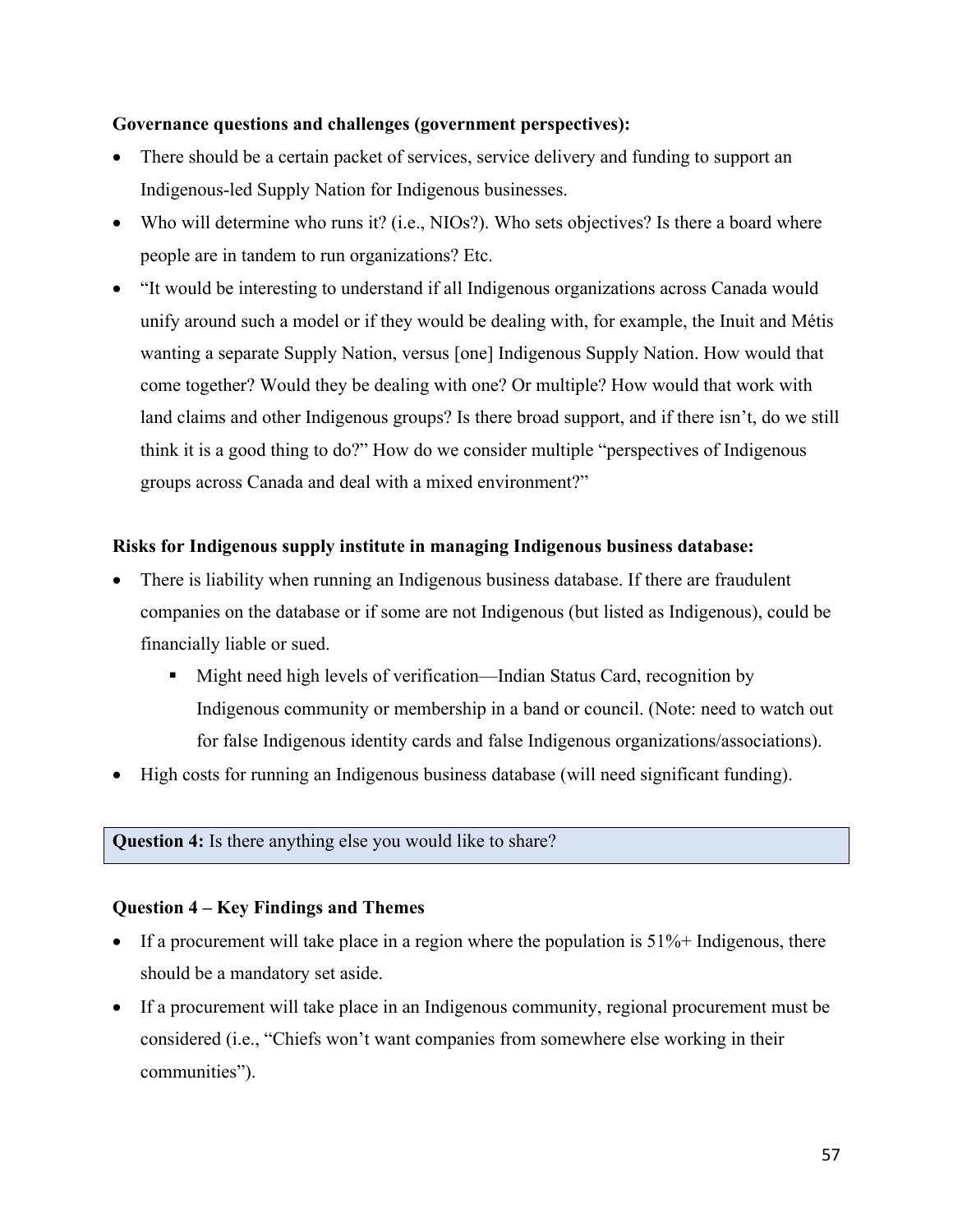**Governance questions and challenges (government perspectives):**

- There should be a certain packet of services, service delivery and funding to support an Indigenous-led Supply Nation for Indigenous businesses.
- Who will determine who runs it? (i.e., NIOs?). Who sets objectives? Is there a board where people are in tandem to run organizations? Etc.
- "It would be interesting to understand if all Indigenous organizations across Canada would unify around such a model or if they would be dealing with, for example, the Inuit and Métis wanting a separate Supply Nation, versus [one] Indigenous Supply Nation. How would that come together? Would they be dealing with one? Or multiple? How would that work with land claims and other Indigenous groups? Is there broad support, and if there isn't, do we still think it is a good thing to do?" How do we consider multiple "perspectives of Indigenous groups across Canada and deal with a mixed environment?"

**Risks for Indigenous supply institute in managing Indigenous business database:**

- There is liability when running an Indigenous business database. If there are fraudulent companies on the database or if some are not Indigenous (but listed as Indigenous), could be financially liable or sued.
  - Might need high levels of verification—Indian Status Card, recognition by Indigenous community or membership in a band or council. (Note: need to watch out for false Indigenous identity cards and false Indigenous organizations/associations).
- High costs for running an Indigenous business database (will need significant funding).

| **Question 4:** Is there anything else you would like to share? |
|---|

**Question 4 – Key Findings and Themes**

- If a procurement will take place in a region where the population is 51%+ Indigenous, there should be a mandatory set aside.
- If a procurement will take place in an Indigenous community, regional procurement must be considered (i.e., "Chiefs won't want companies from somewhere else working in their communities").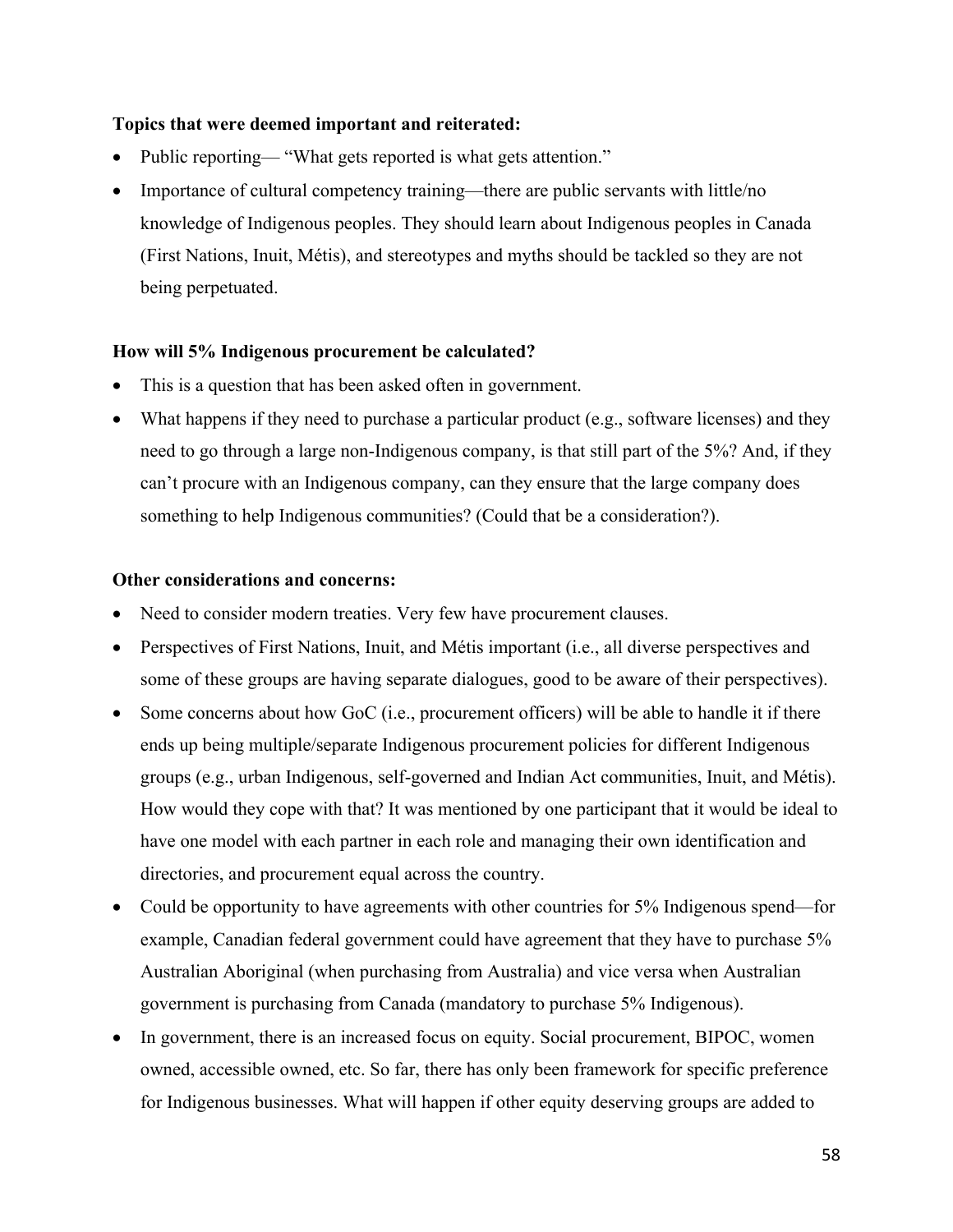**Topics that were deemed important and reiterated:**

- Public reporting— "What gets reported is what gets attention."
- Importance of cultural competency training—there are public servants with little/no knowledge of Indigenous peoples. They should learn about Indigenous peoples in Canada (First Nations, Inuit, Métis), and stereotypes and myths should be tackled so they are not being perpetuated.

**How will 5% Indigenous procurement be calculated?**

- This is a question that has been asked often in government.
- What happens if they need to purchase a particular product (e.g., software licenses) and they need to go through a large non-Indigenous company, is that still part of the 5%? And, if they can't procure with an Indigenous company, can they ensure that the large company does something to help Indigenous communities? (Could that be a consideration?).

**Other considerations and concerns:**

- Need to consider modern treaties. Very few have procurement clauses.
- Perspectives of First Nations, Inuit, and Métis important (i.e., all diverse perspectives and some of these groups are having separate dialogues, good to be aware of their perspectives).
- Some concerns about how GoC (i.e., procurement officers) will be able to handle it if there ends up being multiple/separate Indigenous procurement policies for different Indigenous groups (e.g., urban Indigenous, self-governed and Indian Act communities, Inuit, and Métis). How would they cope with that? It was mentioned by one participant that it would be ideal to have one model with each partner in each role and managing their own identification and directories, and procurement equal across the country.
- Could be opportunity to have agreements with other countries for 5% Indigenous spend—for example, Canadian federal government could have agreement that they have to purchase 5% Australian Aboriginal (when purchasing from Australia) and vice versa when Australian government is purchasing from Canada (mandatory to purchase 5% Indigenous).
- In government, there is an increased focus on equity. Social procurement, BIPOC, women owned, accessible owned, etc. So far, there has only been framework for specific preference for Indigenous businesses. What will happen if other equity deserving groups are added to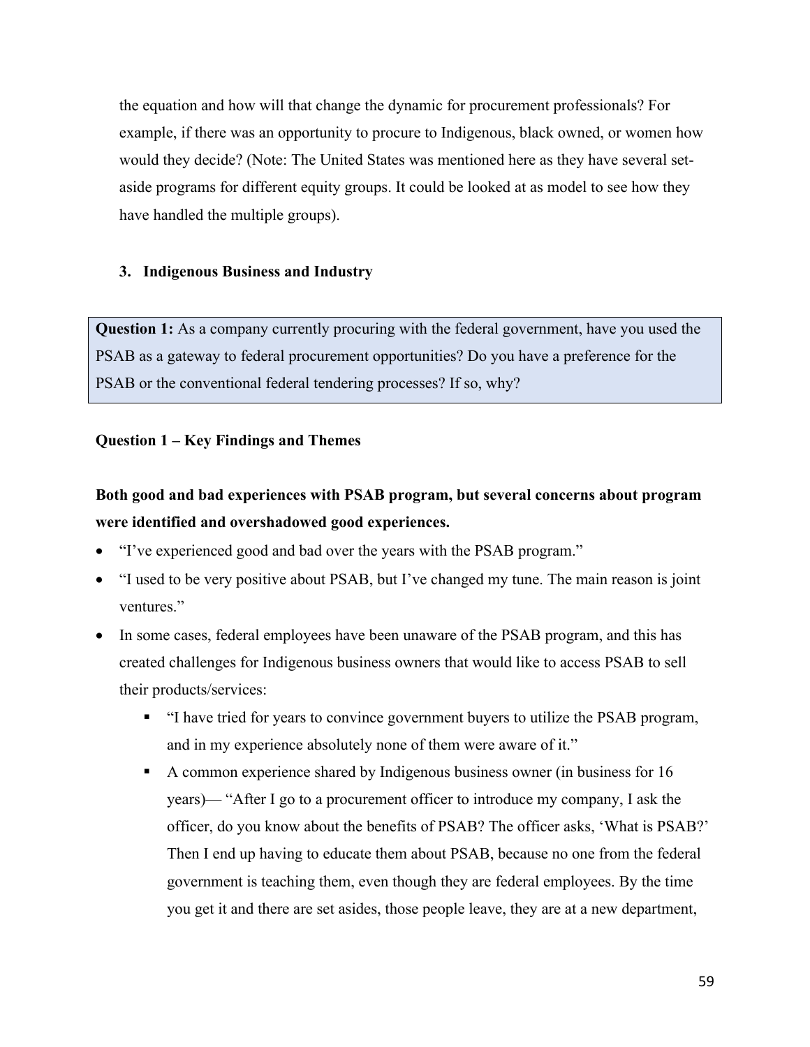the equation and how will that change the dynamic for procurement professionals? For example, if there was an opportunity to procure to Indigenous, black owned, or women how would they decide? (Note: The United States was mentioned here as they have several set-aside programs for different equity groups. It could be looked at as model to see how they have handled the multiple groups).

## 3. Indigenous Business and Industry

> **Question 1:** As a company currently procuring with the federal government, have you used the PSAB as a gateway to federal procurement opportunities? Do you have a preference for the PSAB or the conventional federal tendering processes? If so, why?

**Question 1 – Key Findings and Themes**

**Both good and bad experiences with PSAB program, but several concerns about program were identified and overshadowed good experiences.**

- "I've experienced good and bad over the years with the PSAB program."
- "I used to be very positive about PSAB, but I've changed my tune. The main reason is joint ventures."
- In some cases, federal employees have been unaware of the PSAB program, and this has created challenges for Indigenous business owners that would like to access PSAB to sell their products/services:
  - "I have tried for years to convince government buyers to utilize the PSAB program, and in my experience absolutely none of them were aware of it."
  - A common experience shared by Indigenous business owner (in business for 16 years)— "After I go to a procurement officer to introduce my company, I ask the officer, do you know about the benefits of PSAB? The officer asks, 'What is PSAB?' Then I end up having to educate them about PSAB, because no one from the federal government is teaching them, even though they are federal employees. By the time you get it and there are set asides, those people leave, they are at a new department,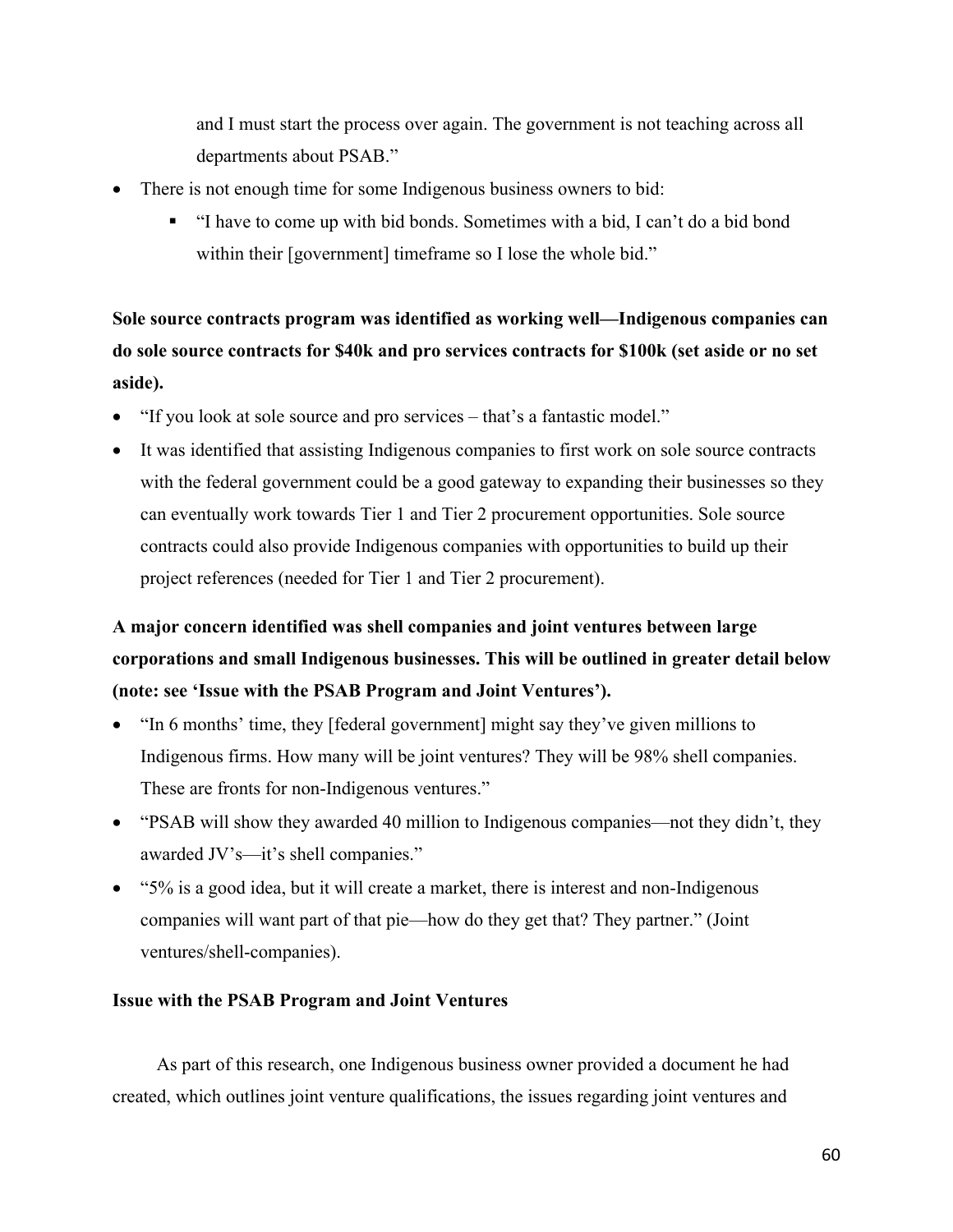and I must start the process over again. The government is not teaching across all departments about PSAB."

- There is not enough time for some Indigenous business owners to bid:
  - "I have to come up with bid bonds. Sometimes with a bid, I can't do a bid bond within their [government] timeframe so I lose the whole bid."

**Sole source contracts program was identified as working well—Indigenous companies can do sole source contracts for $40k and pro services contracts for $100k (set aside or no set aside).**

- "If you look at sole source and pro services – that's a fantastic model."
- It was identified that assisting Indigenous companies to first work on sole source contracts with the federal government could be a good gateway to expanding their businesses so they can eventually work towards Tier 1 and Tier 2 procurement opportunities. Sole source contracts could also provide Indigenous companies with opportunities to build up their project references (needed for Tier 1 and Tier 2 procurement).

**A major concern identified was shell companies and joint ventures between large corporations and small Indigenous businesses. This will be outlined in greater detail below (note: see 'Issue with the PSAB Program and Joint Ventures').**

- "In 6 months' time, they [federal government] might say they've given millions to Indigenous firms. How many will be joint ventures? They will be 98% shell companies. These are fronts for non-Indigenous ventures."
- "PSAB will show they awarded 40 million to Indigenous companies—not they didn't, they awarded JV's—it's shell companies."
- "5% is a good idea, but it will create a market, there is interest and non-Indigenous companies will want part of that pie—how do they get that? They partner." (Joint ventures/shell-companies).

**Issue with the PSAB Program and Joint Ventures**

As part of this research, one Indigenous business owner provided a document he had created, which outlines joint venture qualifications, the issues regarding joint ventures and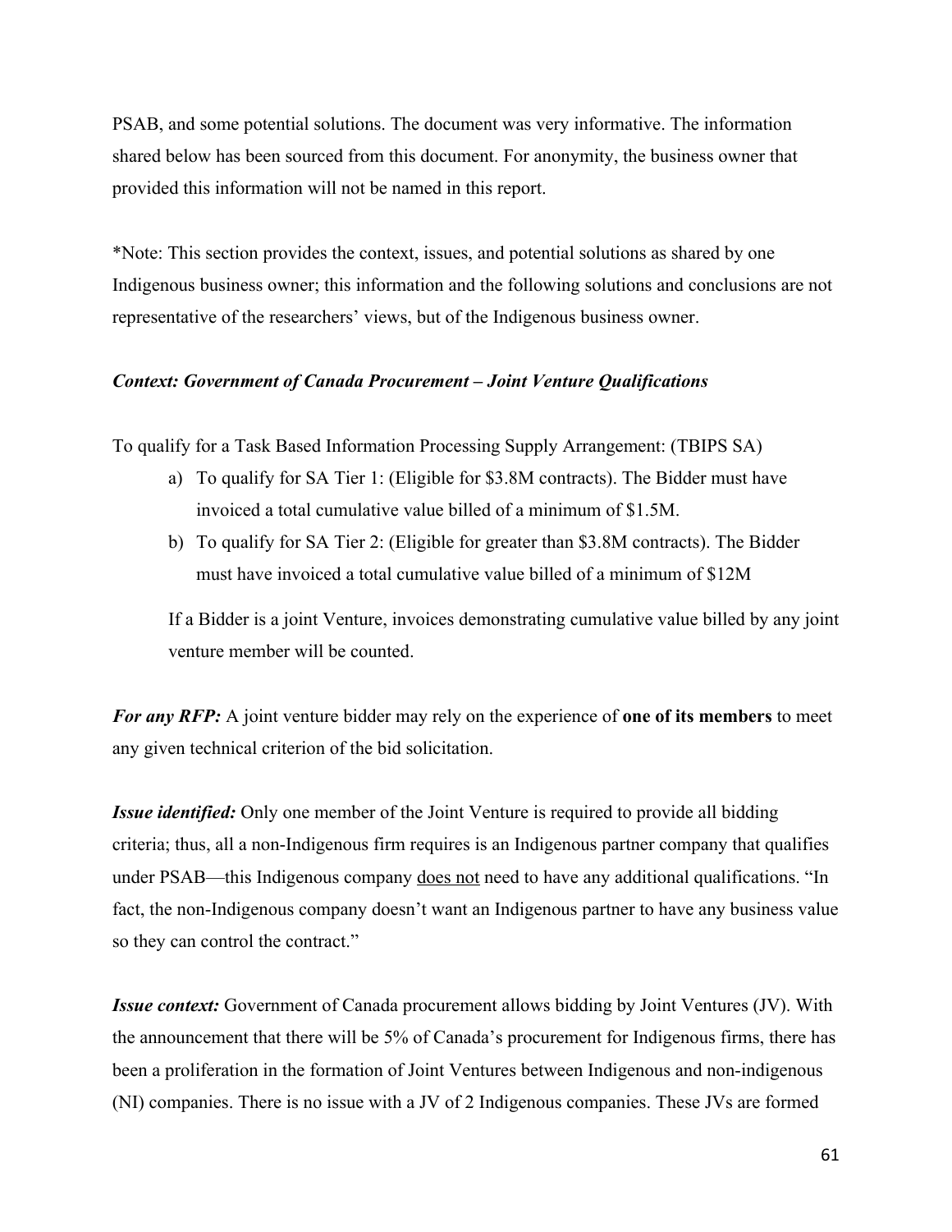PSAB, and some potential solutions. The document was very informative. The information shared below has been sourced from this document. For anonymity, the business owner that provided this information will not be named in this report.

*Note: This section provides the context, issues, and potential solutions as shared by one Indigenous business owner; this information and the following solutions and conclusions are not representative of the researchers' views, but of the Indigenous business owner.

***Context: Government of Canada Procurement – Joint Venture Qualifications***

To qualify for a Task Based Information Processing Supply Arrangement: (TBIPS SA)

a) To qualify for SA Tier 1: (Eligible for $3.8M contracts). The Bidder must have invoiced a total cumulative value billed of a minimum of $1.5M.
b) To qualify for SA Tier 2: (Eligible for greater than $3.8M contracts). The Bidder must have invoiced a total cumulative value billed of a minimum of $12M

If a Bidder is a joint Venture, invoices demonstrating cumulative value billed by any joint venture member will be counted.

***For any RFP:*** A joint venture bidder may rely on the experience of **one of its members** to meet any given technical criterion of the bid solicitation.

***Issue identified:*** Only one member of the Joint Venture is required to provide all bidding criteria; thus, all a non-Indigenous firm requires is an Indigenous partner company that qualifies under PSAB—this Indigenous company <u>does not</u> need to have any additional qualifications. "In fact, the non-Indigenous company doesn't want an Indigenous partner to have any business value so they can control the contract."

***Issue context:*** Government of Canada procurement allows bidding by Joint Ventures (JV). With the announcement that there will be 5% of Canada's procurement for Indigenous firms, there has been a proliferation in the formation of Joint Ventures between Indigenous and non-indigenous (NI) companies. There is no issue with a JV of 2 Indigenous companies. These JVs are formed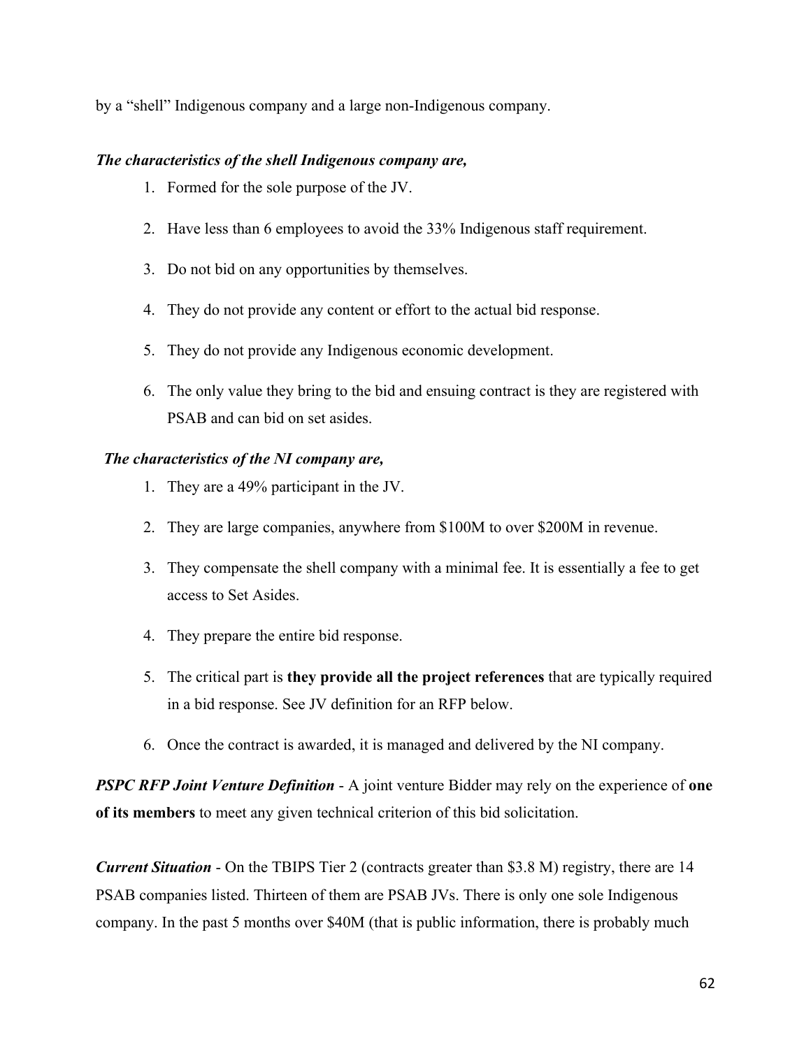by a “shell” Indigenous company and a large non-Indigenous company.

***The characteristics of the shell Indigenous company are,***

1. Formed for the sole purpose of the JV.
2. Have less than 6 employees to avoid the 33% Indigenous staff requirement.
3. Do not bid on any opportunities by themselves.
4. They do not provide any content or effort to the actual bid response.
5. They do not provide any Indigenous economic development.
6. The only value they bring to the bid and ensuing contract is they are registered with PSAB and can bid on set asides.

***The characteristics of the NI company are,***

1. They are a 49% participant in the JV.
2. They are large companies, anywhere from $100M to over $200M in revenue.
3. They compensate the shell company with a minimal fee. It is essentially a fee to get access to Set Asides.
4. They prepare the entire bid response.
5. The critical part is **they provide all the project references** that are typically required in a bid response. See JV definition for an RFP below.
6. Once the contract is awarded, it is managed and delivered by the NI company.

***PSPC RFP Joint Venture Definition*** - A joint venture Bidder may rely on the experience of **one of its members** to meet any given technical criterion of this bid solicitation.

***Current Situation*** - On the TBIPS Tier 2 (contracts greater than $3.8 M) registry, there are 14 PSAB companies listed. Thirteen of them are PSAB JVs. There is only one sole Indigenous company. In the past 5 months over $40M (that is public information, there is probably much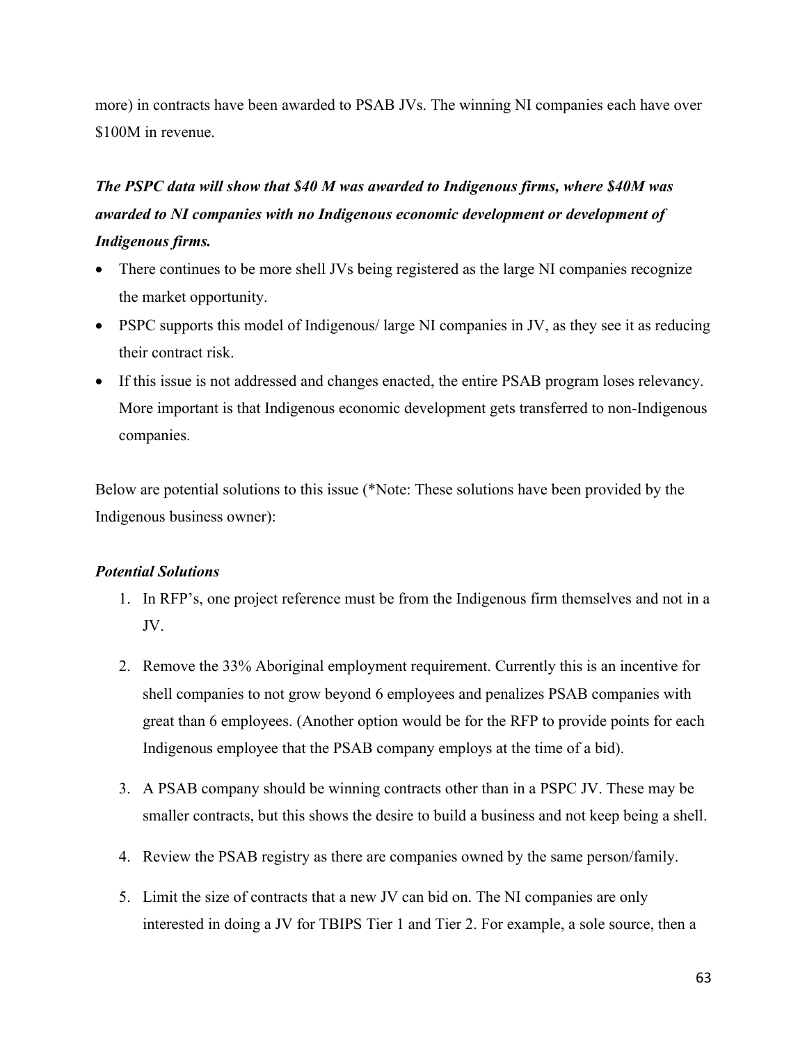more) in contracts have been awarded to PSAB JVs. The winning NI companies each have over $100M in revenue.

***The PSPC data will show that $40 M was awarded to Indigenous firms, where $40M was awarded to NI companies with no Indigenous economic development or development of Indigenous firms.***

- There continues to be more shell JVs being registered as the large NI companies recognize the market opportunity.
- PSPC supports this model of Indigenous/ large NI companies in JV, as they see it as reducing their contract risk.
- If this issue is not addressed and changes enacted, the entire PSAB program loses relevancy. More important is that Indigenous economic development gets transferred to non-Indigenous companies.

Below are potential solutions to this issue (*Note: These solutions have been provided by the Indigenous business owner):

***Potential Solutions***

1. In RFP's, one project reference must be from the Indigenous firm themselves and not in a JV.
2. Remove the 33% Aboriginal employment requirement. Currently this is an incentive for shell companies to not grow beyond 6 employees and penalizes PSAB companies with great than 6 employees. (Another option would be for the RFP to provide points for each Indigenous employee that the PSAB company employs at the time of a bid).
3. A PSAB company should be winning contracts other than in a PSPC JV. These may be smaller contracts, but this shows the desire to build a business and not keep being a shell.
4. Review the PSAB registry as there are companies owned by the same person/family.
5. Limit the size of contracts that a new JV can bid on. The NI companies are only interested in doing a JV for TBIPS Tier 1 and Tier 2. For example, a sole source, then a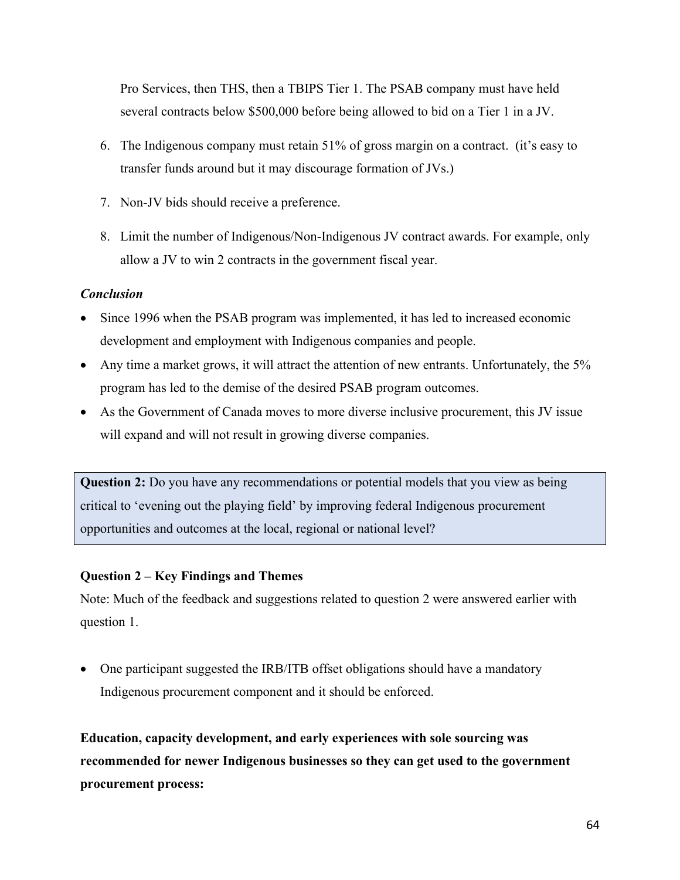Pro Services, then THS, then a TBIPS Tier 1. The PSAB company must have held several contracts below $500,000 before being allowed to bid on a Tier 1 in a JV.

6. The Indigenous company must retain 51% of gross margin on a contract. (it's easy to transfer funds around but it may discourage formation of JVs.)

7. Non-JV bids should receive a preference.

8. Limit the number of Indigenous/Non-Indigenous JV contract awards. For example, only allow a JV to win 2 contracts in the government fiscal year.

***Conclusion***

- Since 1996 when the PSAB program was implemented, it has led to increased economic development and employment with Indigenous companies and people.
- Any time a market grows, it will attract the attention of new entrants. Unfortunately, the 5% program has led to the demise of the desired PSAB program outcomes.
- As the Government of Canada moves to more diverse inclusive procurement, this JV issue will expand and will not result in growing diverse companies.

**Question 2:** Do you have any recommendations or potential models that you view as being critical to 'evening out the playing field' by improving federal Indigenous procurement opportunities and outcomes at the local, regional or national level?

**Question 2 – Key Findings and Themes**

Note: Much of the feedback and suggestions related to question 2 were answered earlier with question 1.

- One participant suggested the IRB/ITB offset obligations should have a mandatory Indigenous procurement component and it should be enforced.

**Education, capacity development, and early experiences with sole sourcing was recommended for newer Indigenous businesses so they can get used to the government procurement process:**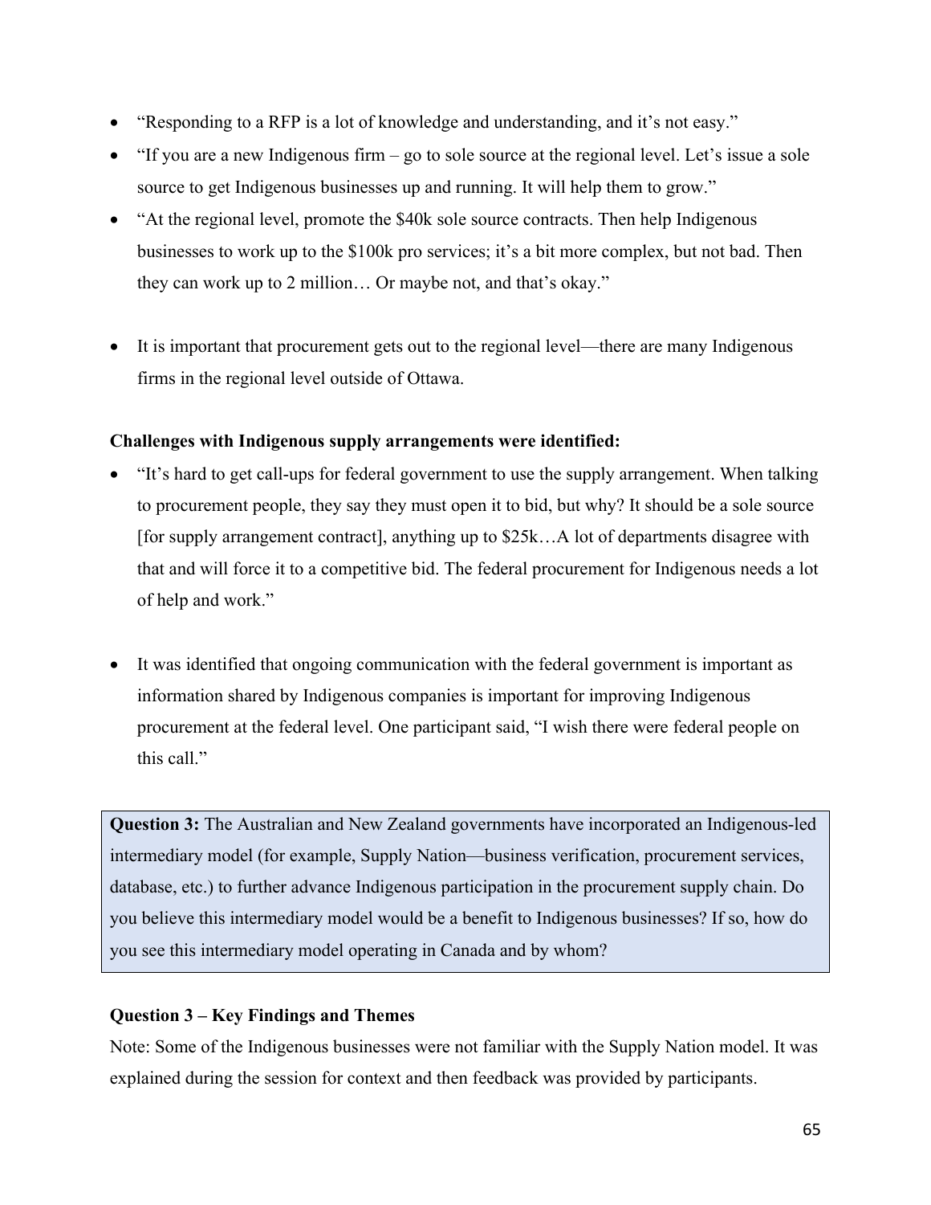- "Responding to a RFP is a lot of knowledge and understanding, and it's not easy."
- "If you are a new Indigenous firm – go to sole source at the regional level. Let's issue a sole source to get Indigenous businesses up and running. It will help them to grow."
- "At the regional level, promote the $40k sole source contracts. Then help Indigenous businesses to work up to the $100k pro services; it's a bit more complex, but not bad. Then they can work up to 2 million… Or maybe not, and that's okay."

- It is important that procurement gets out to the regional level—there are many Indigenous firms in the regional level outside of Ottawa.

**Challenges with Indigenous supply arrangements were identified:**

- "It's hard to get call-ups for federal government to use the supply arrangement. When talking to procurement people, they say they must open it to bid, but why? It should be a sole source [for supply arrangement contract], anything up to $25k…A lot of departments disagree with that and will force it to a competitive bid. The federal procurement for Indigenous needs a lot of help and work."

- It was identified that ongoing communication with the federal government is important as information shared by Indigenous companies is important for improving Indigenous procurement at the federal level. One participant said, "I wish there were federal people on this call."

> **Question 3:** The Australian and New Zealand governments have incorporated an Indigenous-led intermediary model (for example, Supply Nation—business verification, procurement services, database, etc.) to further advance Indigenous participation in the procurement supply chain. Do you believe this intermediary model would be a benefit to Indigenous businesses? If so, how do you see this intermediary model operating in Canada and by whom?

**Question 3 – Key Findings and Themes**

Note: Some of the Indigenous businesses were not familiar with the Supply Nation model. It was explained during the session for context and then feedback was provided by participants.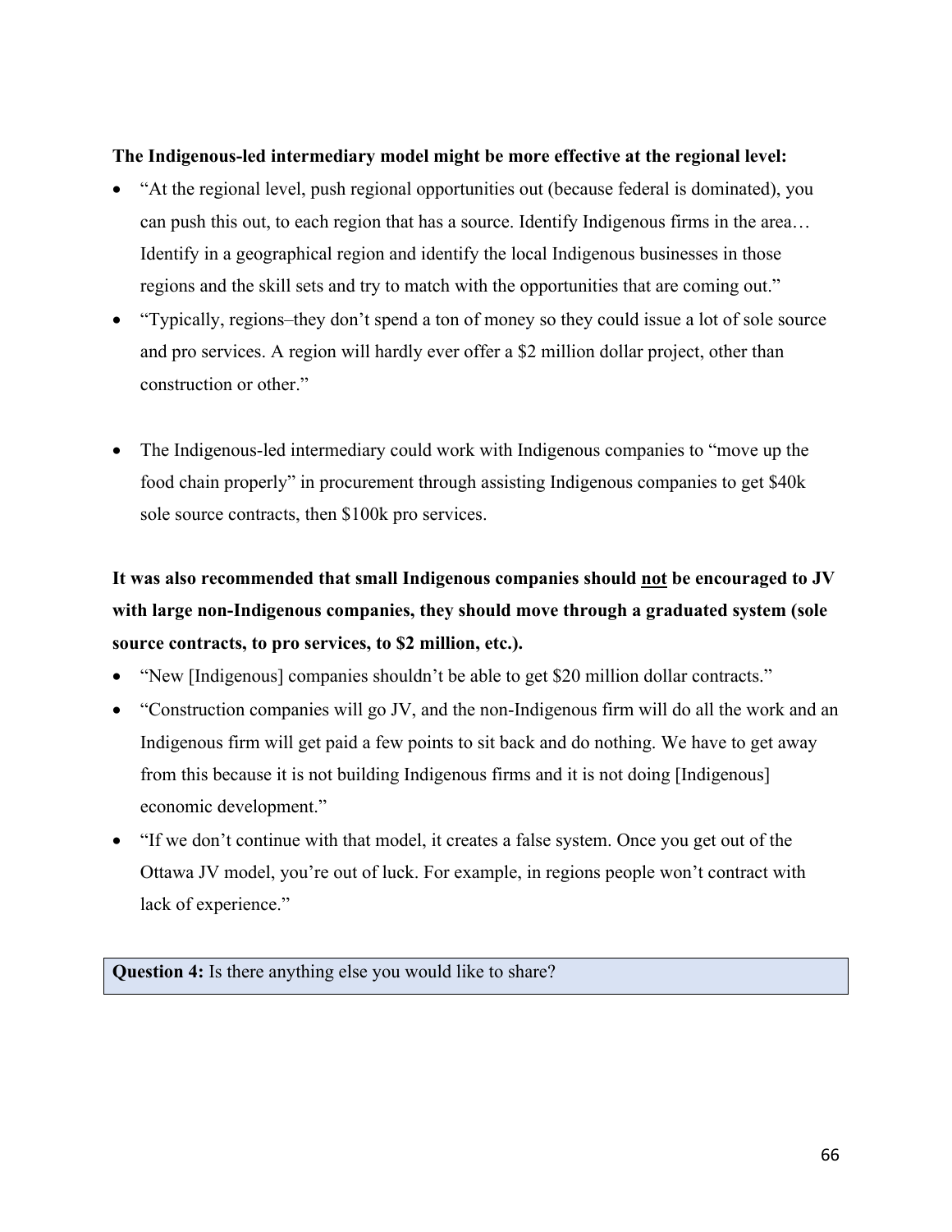**The Indigenous-led intermediary model might be more effective at the regional level:**

- "At the regional level, push regional opportunities out (because federal is dominated), you can push this out, to each region that has a source. Identify Indigenous firms in the area… Identify in a geographical region and identify the local Indigenous businesses in those regions and the skill sets and try to match with the opportunities that are coming out."
- "Typically, regions–they don't spend a ton of money so they could issue a lot of sole source and pro services. A region will hardly ever offer a $2 million dollar project, other than construction or other."

- The Indigenous-led intermediary could work with Indigenous companies to "move up the food chain properly" in procurement through assisting Indigenous companies to get $40k sole source contracts, then $100k pro services.

**It was also recommended that small Indigenous companies should <u>not</u> be encouraged to JV with large non-Indigenous companies, they should move through a graduated system (sole source contracts, to pro services, to $2 million, etc.).**

- "New [Indigenous] companies shouldn't be able to get $20 million dollar contracts."
- "Construction companies will go JV, and the non-Indigenous firm will do all the work and an Indigenous firm will get paid a few points to sit back and do nothing. We have to get away from this because it is not building Indigenous firms and it is not doing [Indigenous] economic development."
- "If we don't continue with that model, it creates a false system. Once you get out of the Ottawa JV model, you're out of luck. For example, in regions people won't contract with lack of experience."

| **Question 4:** Is there anything else you would like to share? |
| --- |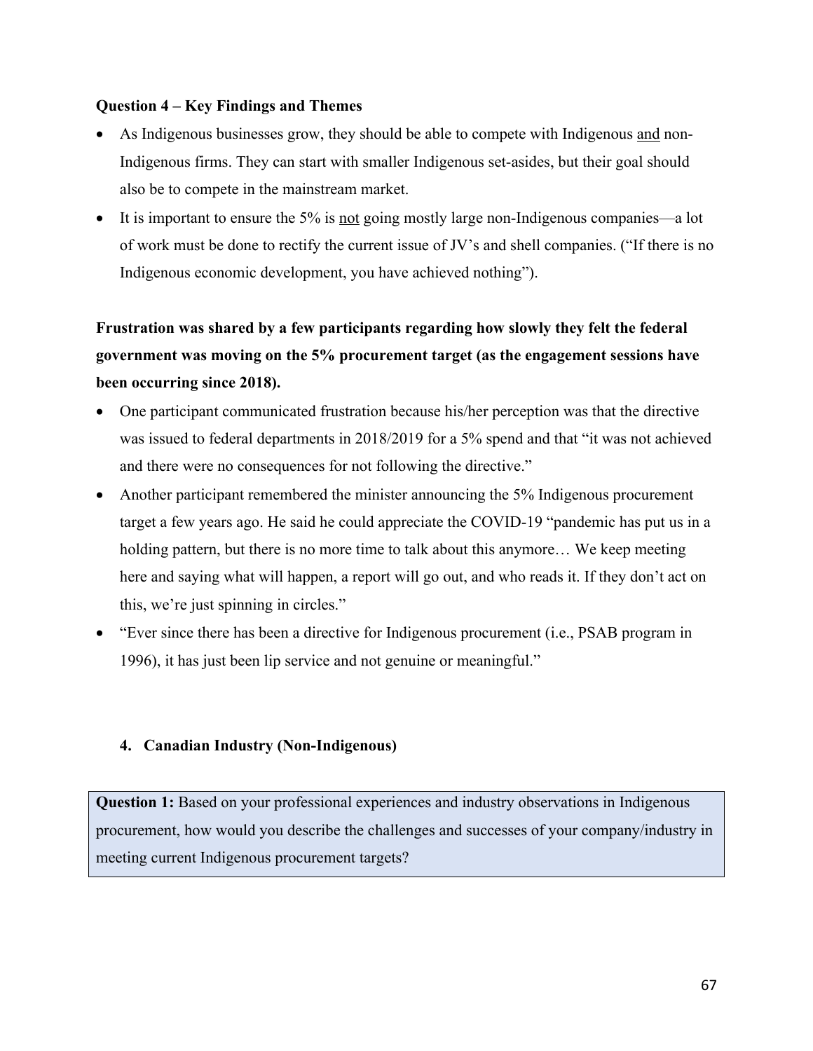**Question 4 – Key Findings and Themes**

- As Indigenous businesses grow, they should be able to compete with Indigenous <u>and</u> non-Indigenous firms. They can start with smaller Indigenous set-asides, but their goal should also be to compete in the mainstream market.
- It is important to ensure the 5% is <u>not</u> going mostly large non-Indigenous companies—a lot of work must be done to rectify the current issue of JV's and shell companies. ("If there is no Indigenous economic development, you have achieved nothing").

**Frustration was shared by a few participants regarding how slowly they felt the federal government was moving on the 5% procurement target (as the engagement sessions have been occurring since 2018).**

- One participant communicated frustration because his/her perception was that the directive was issued to federal departments in 2018/2019 for a 5% spend and that "it was not achieved and there were no consequences for not following the directive."
- Another participant remembered the minister announcing the 5% Indigenous procurement target a few years ago. He said he could appreciate the COVID-19 "pandemic has put us in a holding pattern, but there is no more time to talk about this anymore… We keep meeting here and saying what will happen, a report will go out, and who reads it. If they don't act on this, we're just spinning in circles."
- "Ever since there has been a directive for Indigenous procurement (i.e., PSAB program in 1996), it has just been lip service and not genuine or meaningful."

### 4. Canadian Industry (Non-Indigenous)

**Question 1:** Based on your professional experiences and industry observations in Indigenous procurement, how would you describe the challenges and successes of your company/industry in meeting current Indigenous procurement targets?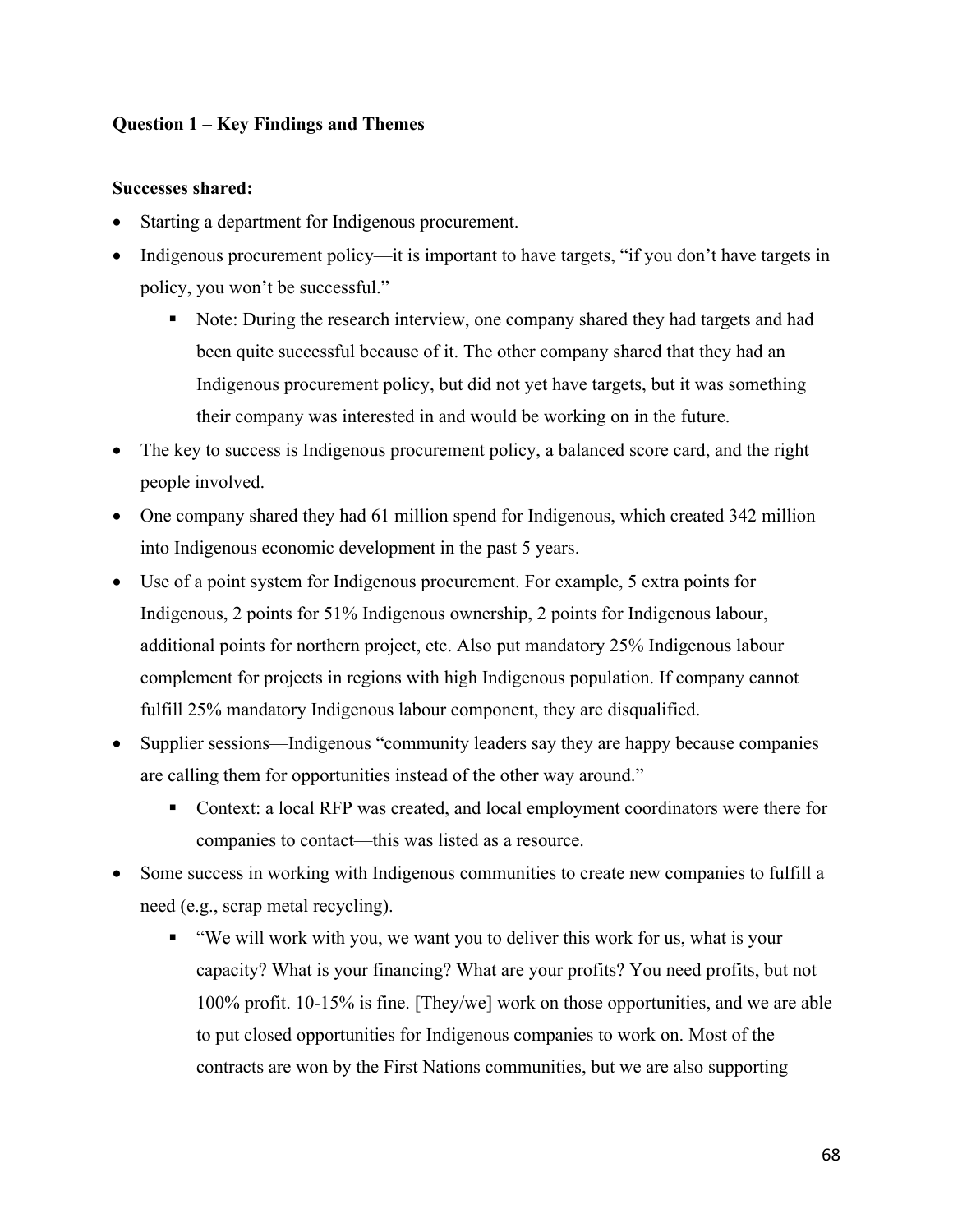**Question 1 – Key Findings and Themes**

**Successes shared:**

- Starting a department for Indigenous procurement.
- Indigenous procurement policy—it is important to have targets, "if you don't have targets in policy, you won't be successful."
  - Note: During the research interview, one company shared they had targets and had been quite successful because of it. The other company shared that they had an Indigenous procurement policy, but did not yet have targets, but it was something their company was interested in and would be working on in the future.
- The key to success is Indigenous procurement policy, a balanced score card, and the right people involved.
- One company shared they had 61 million spend for Indigenous, which created 342 million into Indigenous economic development in the past 5 years.
- Use of a point system for Indigenous procurement. For example, 5 extra points for Indigenous, 2 points for 51% Indigenous ownership, 2 points for Indigenous labour, additional points for northern project, etc. Also put mandatory 25% Indigenous labour complement for projects in regions with high Indigenous population. If company cannot fulfill 25% mandatory Indigenous labour component, they are disqualified.
- Supplier sessions—Indigenous "community leaders say they are happy because companies are calling them for opportunities instead of the other way around."
  - Context: a local RFP was created, and local employment coordinators were there for companies to contact—this was listed as a resource.
- Some success in working with Indigenous communities to create new companies to fulfill a need (e.g., scrap metal recycling).
  - "We will work with you, we want you to deliver this work for us, what is your capacity? What is your financing? What are your profits? You need profits, but not 100% profit. 10-15% is fine. [They/we] work on those opportunities, and we are able to put closed opportunities for Indigenous companies to work on. Most of the contracts are won by the First Nations communities, but we are also supporting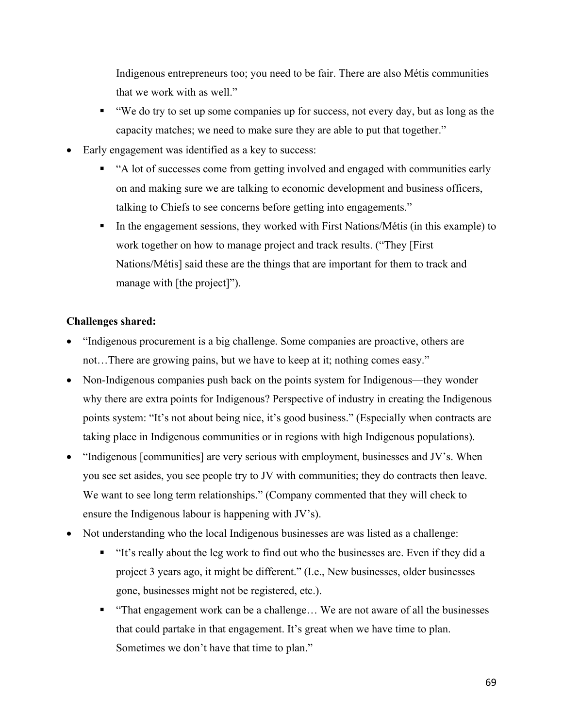Indigenous entrepreneurs too; you need to be fair. There are also Métis communities that we work with as well."

    - "We do try to set up some companies up for success, not every day, but as long as the capacity matches; we need to make sure they are able to put that together."
- Early engagement was identified as a key to success:
    - "A lot of successes come from getting involved and engaged with communities early on and making sure we are talking to economic development and business officers, talking to Chiefs to see concerns before getting into engagements."
    - In the engagement sessions, they worked with First Nations/Métis (in this example) to work together on how to manage project and track results. ("They [First Nations/Métis] said these are the things that are important for them to track and manage with [the project]").

**Challenges shared:**

- "Indigenous procurement is a big challenge. Some companies are proactive, others are not…There are growing pains, but we have to keep at it; nothing comes easy."
- Non-Indigenous companies push back on the points system for Indigenous—they wonder why there are extra points for Indigenous? Perspective of industry in creating the Indigenous points system: "It's not about being nice, it's good business." (Especially when contracts are taking place in Indigenous communities or in regions with high Indigenous populations).
- "Indigenous [communities] are very serious with employment, businesses and JV's. When you see set asides, you see people try to JV with communities; they do contracts then leave. We want to see long term relationships." (Company commented that they will check to ensure the Indigenous labour is happening with JV's).
- Not understanding who the local Indigenous businesses are was listed as a challenge:
    - "It's really about the leg work to find out who the businesses are. Even if they did a project 3 years ago, it might be different." (I.e., New businesses, older businesses gone, businesses might not be registered, etc.).
    - "That engagement work can be a challenge… We are not aware of all the businesses that could partake in that engagement. It's great when we have time to plan. Sometimes we don't have that time to plan."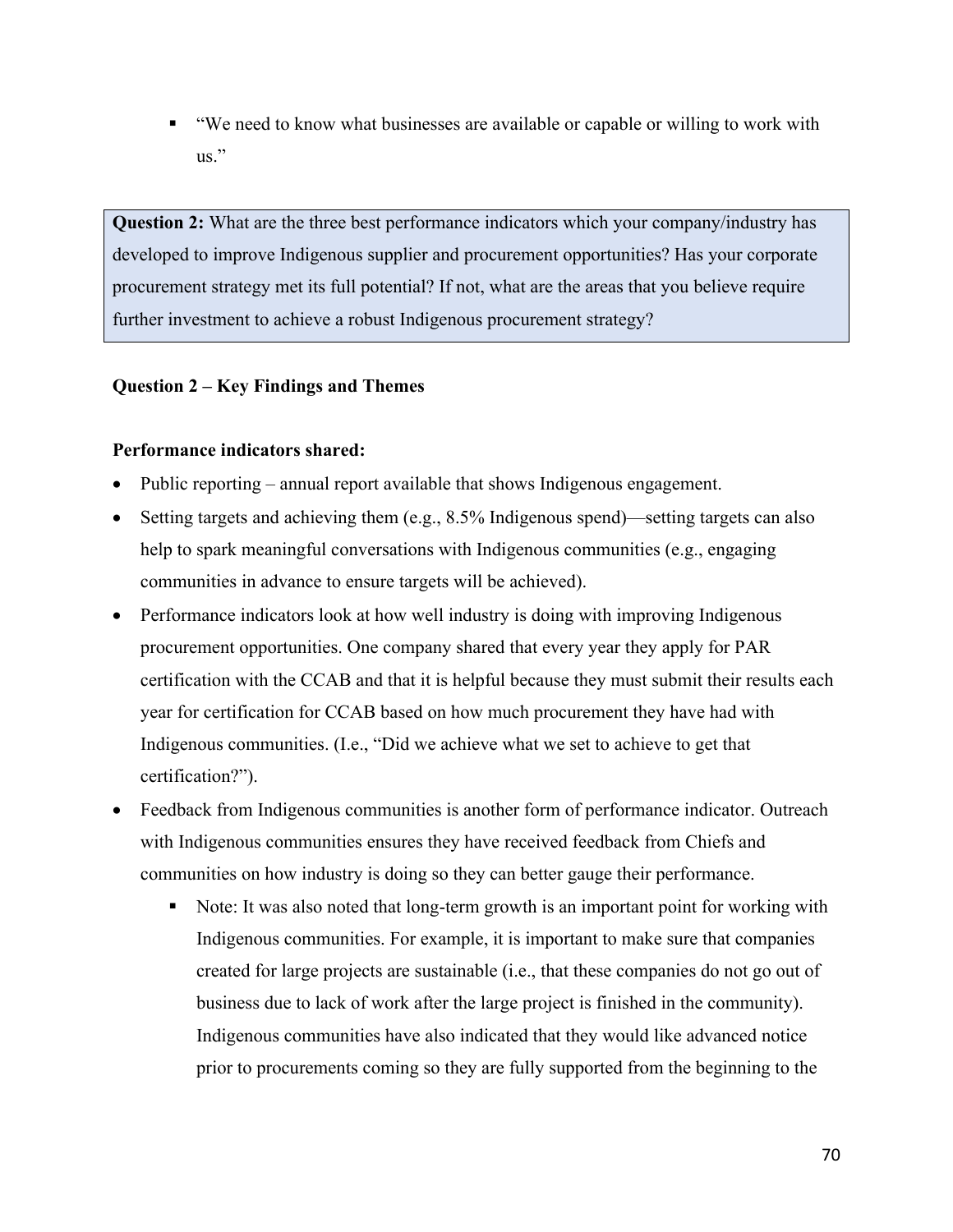- "We need to know what businesses are available or capable or willing to work with us."

> **Question 2:** What are the three best performance indicators which your company/industry has developed to improve Indigenous supplier and procurement opportunities? Has your corporate procurement strategy met its full potential? If not, what are the areas that you believe require further investment to achieve a robust Indigenous procurement strategy?

**Question 2 – Key Findings and Themes**

**Performance indicators shared:**

- Public reporting – annual report available that shows Indigenous engagement.
- Setting targets and achieving them (e.g., 8.5% Indigenous spend)—setting targets can also help to spark meaningful conversations with Indigenous communities (e.g., engaging communities in advance to ensure targets will be achieved).
- Performance indicators look at how well industry is doing with improving Indigenous procurement opportunities. One company shared that every year they apply for PAR certification with the CCAB and that it is helpful because they must submit their results each year for certification for CCAB based on how much procurement they have had with Indigenous communities. (I.e., "Did we achieve what we set to achieve to get that certification?").
- Feedback from Indigenous communities is another form of performance indicator. Outreach with Indigenous communities ensures they have received feedback from Chiefs and communities on how industry is doing so they can better gauge their performance.
  - Note: It was also noted that long-term growth is an important point for working with Indigenous communities. For example, it is important to make sure that companies created for large projects are sustainable (i.e., that these companies do not go out of business due to lack of work after the large project is finished in the community). Indigenous communities have also indicated that they would like advanced notice prior to procurements coming so they are fully supported from the beginning to the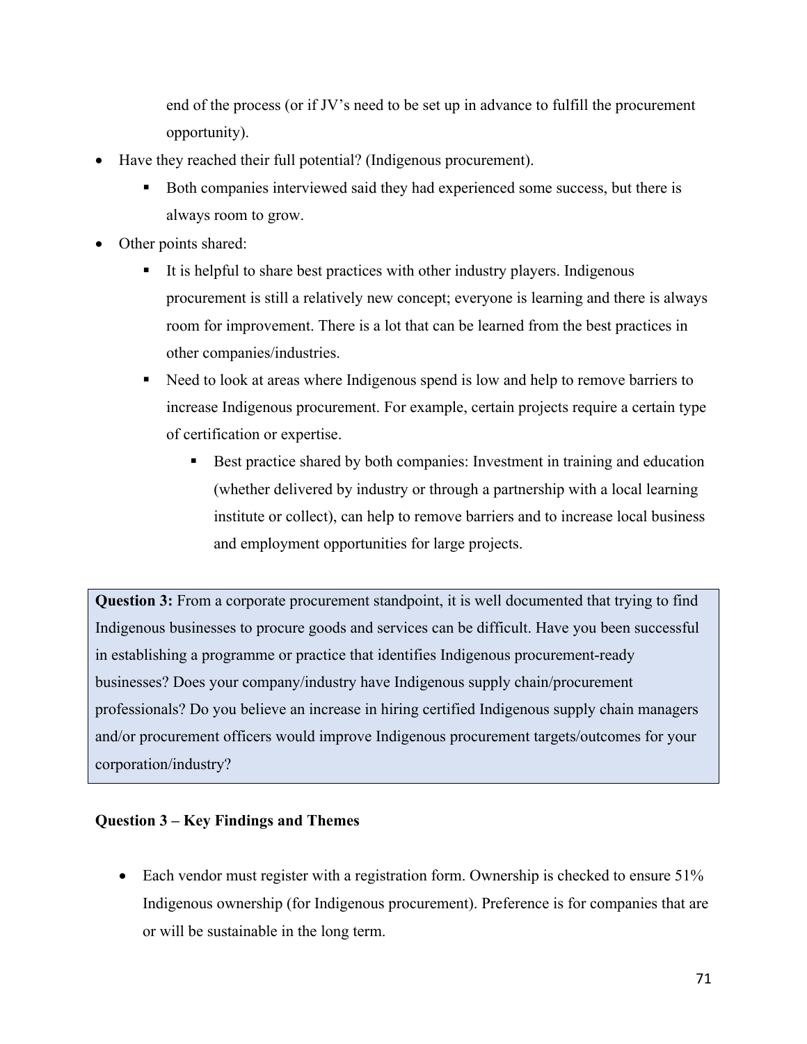end of the process (or if JV's need to be set up in advance to fulfill the procurement opportunity).

- Have they reached their full potential? (Indigenous procurement).
  - Both companies interviewed said they had experienced some success, but there is always room to grow.
- Other points shared:
  - It is helpful to share best practices with other industry players. Indigenous procurement is still a relatively new concept; everyone is learning and there is always room for improvement. There is a lot that can be learned from the best practices in other companies/industries.
  - Need to look at areas where Indigenous spend is low and help to remove barriers to increase Indigenous procurement. For example, certain projects require a certain type of certification or expertise.
    - Best practice shared by both companies: Investment in training and education (whether delivered by industry or through a partnership with a local learning institute or collect), can help to remove barriers and to increase local business and employment opportunities for large projects.

> **Question 3:** From a corporate procurement standpoint, it is well documented that trying to find Indigenous businesses to procure goods and services can be difficult. Have you been successful in establishing a programme or practice that identifies Indigenous procurement-ready businesses? Does your company/industry have Indigenous supply chain/procurement professionals? Do you believe an increase in hiring certified Indigenous supply chain managers and/or procurement officers would improve Indigenous procurement targets/outcomes for your corporation/industry?

**Question 3 – Key Findings and Themes**

- Each vendor must register with a registration form. Ownership is checked to ensure 51% Indigenous ownership (for Indigenous procurement). Preference is for companies that are or will be sustainable in the long term.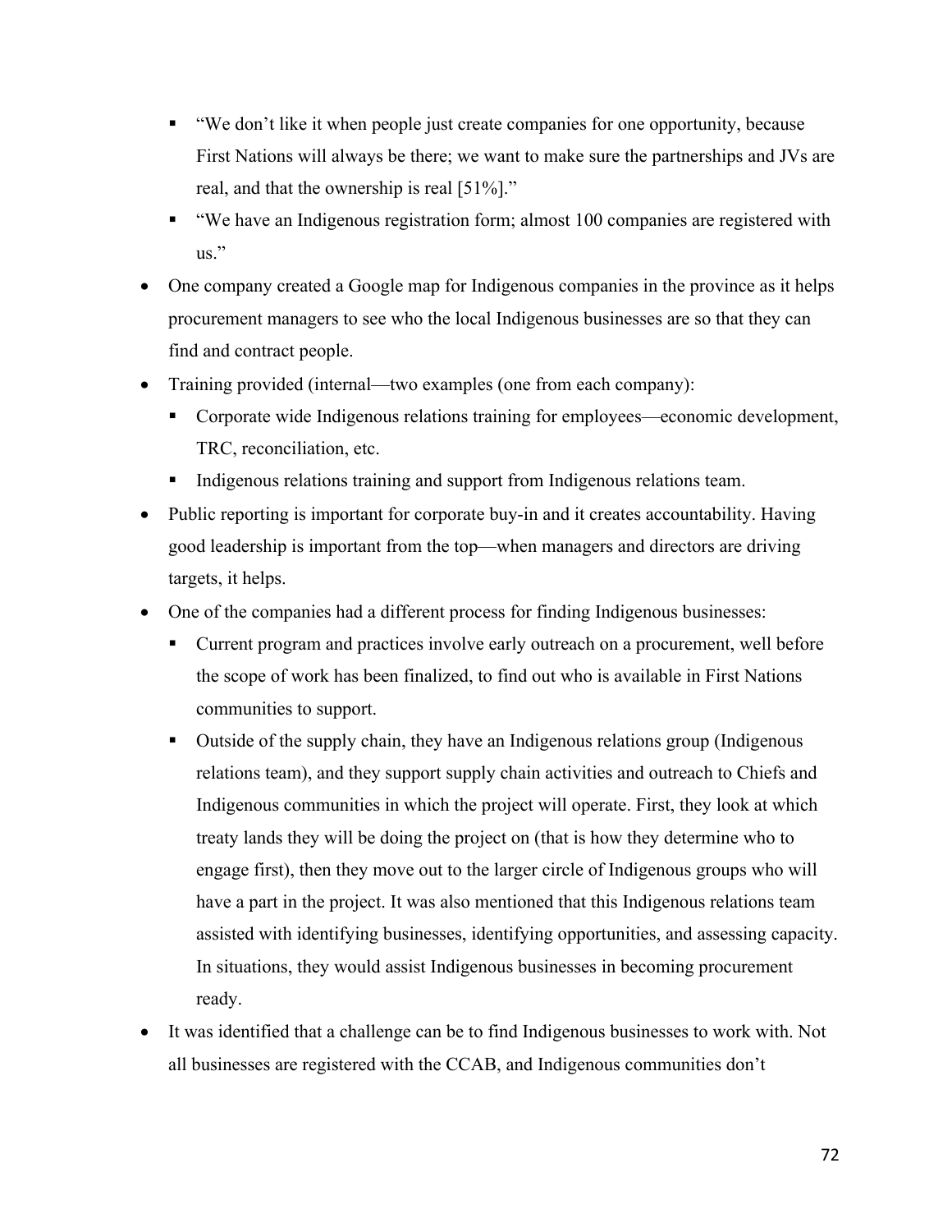- "We don't like it when people just create companies for one opportunity, because First Nations will always be there; we want to make sure the partnerships and JVs are real, and that the ownership is real [51%]."
  - "We have an Indigenous registration form; almost 100 companies are registered with us."
- One company created a Google map for Indigenous companies in the province as it helps procurement managers to see who the local Indigenous businesses are so that they can find and contract people.
- Training provided (internal—two examples (one from each company):
  - Corporate wide Indigenous relations training for employees—economic development, TRC, reconciliation, etc.
  - Indigenous relations training and support from Indigenous relations team.
- Public reporting is important for corporate buy-in and it creates accountability. Having good leadership is important from the top—when managers and directors are driving targets, it helps.
- One of the companies had a different process for finding Indigenous businesses:
  - Current program and practices involve early outreach on a procurement, well before the scope of work has been finalized, to find out who is available in First Nations communities to support.
  - Outside of the supply chain, they have an Indigenous relations group (Indigenous relations team), and they support supply chain activities and outreach to Chiefs and Indigenous communities in which the project will operate. First, they look at which treaty lands they will be doing the project on (that is how they determine who to engage first), then they move out to the larger circle of Indigenous groups who will have a part in the project. It was also mentioned that this Indigenous relations team assisted with identifying businesses, identifying opportunities, and assessing capacity. In situations, they would assist Indigenous businesses in becoming procurement ready.
- It was identified that a challenge can be to find Indigenous businesses to work with. Not all businesses are registered with the CCAB, and Indigenous communities don't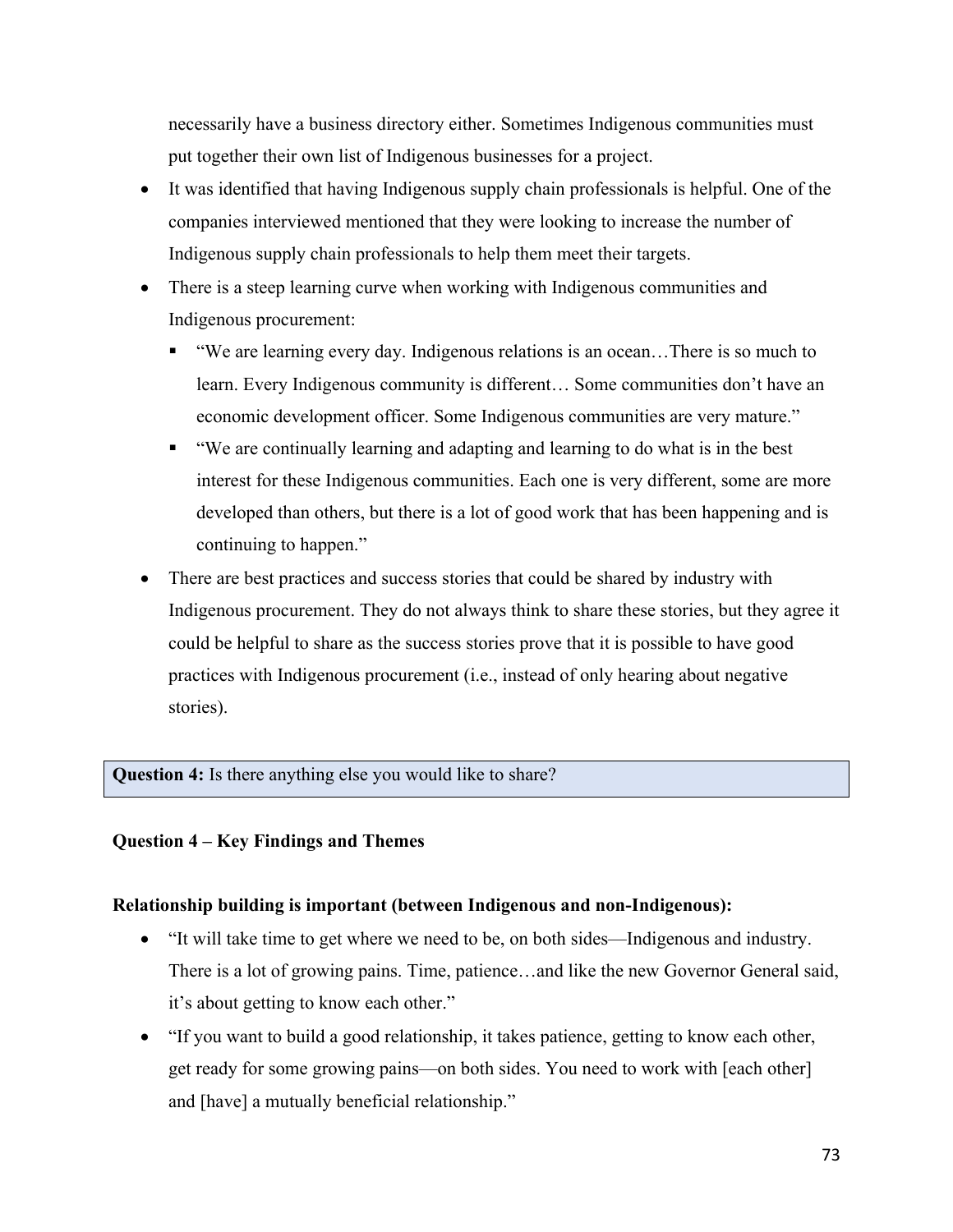necessarily have a business directory either. Sometimes Indigenous communities must put together their own list of Indigenous businesses for a project.

- It was identified that having Indigenous supply chain professionals is helpful. One of the companies interviewed mentioned that they were looking to increase the number of Indigenous supply chain professionals to help them meet their targets.
- There is a steep learning curve when working with Indigenous communities and Indigenous procurement:
  - "We are learning every day. Indigenous relations is an ocean…There is so much to learn. Every Indigenous community is different… Some communities don't have an economic development officer. Some Indigenous communities are very mature."
  - "We are continually learning and adapting and learning to do what is in the best interest for these Indigenous communities. Each one is very different, some are more developed than others, but there is a lot of good work that has been happening and is continuing to happen."
- There are best practices and success stories that could be shared by industry with Indigenous procurement. They do not always think to share these stories, but they agree it could be helpful to share as the success stories prove that it is possible to have good practices with Indigenous procurement (i.e., instead of only hearing about negative stories).

**Question 4:** Is there anything else you would like to share?

**Question 4 – Key Findings and Themes**

**Relationship building is important (between Indigenous and non-Indigenous):**

- "It will take time to get where we need to be, on both sides—Indigenous and industry. There is a lot of growing pains. Time, patience…and like the new Governor General said, it's about getting to know each other."
- "If you want to build a good relationship, it takes patience, getting to know each other, get ready for some growing pains—on both sides. You need to work with [each other] and [have] a mutually beneficial relationship."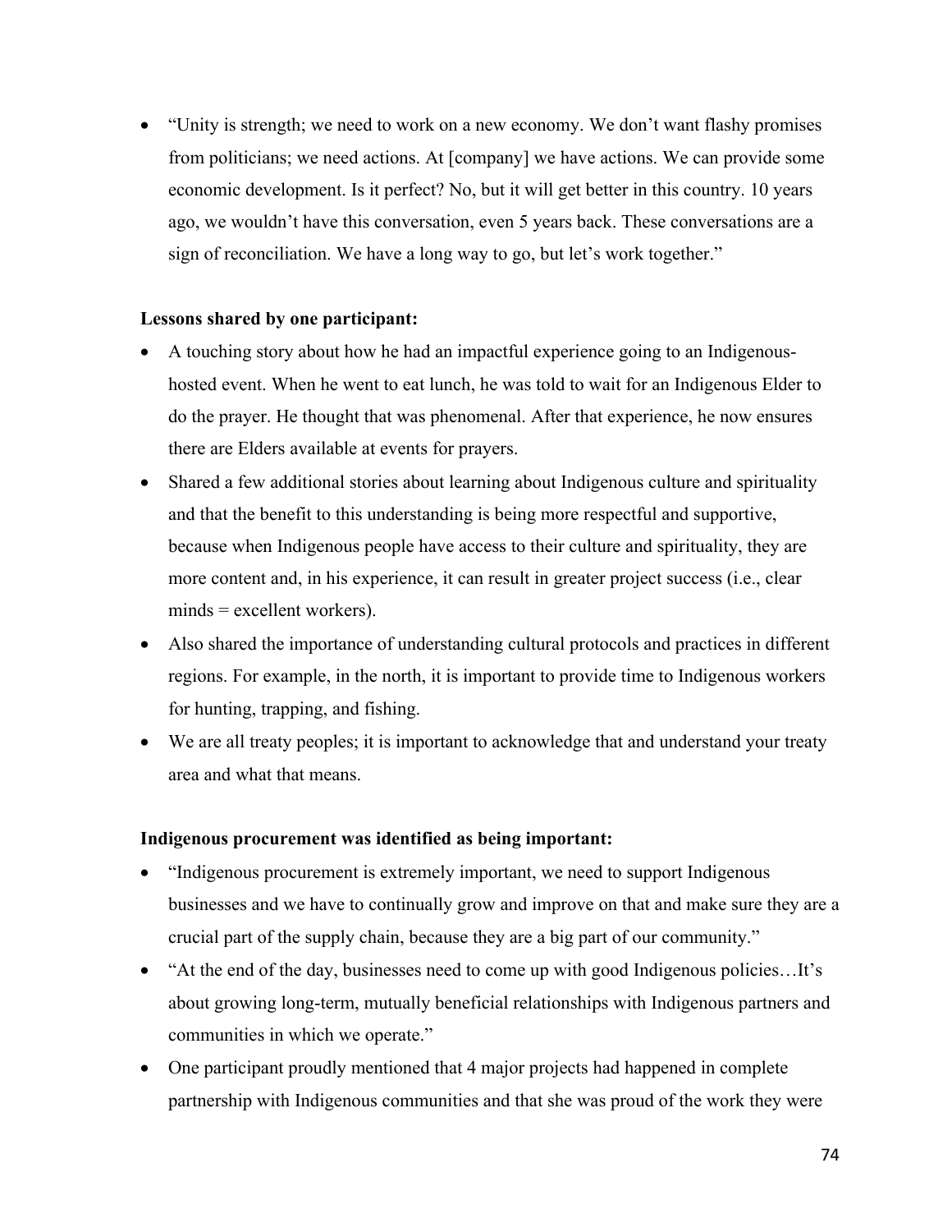- "Unity is strength; we need to work on a new economy. We don't want flashy promises from politicians; we need actions. At [company] we have actions. We can provide some economic development. Is it perfect? No, but it will get better in this country. 10 years ago, we wouldn't have this conversation, even 5 years back. These conversations are a sign of reconciliation. We have a long way to go, but let's work together."

**Lessons shared by one participant:**

- A touching story about how he had an impactful experience going to an Indigenous-hosted event. When he went to eat lunch, he was told to wait for an Indigenous Elder to do the prayer. He thought that was phenomenal. After that experience, he now ensures there are Elders available at events for prayers.
- Shared a few additional stories about learning about Indigenous culture and spirituality and that the benefit to this understanding is being more respectful and supportive, because when Indigenous people have access to their culture and spirituality, they are more content and, in his experience, it can result in greater project success (i.e., clear minds = excellent workers).
- Also shared the importance of understanding cultural protocols and practices in different regions. For example, in the north, it is important to provide time to Indigenous workers for hunting, trapping, and fishing.
- We are all treaty peoples; it is important to acknowledge that and understand your treaty area and what that means.

**Indigenous procurement was identified as being important:**

- "Indigenous procurement is extremely important, we need to support Indigenous businesses and we have to continually grow and improve on that and make sure they are a crucial part of the supply chain, because they are a big part of our community."
- "At the end of the day, businesses need to come up with good Indigenous policies…It's about growing long-term, mutually beneficial relationships with Indigenous partners and communities in which we operate."
- One participant proudly mentioned that 4 major projects had happened in complete partnership with Indigenous communities and that she was proud of the work they were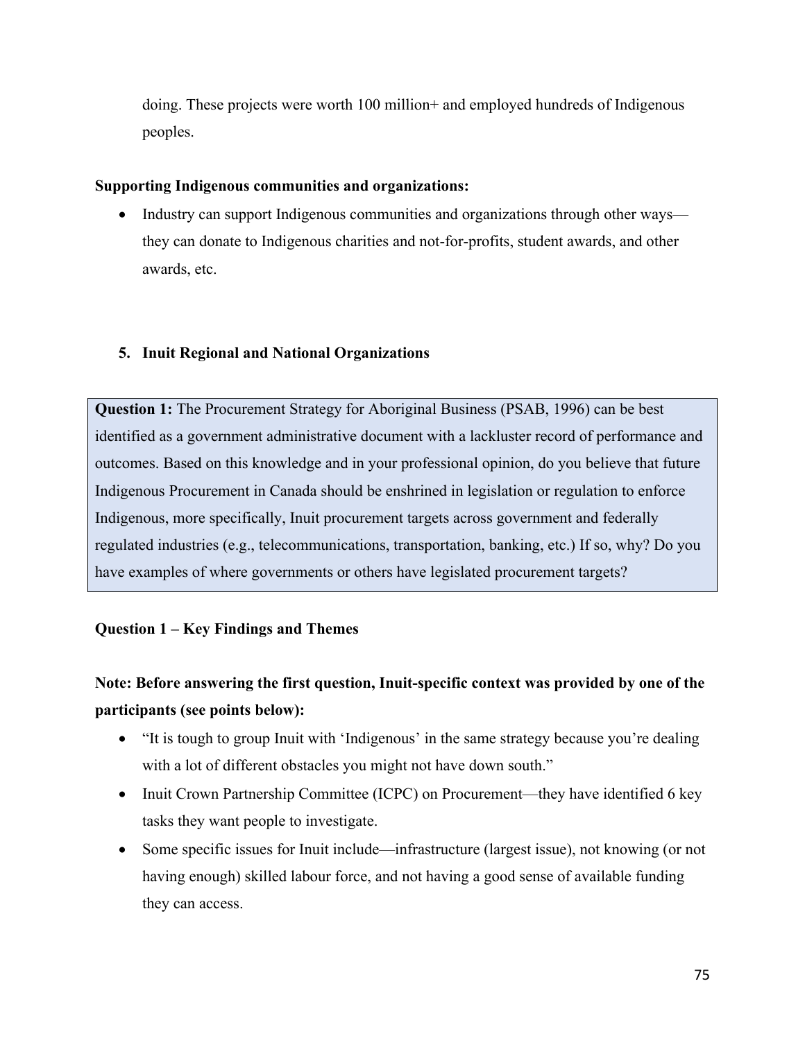doing. These projects were worth 100 million+ and employed hundreds of Indigenous peoples.

**Supporting Indigenous communities and organizations:**

- Industry can support Indigenous communities and organizations through other ways—they can donate to Indigenous charities and not-for-profits, student awards, and other awards, etc.

## 5. Inuit Regional and National Organizations

**Question 1:** The Procurement Strategy for Aboriginal Business (PSAB, 1996) can be best identified as a government administrative document with a lackluster record of performance and outcomes. Based on this knowledge and in your professional opinion, do you believe that future Indigenous Procurement in Canada should be enshrined in legislation or regulation to enforce Indigenous, more specifically, Inuit procurement targets across government and federally regulated industries (e.g., telecommunications, transportation, banking, etc.) If so, why? Do you have examples of where governments or others have legislated procurement targets?

**Question 1 – Key Findings and Themes**

**Note: Before answering the first question, Inuit-specific context was provided by one of the participants (see points below):**

- "It is tough to group Inuit with 'Indigenous' in the same strategy because you're dealing with a lot of different obstacles you might not have down south."
- Inuit Crown Partnership Committee (ICPC) on Procurement—they have identified 6 key tasks they want people to investigate.
- Some specific issues for Inuit include—infrastructure (largest issue), not knowing (or not having enough) skilled labour force, and not having a good sense of available funding they can access.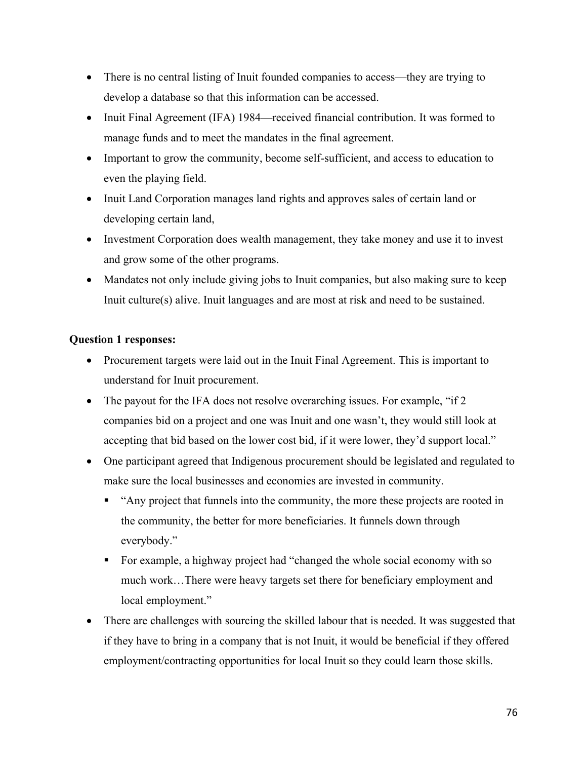- There is no central listing of Inuit founded companies to access—they are trying to develop a database so that this information can be accessed.
- Inuit Final Agreement (IFA) 1984—received financial contribution. It was formed to manage funds and to meet the mandates in the final agreement.
- Important to grow the community, become self-sufficient, and access to education to even the playing field.
- Inuit Land Corporation manages land rights and approves sales of certain land or developing certain land,
- Investment Corporation does wealth management, they take money and use it to invest and grow some of the other programs.
- Mandates not only include giving jobs to Inuit companies, but also making sure to keep Inuit culture(s) alive. Inuit languages and are most at risk and need to be sustained.

**Question 1 responses:**

- Procurement targets were laid out in the Inuit Final Agreement. This is important to understand for Inuit procurement.
- The payout for the IFA does not resolve overarching issues. For example, "if 2 companies bid on a project and one was Inuit and one wasn't, they would still look at accepting that bid based on the lower cost bid, if it were lower, they'd support local."
- One participant agreed that Indigenous procurement should be legislated and regulated to make sure the local businesses and economies are invested in community.
    - "Any project that funnels into the community, the more these projects are rooted in the community, the better for more beneficiaries. It funnels down through everybody."
    - For example, a highway project had "changed the whole social economy with so much work…There were heavy targets set there for beneficiary employment and local employment."
- There are challenges with sourcing the skilled labour that is needed. It was suggested that if they have to bring in a company that is not Inuit, it would be beneficial if they offered employment/contracting opportunities for local Inuit so they could learn those skills.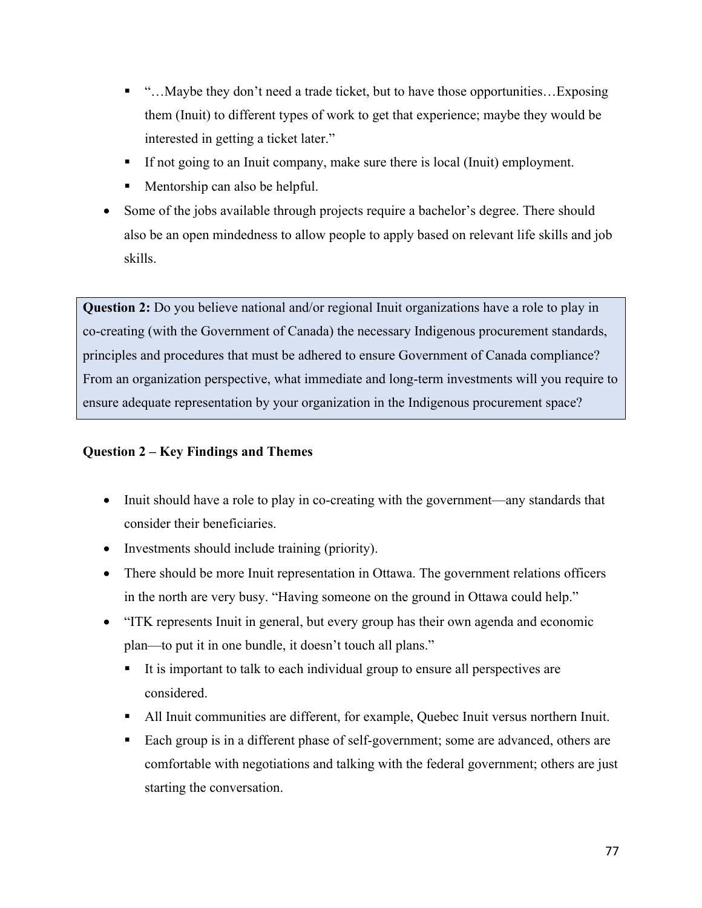- "…Maybe they don't need a trade ticket, but to have those opportunities…Exposing them (Inuit) to different types of work to get that experience; maybe they would be interested in getting a ticket later."
  - If not going to an Inuit company, make sure there is local (Inuit) employment.
  - Mentorship can also be helpful.
- Some of the jobs available through projects require a bachelor's degree. There should also be an open mindedness to allow people to apply based on relevant life skills and job skills.

> **Question 2:** Do you believe national and/or regional Inuit organizations have a role to play in co-creating (with the Government of Canada) the necessary Indigenous procurement standards, principles and procedures that must be adhered to ensure Government of Canada compliance? From an organization perspective, what immediate and long-term investments will you require to ensure adequate representation by your organization in the Indigenous procurement space?

**Question 2 – Key Findings and Themes**

- Inuit should have a role to play in co-creating with the government—any standards that consider their beneficiaries.
- Investments should include training (priority).
- There should be more Inuit representation in Ottawa. The government relations officers in the north are very busy. "Having someone on the ground in Ottawa could help."
- "ITK represents Inuit in general, but every group has their own agenda and economic plan—to put it in one bundle, it doesn't touch all plans."
  - It is important to talk to each individual group to ensure all perspectives are considered.
  - All Inuit communities are different, for example, Quebec Inuit versus northern Inuit.
  - Each group is in a different phase of self-government; some are advanced, others are comfortable with negotiations and talking with the federal government; others are just starting the conversation.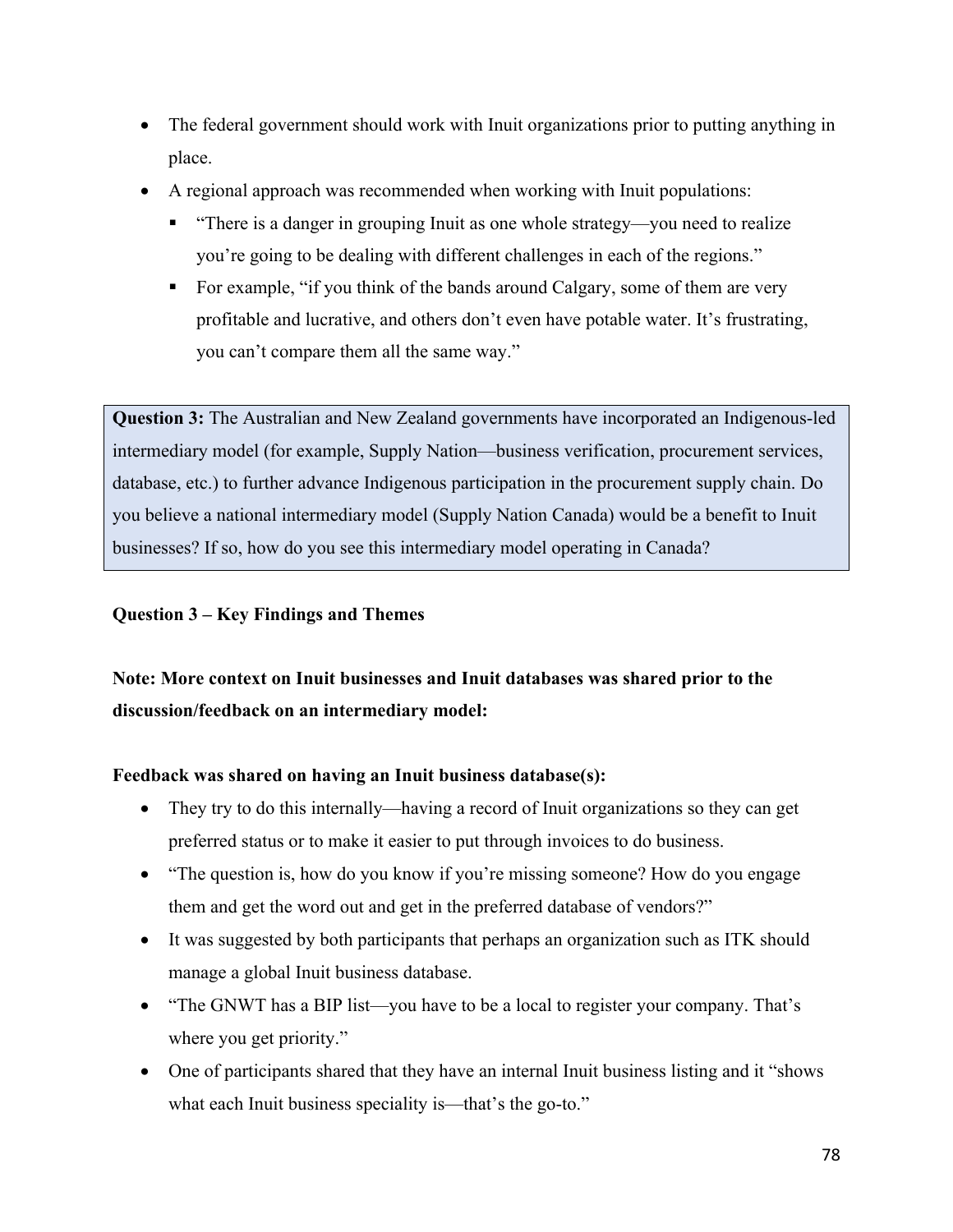- The federal government should work with Inuit organizations prior to putting anything in place.
- A regional approach was recommended when working with Inuit populations:
  - "There is a danger in grouping Inuit as one whole strategy—you need to realize you're going to be dealing with different challenges in each of the regions."
  - For example, "if you think of the bands around Calgary, some of them are very profitable and lucrative, and others don't even have potable water. It's frustrating, you can't compare them all the same way."

> **Question 3:** The Australian and New Zealand governments have incorporated an Indigenous-led intermediary model (for example, Supply Nation—business verification, procurement services, database, etc.) to further advance Indigenous participation in the procurement supply chain. Do you believe a national intermediary model (Supply Nation Canada) would be a benefit to Inuit businesses? If so, how do you see this intermediary model operating in Canada?

**Question 3 – Key Findings and Themes**

**Note: More context on Inuit businesses and Inuit databases was shared prior to the discussion/feedback on an intermediary model:**

**Feedback was shared on having an Inuit business database(s):**

- They try to do this internally—having a record of Inuit organizations so they can get preferred status or to make it easier to put through invoices to do business.
- "The question is, how do you know if you're missing someone? How do you engage them and get the word out and get in the preferred database of vendors?"
- It was suggested by both participants that perhaps an organization such as ITK should manage a global Inuit business database.
- "The GNWT has a BIP list—you have to be a local to register your company. That's where you get priority."
- One of participants shared that they have an internal Inuit business listing and it "shows what each Inuit business speciality is—that's the go-to."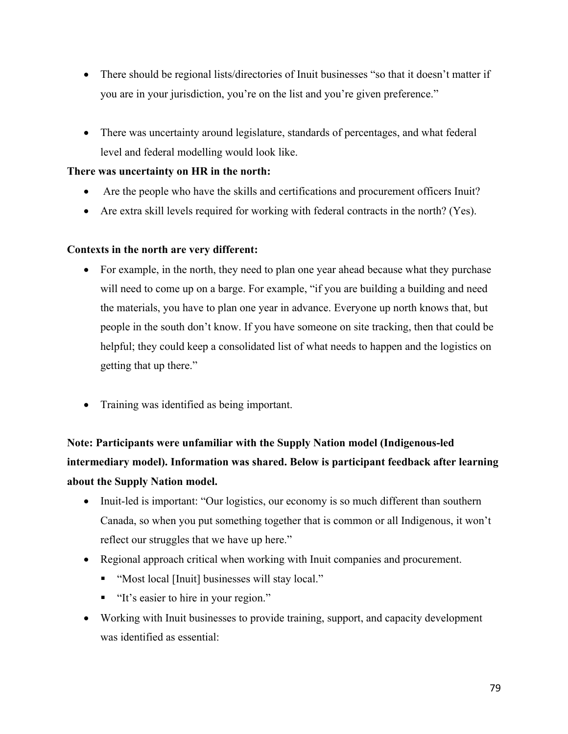- There should be regional lists/directories of Inuit businesses "so that it doesn't matter if you are in your jurisdiction, you're on the list and you're given preference."

- There was uncertainty around legislature, standards of percentages, and what federal level and federal modelling would look like.

**There was uncertainty on HR in the north:**

- Are the people who have the skills and certifications and procurement officers Inuit?
- Are extra skill levels required for working with federal contracts in the north? (Yes).

**Contexts in the north are very different:**

- For example, in the north, they need to plan one year ahead because what they purchase will need to come up on a barge. For example, "if you are building a building and need the materials, you have to plan one year in advance. Everyone up north knows that, but people in the south don't know. If you have someone on site tracking, then that could be helpful; they could keep a consolidated list of what needs to happen and the logistics on getting that up there."

- Training was identified as being important.

**Note: Participants were unfamiliar with the Supply Nation model (Indigenous-led intermediary model). Information was shared. Below is participant feedback after learning about the Supply Nation model.**

- Inuit-led is important: "Our logistics, our economy is so much different than southern Canada, so when you put something together that is common or all Indigenous, it won't reflect our struggles that we have up here."
- Regional approach critical when working with Inuit companies and procurement.
  - "Most local [Inuit] businesses will stay local."
  - "It's easier to hire in your region."
- Working with Inuit businesses to provide training, support, and capacity development was identified as essential: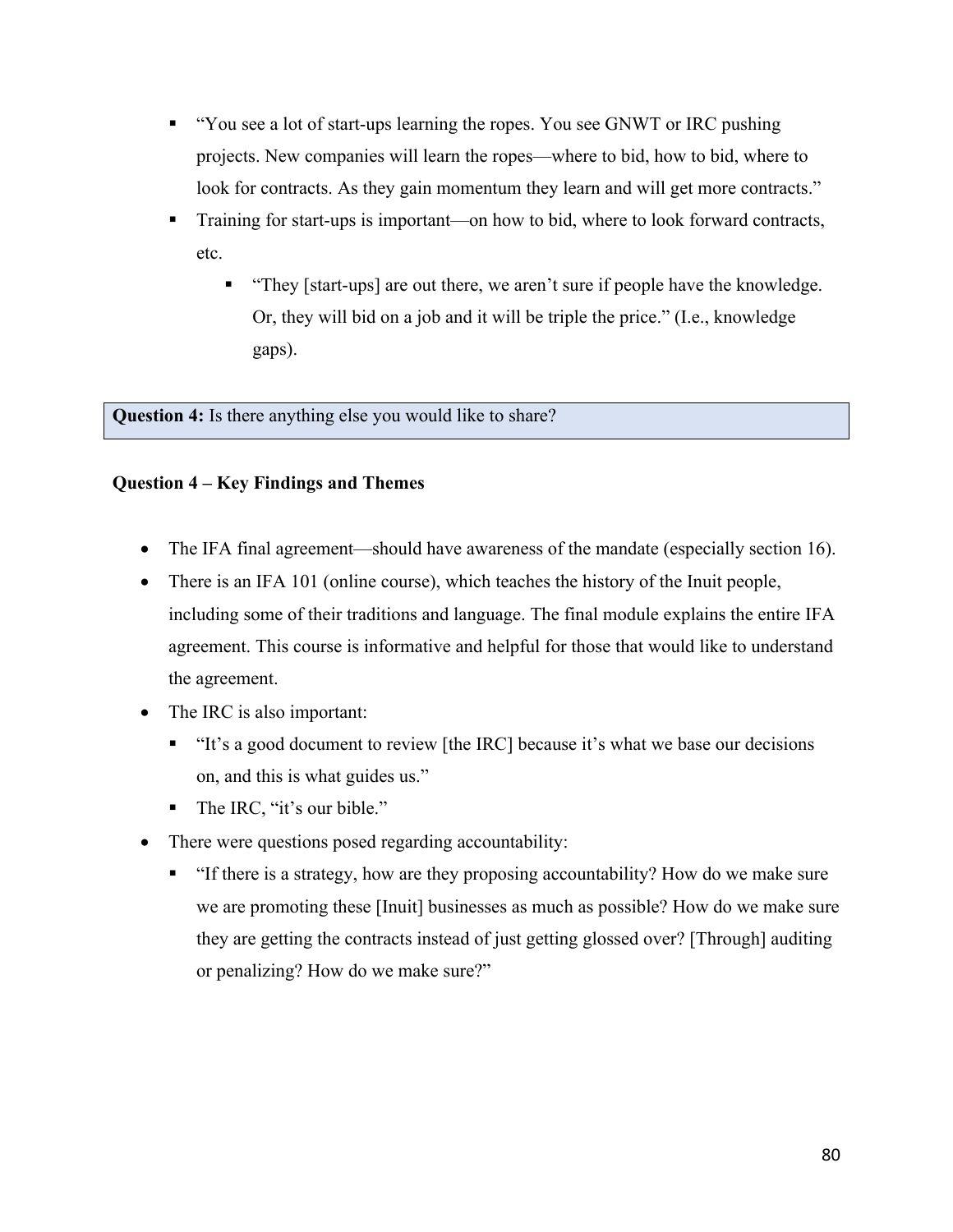- "You see a lot of start-ups learning the ropes. You see GNWT or IRC pushing projects. New companies will learn the ropes—where to bid, how to bid, where to look for contracts. As they gain momentum they learn and will get more contracts."
- Training for start-ups is important—on how to bid, where to look forward contracts, etc.
  - "They [start-ups] are out there, we aren't sure if people have the knowledge. Or, they will bid on a job and it will be triple the price." (I.e., knowledge gaps).

| **Question 4:** Is there anything else you would like to share? |
|---|

**Question 4 – Key Findings and Themes**

- The IFA final agreement—should have awareness of the mandate (especially section 16).
- There is an IFA 101 (online course), which teaches the history of the Inuit people, including some of their traditions and language. The final module explains the entire IFA agreement. This course is informative and helpful for those that would like to understand the agreement.
- The IRC is also important:
  - "It's a good document to review [the IRC] because it's what we base our decisions on, and this is what guides us."
  - The IRC, "it's our bible."
- There were questions posed regarding accountability:
  - "If there is a strategy, how are they proposing accountability? How do we make sure we are promoting these [Inuit] businesses as much as possible? How do we make sure they are getting the contracts instead of just getting glossed over? [Through] auditing or penalizing? How do we make sure?"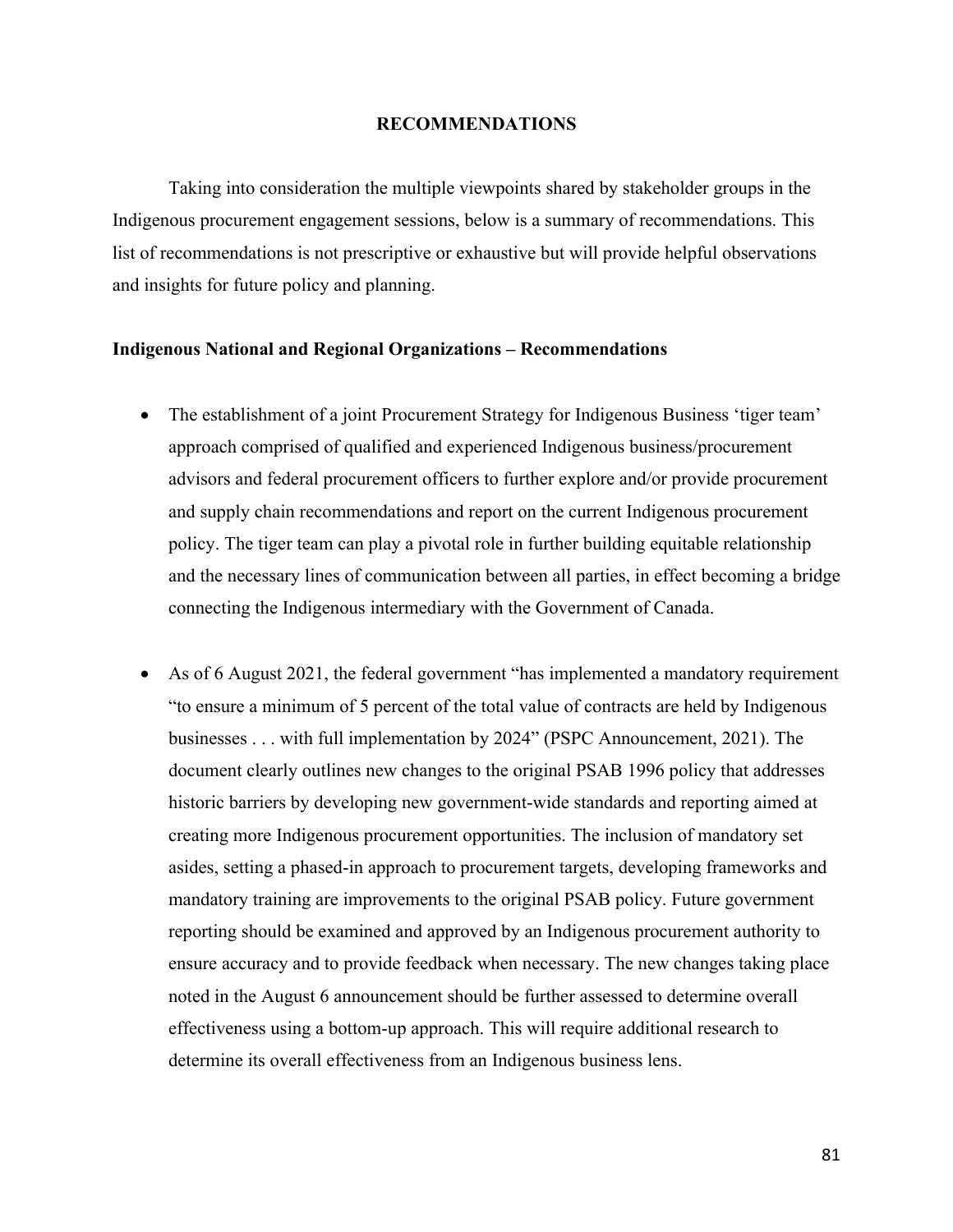## RECOMMENDATIONS

Taking into consideration the multiple viewpoints shared by stakeholder groups in the Indigenous procurement engagement sessions, below is a summary of recommendations. This list of recommendations is not prescriptive or exhaustive but will provide helpful observations and insights for future policy and planning.

**Indigenous National and Regional Organizations – Recommendations**

- The establishment of a joint Procurement Strategy for Indigenous Business 'tiger team' approach comprised of qualified and experienced Indigenous business/procurement advisors and federal procurement officers to further explore and/or provide procurement and supply chain recommendations and report on the current Indigenous procurement policy. The tiger team can play a pivotal role in further building equitable relationship and the necessary lines of communication between all parties, in effect becoming a bridge connecting the Indigenous intermediary with the Government of Canada.

- As of 6 August 2021, the federal government "has implemented a mandatory requirement "to ensure a minimum of 5 percent of the total value of contracts are held by Indigenous businesses . . . with full implementation by 2024" (PSPC Announcement, 2021). The document clearly outlines new changes to the original PSAB 1996 policy that addresses historic barriers by developing new government-wide standards and reporting aimed at creating more Indigenous procurement opportunities. The inclusion of mandatory set asides, setting a phased-in approach to procurement targets, developing frameworks and mandatory training are improvements to the original PSAB policy. Future government reporting should be examined and approved by an Indigenous procurement authority to ensure accuracy and to provide feedback when necessary. The new changes taking place noted in the August 6 announcement should be further assessed to determine overall effectiveness using a bottom-up approach. This will require additional research to determine its overall effectiveness from an Indigenous business lens.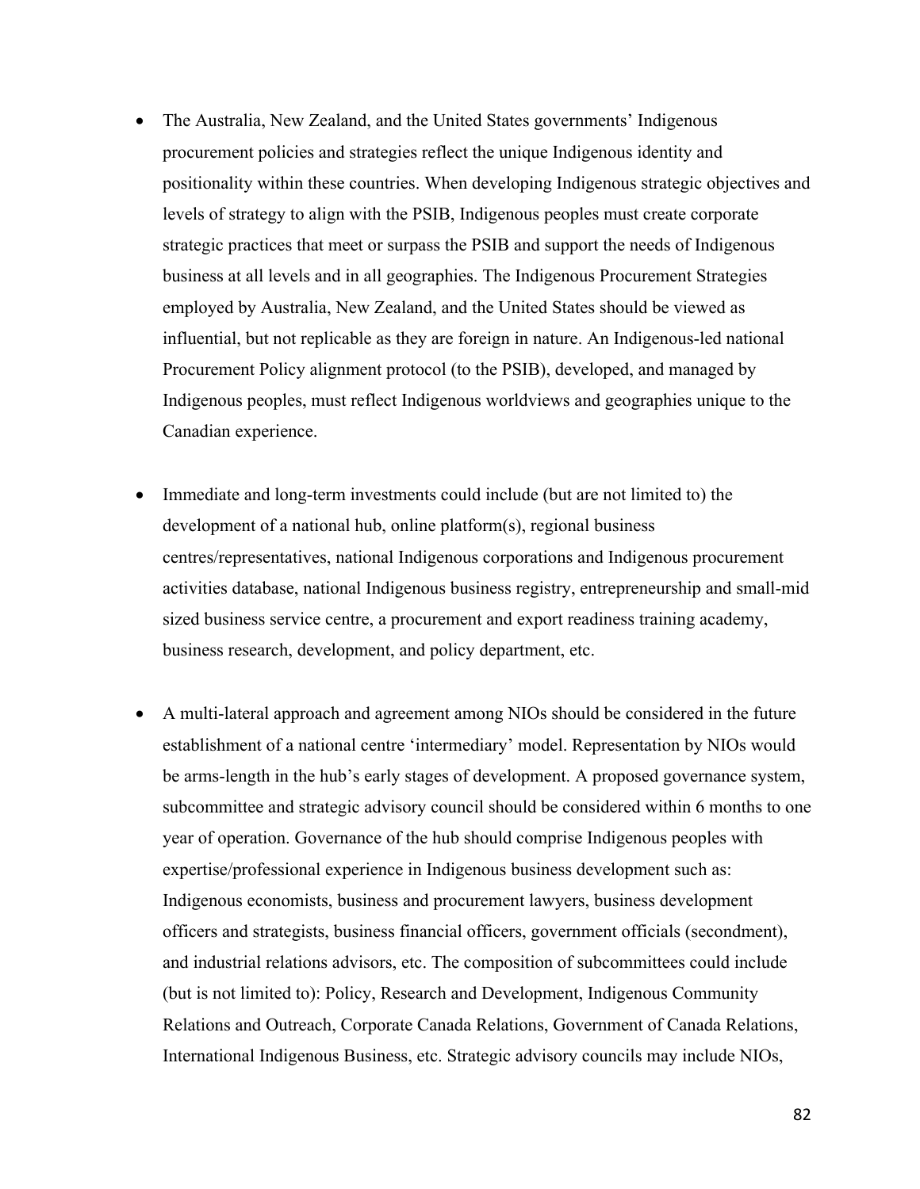- The Australia, New Zealand, and the United States governments' Indigenous procurement policies and strategies reflect the unique Indigenous identity and positionality within these countries. When developing Indigenous strategic objectives and levels of strategy to align with the PSIB, Indigenous peoples must create corporate strategic practices that meet or surpass the PSIB and support the needs of Indigenous business at all levels and in all geographies. The Indigenous Procurement Strategies employed by Australia, New Zealand, and the United States should be viewed as influential, but not replicable as they are foreign in nature. An Indigenous-led national Procurement Policy alignment protocol (to the PSIB), developed, and managed by Indigenous peoples, must reflect Indigenous worldviews and geographies unique to the Canadian experience.

- Immediate and long-term investments could include (but are not limited to) the development of a national hub, online platform(s), regional business centres/representatives, national Indigenous corporations and Indigenous procurement activities database, national Indigenous business registry, entrepreneurship and small-mid sized business service centre, a procurement and export readiness training academy, business research, development, and policy department, etc.

- A multi-lateral approach and agreement among NIOs should be considered in the future establishment of a national centre 'intermediary' model. Representation by NIOs would be arms-length in the hub's early stages of development. A proposed governance system, subcommittee and strategic advisory council should be considered within 6 months to one year of operation. Governance of the hub should comprise Indigenous peoples with expertise/professional experience in Indigenous business development such as: Indigenous economists, business and procurement lawyers, business development officers and strategists, business financial officers, government officials (secondment), and industrial relations advisors, etc. The composition of subcommittees could include (but is not limited to): Policy, Research and Development, Indigenous Community Relations and Outreach, Corporate Canada Relations, Government of Canada Relations, International Indigenous Business, etc. Strategic advisory councils may include NIOs,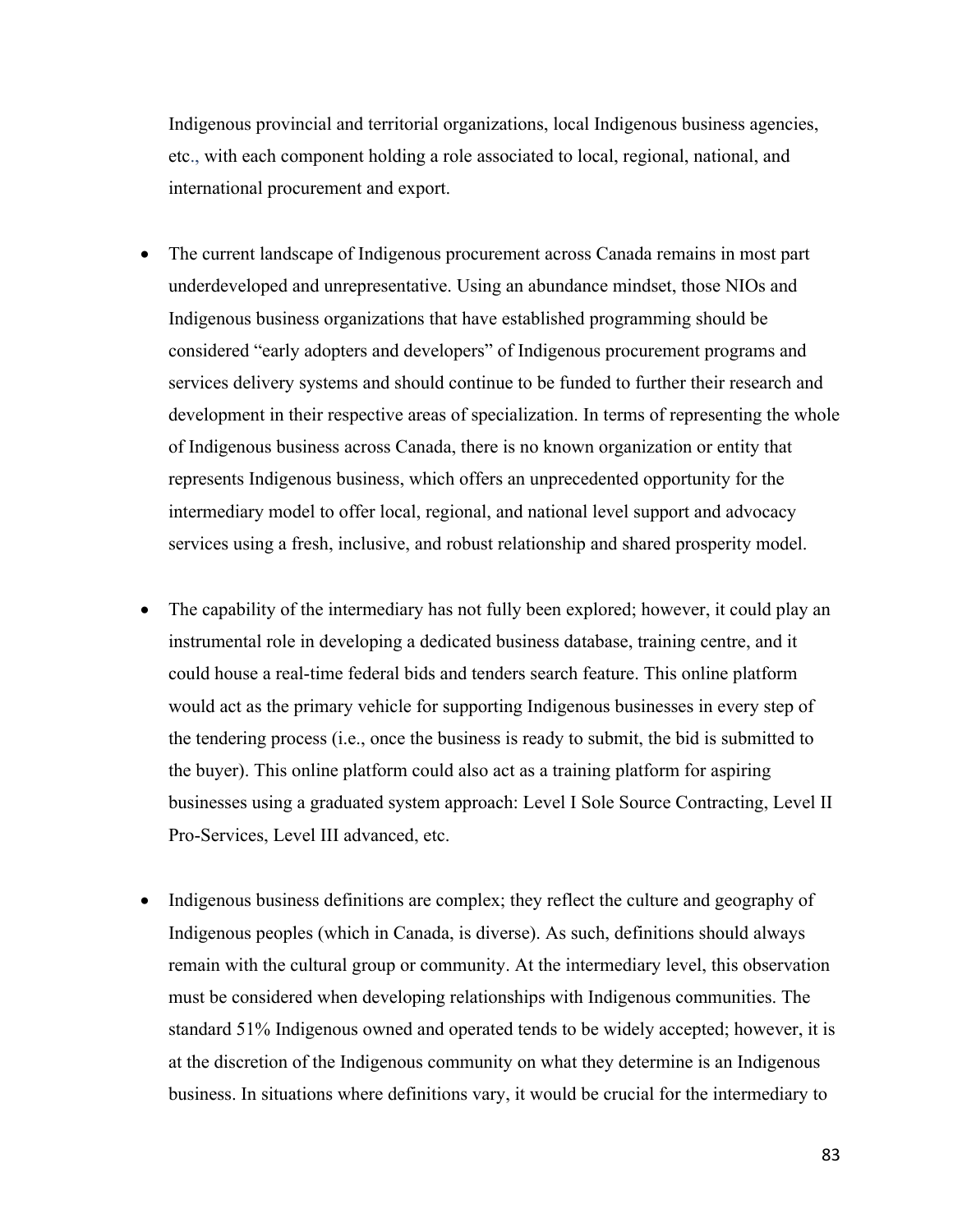Indigenous provincial and territorial organizations, local Indigenous business agencies, etc., with each component holding a role associated to local, regional, national, and international procurement and export.

- The current landscape of Indigenous procurement across Canada remains in most part underdeveloped and unrepresentative. Using an abundance mindset, those NIOs and Indigenous business organizations that have established programming should be considered "early adopters and developers" of Indigenous procurement programs and services delivery systems and should continue to be funded to further their research and development in their respective areas of specialization. In terms of representing the whole of Indigenous business across Canada, there is no known organization or entity that represents Indigenous business, which offers an unprecedented opportunity for the intermediary model to offer local, regional, and national level support and advocacy services using a fresh, inclusive, and robust relationship and shared prosperity model.

- The capability of the intermediary has not fully been explored; however, it could play an instrumental role in developing a dedicated business database, training centre, and it could house a real-time federal bids and tenders search feature. This online platform would act as the primary vehicle for supporting Indigenous businesses in every step of the tendering process (i.e., once the business is ready to submit, the bid is submitted to the buyer). This online platform could also act as a training platform for aspiring businesses using a graduated system approach: Level I Sole Source Contracting, Level II Pro-Services, Level III advanced, etc.

- Indigenous business definitions are complex; they reflect the culture and geography of Indigenous peoples (which in Canada, is diverse). As such, definitions should always remain with the cultural group or community. At the intermediary level, this observation must be considered when developing relationships with Indigenous communities. The standard 51% Indigenous owned and operated tends to be widely accepted; however, it is at the discretion of the Indigenous community on what they determine is an Indigenous business. In situations where definitions vary, it would be crucial for the intermediary to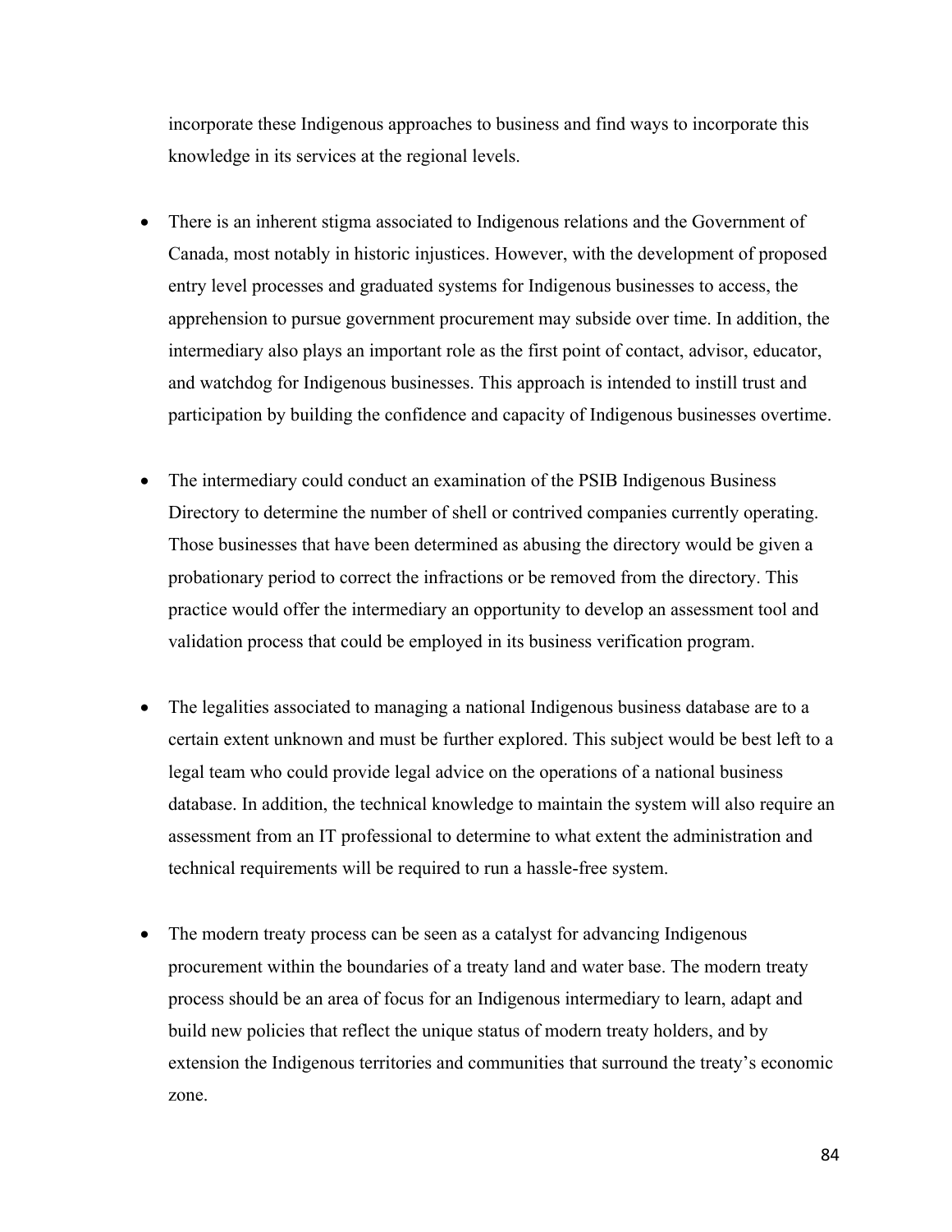incorporate these Indigenous approaches to business and find ways to incorporate this knowledge in its services at the regional levels.

- There is an inherent stigma associated to Indigenous relations and the Government of Canada, most notably in historic injustices. However, with the development of proposed entry level processes and graduated systems for Indigenous businesses to access, the apprehension to pursue government procurement may subside over time. In addition, the intermediary also plays an important role as the first point of contact, advisor, educator, and watchdog for Indigenous businesses. This approach is intended to instill trust and participation by building the confidence and capacity of Indigenous businesses overtime.

- The intermediary could conduct an examination of the PSIB Indigenous Business Directory to determine the number of shell or contrived companies currently operating. Those businesses that have been determined as abusing the directory would be given a probationary period to correct the infractions or be removed from the directory. This practice would offer the intermediary an opportunity to develop an assessment tool and validation process that could be employed in its business verification program.

- The legalities associated to managing a national Indigenous business database are to a certain extent unknown and must be further explored. This subject would be best left to a legal team who could provide legal advice on the operations of a national business database. In addition, the technical knowledge to maintain the system will also require an assessment from an IT professional to determine to what extent the administration and technical requirements will be required to run a hassle-free system.

- The modern treaty process can be seen as a catalyst for advancing Indigenous procurement within the boundaries of a treaty land and water base. The modern treaty process should be an area of focus for an Indigenous intermediary to learn, adapt and build new policies that reflect the unique status of modern treaty holders, and by extension the Indigenous territories and communities that surround the treaty's economic zone.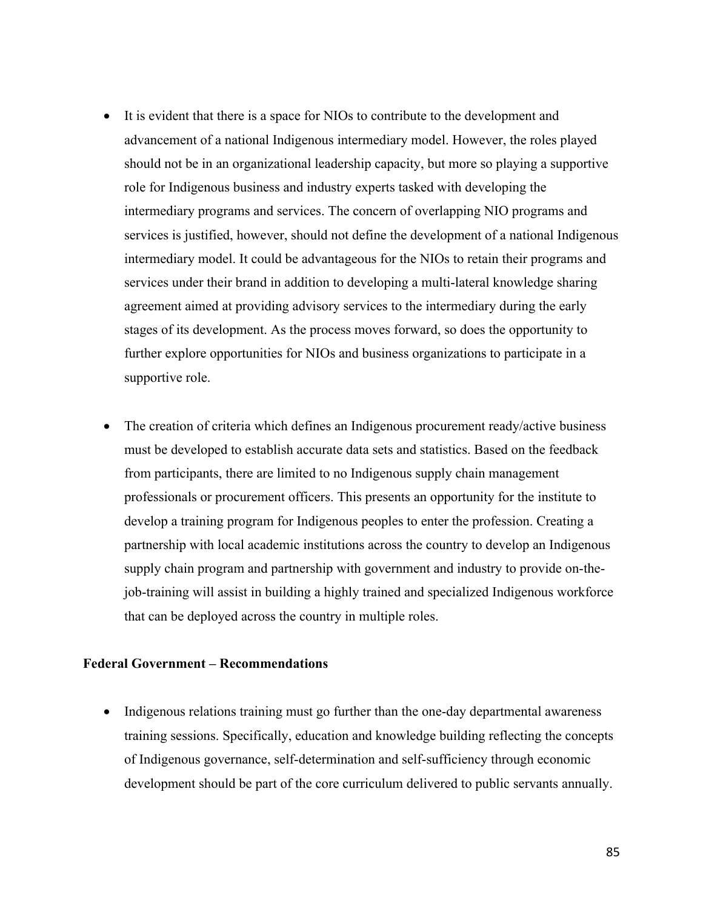- It is evident that there is a space for NIOs to contribute to the development and advancement of a national Indigenous intermediary model. However, the roles played should not be in an organizational leadership capacity, but more so playing a supportive role for Indigenous business and industry experts tasked with developing the intermediary programs and services. The concern of overlapping NIO programs and services is justified, however, should not define the development of a national Indigenous intermediary model. It could be advantageous for the NIOs to retain their programs and services under their brand in addition to developing a multi-lateral knowledge sharing agreement aimed at providing advisory services to the intermediary during the early stages of its development. As the process moves forward, so does the opportunity to further explore opportunities for NIOs and business organizations to participate in a supportive role.

- The creation of criteria which defines an Indigenous procurement ready/active business must be developed to establish accurate data sets and statistics. Based on the feedback from participants, there are limited to no Indigenous supply chain management professionals or procurement officers. This presents an opportunity for the institute to develop a training program for Indigenous peoples to enter the profession. Creating a partnership with local academic institutions across the country to develop an Indigenous supply chain program and partnership with government and industry to provide on-the-job-training will assist in building a highly trained and specialized Indigenous workforce that can be deployed across the country in multiple roles.

**Federal Government – Recommendations**

- Indigenous relations training must go further than the one-day departmental awareness training sessions. Specifically, education and knowledge building reflecting the concepts of Indigenous governance, self-determination and self-sufficiency through economic development should be part of the core curriculum delivered to public servants annually.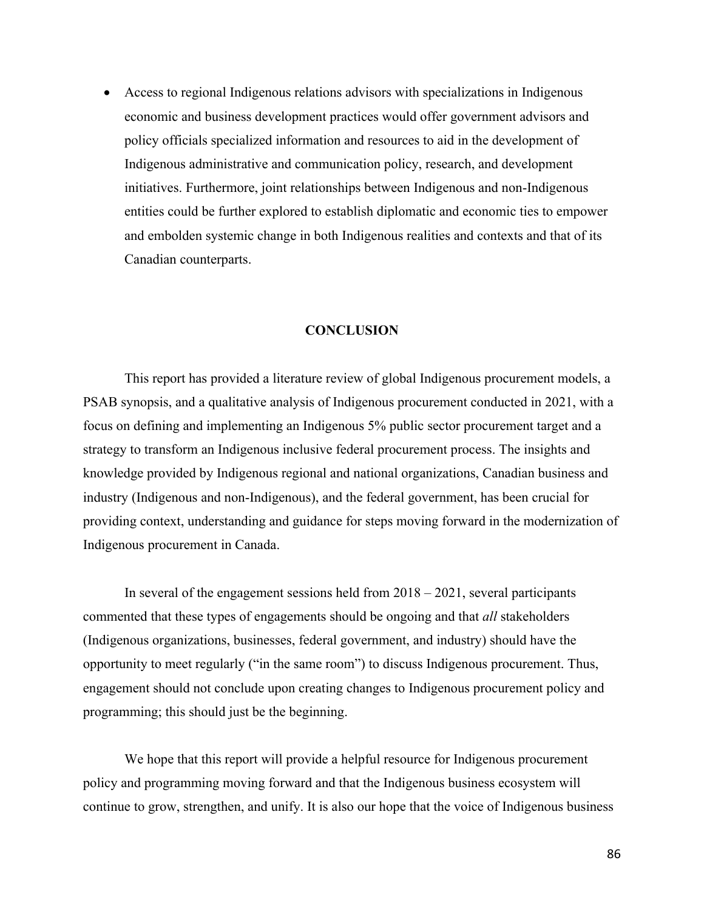- Access to regional Indigenous relations advisors with specializations in Indigenous economic and business development practices would offer government advisors and policy officials specialized information and resources to aid in the development of Indigenous administrative and communication policy, research, and development initiatives. Furthermore, joint relationships between Indigenous and non-Indigenous entities could be further explored to establish diplomatic and economic ties to empower and embolden systemic change in both Indigenous realities and contexts and that of its Canadian counterparts.

## CONCLUSION

This report has provided a literature review of global Indigenous procurement models, a PSAB synopsis, and a qualitative analysis of Indigenous procurement conducted in 2021, with a focus on defining and implementing an Indigenous 5% public sector procurement target and a strategy to transform an Indigenous inclusive federal procurement process. The insights and knowledge provided by Indigenous regional and national organizations, Canadian business and industry (Indigenous and non-Indigenous), and the federal government, has been crucial for providing context, understanding and guidance for steps moving forward in the modernization of Indigenous procurement in Canada.

In several of the engagement sessions held from 2018 – 2021, several participants commented that these types of engagements should be ongoing and that *all* stakeholders (Indigenous organizations, businesses, federal government, and industry) should have the opportunity to meet regularly ("in the same room") to discuss Indigenous procurement. Thus, engagement should not conclude upon creating changes to Indigenous procurement policy and programming; this should just be the beginning.

We hope that this report will provide a helpful resource for Indigenous procurement policy and programming moving forward and that the Indigenous business ecosystem will continue to grow, strengthen, and unify. It is also our hope that the voice of Indigenous business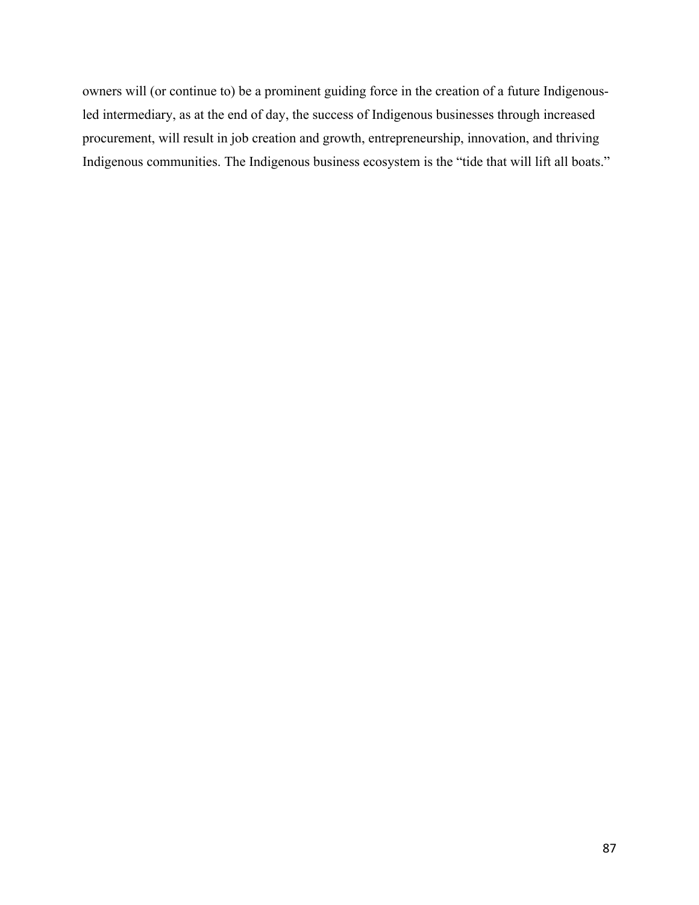owners will (or continue to) be a prominent guiding force in the creation of a future Indigenous-led intermediary, as at the end of day, the success of Indigenous businesses through increased procurement, will result in job creation and growth, entrepreneurship, innovation, and thriving Indigenous communities. The Indigenous business ecosystem is the "tide that will lift all boats."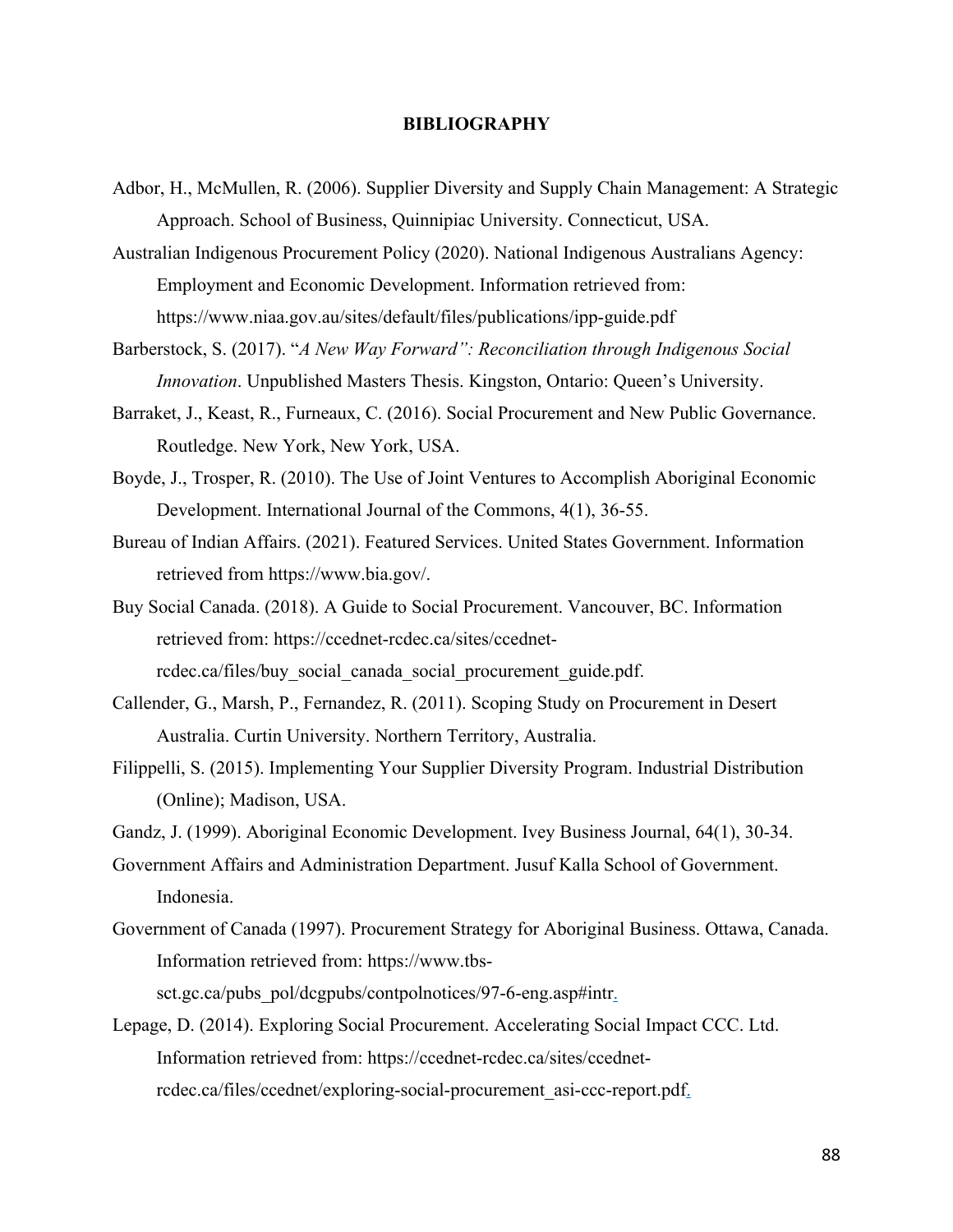# BIBLIOGRAPHY

Adbor, H., McMullen, R. (2006). Supplier Diversity and Supply Chain Management: A Strategic Approach. School of Business, Quinnipiac University. Connecticut, USA.

Australian Indigenous Procurement Policy (2020). National Indigenous Australians Agency: Employment and Economic Development. Information retrieved from: https://www.niaa.gov.au/sites/default/files/publications/ipp-guide.pdf

Barberstock, S. (2017). "*A New Way Forward": Reconciliation through Indigenous Social Innovation*. Unpublished Masters Thesis. Kingston, Ontario: Queen's University.

Barraket, J., Keast, R., Furneaux, C. (2016). Social Procurement and New Public Governance. Routledge. New York, New York, USA.

Boyde, J., Trosper, R. (2010). The Use of Joint Ventures to Accomplish Aboriginal Economic Development. International Journal of the Commons, 4(1), 36-55.

Bureau of Indian Affairs. (2021). Featured Services. United States Government. Information retrieved from https://www.bia.gov/.

Buy Social Canada. (2018). A Guide to Social Procurement. Vancouver, BC. Information retrieved from: https://ccednet-rcdec.ca/sites/ccednet-rcdec.ca/files/buy_social_canada_social_procurement_guide.pdf.

Callender, G., Marsh, P., Fernandez, R. (2011). Scoping Study on Procurement in Desert Australia. Curtin University. Northern Territory, Australia.

Filippelli, S. (2015). Implementing Your Supplier Diversity Program. Industrial Distribution (Online); Madison, USA.

Gandz, J. (1999). Aboriginal Economic Development. Ivey Business Journal, 64(1), 30-34.

Government Affairs and Administration Department. Jusuf Kalla School of Government. Indonesia.

Government of Canada (1997). Procurement Strategy for Aboriginal Business. Ottawa, Canada. Information retrieved from: https://www.tbs-sct.gc.ca/pubs_pol/dcgpubs/contpolnotices/97-6-eng.asp#intr.

Lepage, D. (2014). Exploring Social Procurement. Accelerating Social Impact CCC. Ltd. Information retrieved from: https://ccednet-rcdec.ca/sites/ccednet-rcdec.ca/files/ccednet/exploring-social-procurement_asi-ccc-report.pdf.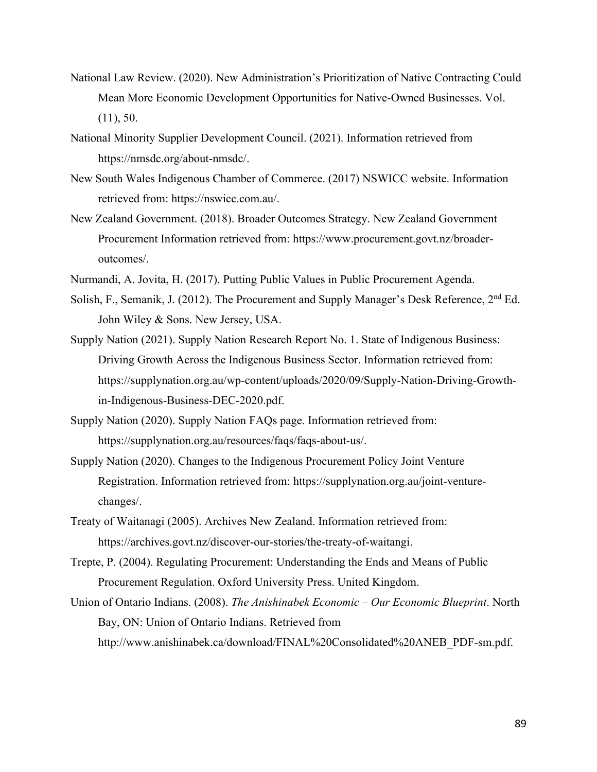National Law Review. (2020). New Administration's Prioritization of Native Contracting Could Mean More Economic Development Opportunities for Native-Owned Businesses. Vol. (11), 50.

National Minority Supplier Development Council. (2021). Information retrieved from https://nmsdc.org/about-nmsdc/.

New South Wales Indigenous Chamber of Commerce. (2017) NSWICC website. Information retrieved from: https://nswicc.com.au/.

New Zealand Government. (2018). Broader Outcomes Strategy. New Zealand Government Procurement Information retrieved from: https://www.procurement.govt.nz/broader-outcomes/.

Nurmandi, A. Jovita, H. (2017). Putting Public Values in Public Procurement Agenda.

Solish, F., Semanik, J. (2012). The Procurement and Supply Manager's Desk Reference, 2nd Ed. John Wiley & Sons. New Jersey, USA.

Supply Nation (2021). Supply Nation Research Report No. 1. State of Indigenous Business: Driving Growth Across the Indigenous Business Sector. Information retrieved from: https://supplynation.org.au/wp-content/uploads/2020/09/Supply-Nation-Driving-Growth-in-Indigenous-Business-DEC-2020.pdf.

Supply Nation (2020). Supply Nation FAQs page. Information retrieved from: https://supplynation.org.au/resources/faqs/faqs-about-us/.

Supply Nation (2020). Changes to the Indigenous Procurement Policy Joint Venture Registration. Information retrieved from: https://supplynation.org.au/joint-venture-changes/.

Treaty of Waitanagi (2005). Archives New Zealand. Information retrieved from: https://archives.govt.nz/discover-our-stories/the-treaty-of-waitangi.

Trepte, P. (2004). Regulating Procurement: Understanding the Ends and Means of Public Procurement Regulation. Oxford University Press. United Kingdom.

Union of Ontario Indians. (2008). *The Anishinabek Economic – Our Economic Blueprint*. North Bay, ON: Union of Ontario Indians. Retrieved from http://www.anishinabek.ca/download/FINAL%20Consolidated%20ANEB_PDF-sm.pdf.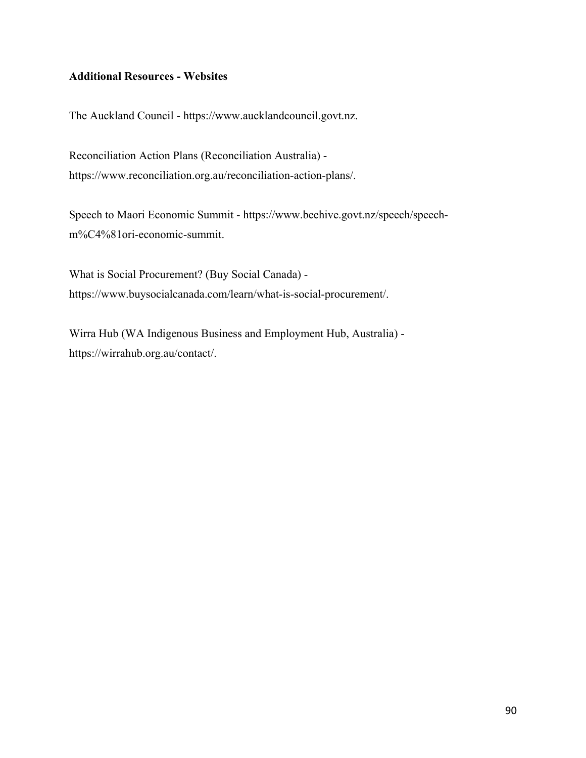**Additional Resources - Websites**

The Auckland Council - https://www.aucklandcouncil.govt.nz.

Reconciliation Action Plans (Reconciliation Australia) - https://www.reconciliation.org.au/reconciliation-action-plans/.

Speech to Maori Economic Summit - https://www.beehive.govt.nz/speech/speech-m%C4%81ori-economic-summit.

What is Social Procurement? (Buy Social Canada) - https://www.buysocialcanada.com/learn/what-is-social-procurement/.

Wirra Hub (WA Indigenous Business and Employment Hub, Australia) - https://wirrahub.org.au/contact/.